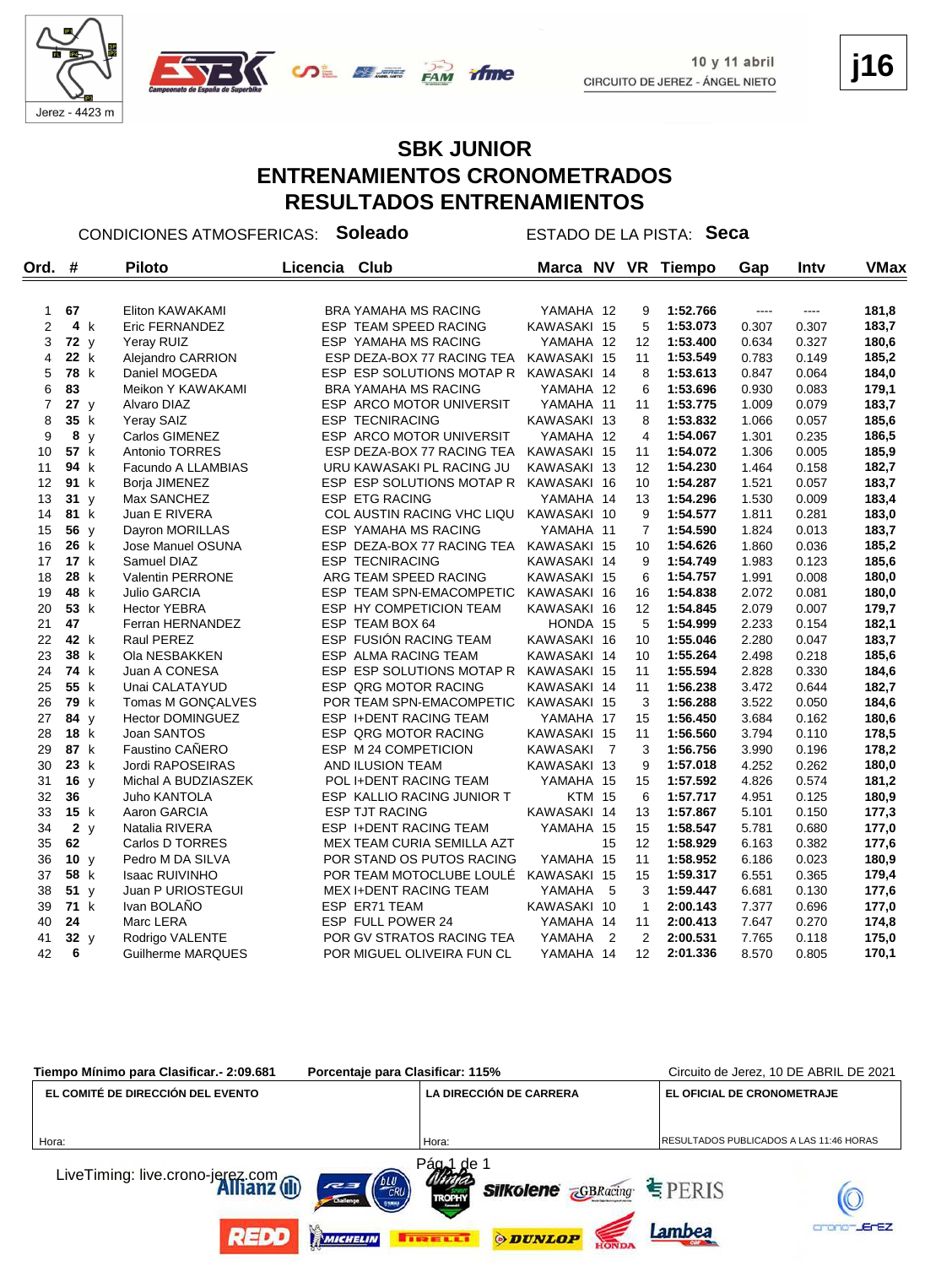Jerez - 4423 m

10 y 11 abril
CIRCUITO DE JEREZ - ÁNGEL NIETO

**j16**

# SBK JUNIOR
# ENTRENAMIENTOS CRONOMETRADOS
# RESULTADOS ENTRENAMIENTOS

CONDICIONES ATMOSFERICAS: **Soleado** ESTADO DE LA PISTA: **Seca**

| Ord. | # | | Piloto | Licencia | Club | Marca | NV | VR | Tiempo | Gap | Intv | VMax |
|---|---|---|---|---|---|---|---|---|---|---|---|---|
| 1 | **67** | | Eliton KAWAKAMI | BRA | YAMAHA MS RACING | YAMAHA | 12 | 9 | **1:52.766** | ---- | ---- | **181,8** |
| 2 | **4** | k | Eric FERNANDEZ | ESP | TEAM SPEED RACING | KAWASAKI | 15 | 5 | **1:53.073** | 0.307 | 0.307 | **183,7** |
| 3 | **72** | y | Yeray RUIZ | ESP | YAMAHA MS RACING | YAMAHA | 12 | 12 | **1:53.400** | 0.634 | 0.327 | **180,6** |
| 4 | **22** | k | Alejandro CARRION | ESP | DEZA-BOX 77 RACING TEA | KAWASAKI | 15 | 11 | **1:53.549** | 0.783 | 0.149 | **185,2** |
| 5 | **78** | k | Daniel MOGEDA | ESP | ESP SOLUTIONS MOTAP R | KAWASAKI | 14 | 8 | **1:53.613** | 0.847 | 0.064 | **184,0** |
| 6 | **83** | | Meikon Y KAWAKAMI | BRA | YAMAHA MS RACING | YAMAHA | 12 | 6 | **1:53.696** | 0.930 | 0.083 | **179,1** |
| 7 | **27** | y | Alvaro DIAZ | ESP | ARCO MOTOR UNIVERSIT | YAMAHA | 11 | 11 | **1:53.775** | 1.009 | 0.079 | **183,7** |
| 8 | **35** | k | Yeray SAIZ | ESP | TECNIRACING | KAWASAKI | 13 | 8 | **1:53.832** | 1.066 | 0.057 | **185,6** |
| 9 | **8** | y | Carlos GIMENEZ | ESP | ARCO MOTOR UNIVERSIT | YAMAHA | 12 | 4 | **1:54.067** | 1.301 | 0.235 | **186,5** |
| 10 | **57** | k | Antonio TORRES | ESP | DEZA-BOX 77 RACING TEA | KAWASAKI | 15 | 11 | **1:54.072** | 1.306 | 0.005 | **185,9** |
| 11 | **94** | k | Facundo A LLAMBIAS | URU | KAWASAKI PL RACING JU | KAWASAKI | 13 | 12 | **1:54.230** | 1.464 | 0.158 | **182,7** |
| 12 | **91** | k | Borja JIMENEZ | ESP | ESP SOLUTIONS MOTAP R | KAWASAKI | 16 | 10 | **1:54.287** | 1.521 | 0.057 | **183,7** |
| 13 | **31** | y | Max SANCHEZ | ESP | ETG RACING | YAMAHA | 14 | 13 | **1:54.296** | 1.530 | 0.009 | **183,4** |
| 14 | **81** | k | Juan E RIVERA | COL | AUSTIN RACING VHC LIQU | KAWASAKI | 10 | 9 | **1:54.577** | 1.811 | 0.281 | **183,0** |
| 15 | **56** | y | Dayron MORILLAS | ESP | YAMAHA MS RACING | YAMAHA | 11 | 7 | **1:54.590** | 1.824 | 0.013 | **183,7** |
| 16 | **26** | k | Jose Manuel OSUNA | ESP | DEZA-BOX 77 RACING TEA | KAWASAKI | 15 | 10 | **1:54.626** | 1.860 | 0.036 | **185,2** |
| 17 | **17** | k | Samuel DIAZ | ESP | TECNIRACING | KAWASAKI | 14 | 9 | **1:54.749** | 1.983 | 0.123 | **185,6** |
| 18 | **28** | k | Valentin PERRONE | ARG | TEAM SPEED RACING | KAWASAKI | 15 | 6 | **1:54.757** | 1.991 | 0.008 | **180,0** |
| 19 | **48** | k | Julio GARCIA | ESP | TEAM SPN-EMACOMPETIC | KAWASAKI | 16 | 16 | **1:54.838** | 2.072 | 0.081 | **180,0** |
| 20 | **53** | k | Hector YEBRA | ESP | HY COMPETICION TEAM | KAWASAKI | 16 | 12 | **1:54.845** | 2.079 | 0.007 | **179,7** |
| 21 | **47** | | Ferran HERNANDEZ | ESP | TEAM BOX 64 | HONDA | 15 | 5 | **1:54.999** | 2.233 | 0.154 | **182,1** |
| 22 | **42** | k | Raul PEREZ | ESP | FUSIÓN RACING TEAM | KAWASAKI | 16 | 10 | **1:55.046** | 2.280 | 0.047 | **183,7** |
| 23 | **38** | k | Ola NESBAKKEN | ESP | ALMA RACING TEAM | KAWASAKI | 14 | 10 | **1:55.264** | 2.498 | 0.218 | **185,6** |
| 24 | **74** | k | Juan A CONESA | ESP | ESP SOLUTIONS MOTAP R | KAWASAKI | 15 | 11 | **1:55.594** | 2.828 | 0.330 | **184,6** |
| 25 | **55** | k | Unai CALATAYUD | ESP | QRG MOTOR RACING | KAWASAKI | 14 | 11 | **1:56.238** | 3.472 | 0.644 | **182,7** |
| 26 | **79** | k | Tomas M GONÇALVES | POR | TEAM SPN-EMACOMPETIC | KAWASAKI | 15 | 3 | **1:56.288** | 3.522 | 0.050 | **184,6** |
| 27 | **84** | y | Hector DOMINGUEZ | ESP | I+DENT RACING TEAM | YAMAHA | 17 | 15 | **1:56.450** | 3.684 | 0.162 | **180,6** |
| 28 | **18** | k | Joan SANTOS | ESP | QRG MOTOR RACING | KAWASAKI | 15 | 11 | **1:56.560** | 3.794 | 0.110 | **178,5** |
| 29 | **87** | k | Faustino CAÑERO | ESP | M 24 COMPETICION | KAWASAKI | 7 | 3 | **1:56.756** | 3.990 | 0.196 | **178,2** |
| 30 | **23** | k | Jordi RAPOSEIRAS | AND | ILUSION TEAM | KAWASAKI | 13 | 9 | **1:57.018** | 4.252 | 0.262 | **180,0** |
| 31 | **16** | y | Michal A BUDZIASZEK | POL | I+DENT RACING TEAM | YAMAHA | 15 | 15 | **1:57.592** | 4.826 | 0.574 | **181,2** |
| 32 | **36** | | Juho KANTOLA | ESP | KALLIO RACING JUNIOR T | KTM | 15 | 6 | **1:57.717** | 4.951 | 0.125 | **180,9** |
| 33 | **15** | k | Aaron GARCIA | ESP | TJT RACING | KAWASAKI | 14 | 13 | **1:57.867** | 5.101 | 0.150 | **177,3** |
| 34 | **2** | y | Natalia RIVERA | ESP | I+DENT RACING TEAM | YAMAHA | 15 | 15 | **1:58.547** | 5.781 | 0.680 | **177,0** |
| 35 | **62** | | Carlos D TORRES | MEX | TEAM CURIA SEMILLA AZT | | 15 | 12 | **1:58.929** | 6.163 | 0.382 | **177,6** |
| 36 | **10** | y | Pedro M DA SILVA | POR | STAND OS PUTOS RACING | YAMAHA | 15 | 11 | **1:58.952** | 6.186 | 0.023 | **180,9** |
| 37 | **58** | k | Isaac RUIVINHO | POR | TEAM MOTOCLUBE LOULÉ | KAWASAKI | 15 | 15 | **1:59.317** | 6.551 | 0.365 | **179,4** |
| 38 | **51** | y | Juan P URIOSTEGUI | MEX | I+DENT RACING TEAM | YAMAHA | 5 | 3 | **1:59.447** | 6.681 | 0.130 | **177,6** |
| 39 | **71** | k | Ivan BOLAÑO | ESP | ER71 TEAM | KAWASAKI | 10 | 1 | **2:00.143** | 7.377 | 0.696 | **177,0** |
| 40 | **24** | | Marc LERA | ESP | FULL POWER 24 | YAMAHA | 14 | 11 | **2:00.413** | 7.647 | 0.270 | **174,8** |
| 41 | **32** | y | Rodrigo VALENTE | POR | GV STRATOS RACING TEA | YAMAHA | 2 | 2 | **2:00.531** | 7.765 | 0.118 | **175,0** |
| 42 | **6** | | Guilherme MARQUES | POR | MIGUEL OLIVEIRA FUN CL | YAMAHA | 14 | 12 | **2:01.336** | 8.570 | 0.805 | **170,1** |

**Tiempo Mínimo para Clasificar.- 2:09.681** **Porcentaje para Clasificar: 115%** Circuito de Jerez, 10 DE ABRIL DE 2021

| EL COMITÉ DE DIRECCIÓN DEL EVENTO | LA DIRECCIÓN DE CARRERA | EL OFICIAL DE CRONOMETRAJE |
|---|---|---|
| Hora: | Hora: | RESULTADOS PUBLICADOS A LAS 11:46 HORAS |

LiveTiming: live.crono-jerez.com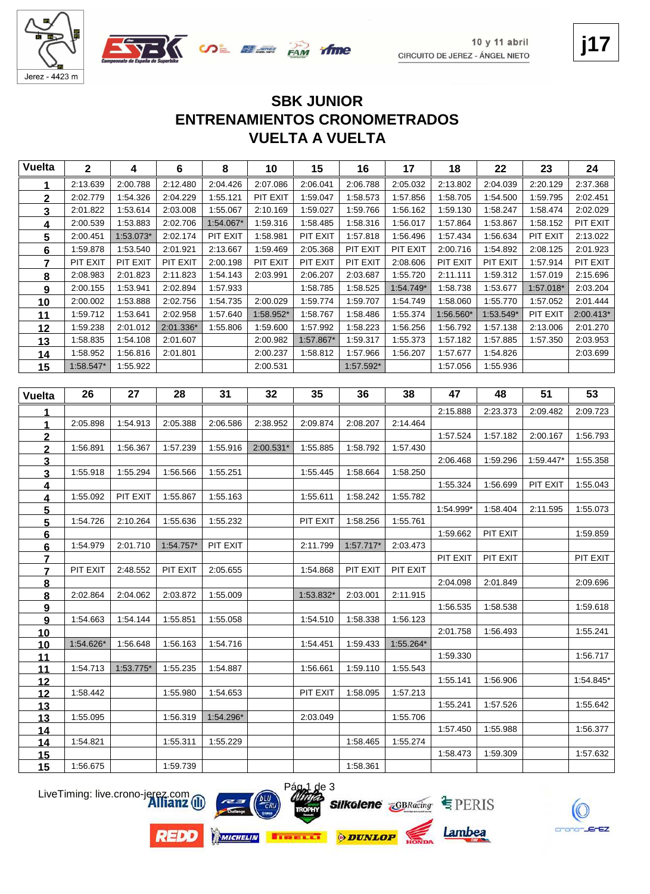Jerez - 4423 m

10 y 11 abril
CIRCUITO DE JEREZ - ÁNGEL NIETO

**j17**

# SBK JUNIOR
## ENTRENAMIENTOS CRONOMETRADOS
## VUELTA A VUELTA

| Vuelta | 2 | 4 | 6 | 8 | 10 | 15 | 16 | 17 | 18 | 22 | 23 | 24 |
|---|---|---|---|---|---|---|---|---|---|---|---|---|
| 1 | 2:13.639 | 2:00.788 | 2:12.480 | 2:04.426 | 2:07.086 | 2:06.041 | 2:06.788 | 2:05.032 | 2:13.802 | 2:04.039 | 2:20.129 | 2:37.368 |
| 2 | 2:02.779 | 1:54.326 | 2:04.229 | 1:55.121 | PIT EXIT | 1:59.047 | 1:58.573 | 1:57.856 | 1:58.705 | 1:54.500 | 1:59.795 | 2:02.451 |
| 3 | 2:01.822 | 1:53.614 | 2:03.008 | 1:55.067 | 2:10.169 | 1:59.027 | 1:59.766 | 1:56.162 | 1:59.130 | 1:58.247 | 1:58.474 | 2:02.029 |
| 4 | 2:00.539 | 1:53.883 | 2:02.706 | 1:54.067* | 1:59.316 | 1:58.485 | 1:58.316 | 1:56.017 | 1:57.864 | 1:53.867 | 1:58.152 | PIT EXIT |
| 5 | 2:00.451 | 1:53.073* | 2:02.174 | PIT EXIT | 1:58.981 | PIT EXIT | 1:57.818 | 1:56.496 | 1:57.434 | 1:56.634 | PIT EXIT | 2:13.022 |
| 6 | 1:59.878 | 1:53.540 | 2:01.921 | 2:13.667 | 1:59.469 | 2:05.368 | PIT EXIT | PIT EXIT | 2:00.716 | 1:54.892 | 2:08.125 | 2:01.923 |
| 7 | PIT EXIT | PIT EXIT | PIT EXIT | 2:00.198 | PIT EXIT | PIT EXIT | PIT EXIT | 2:08.606 | PIT EXIT | PIT EXIT | 1:57.914 | PIT EXIT |
| 8 | 2:08.983 | 2:01.823 | 2:11.823 | 1:54.143 | 2:03.991 | 2:06.207 | 2:03.687 | 1:55.720 | 2:11.111 | 1:59.312 | 1:57.019 | 2:15.696 |
| 9 | 2:00.155 | 1:53.941 | 2:02.894 | 1:57.933 | | 1:58.785 | 1:58.525 | 1:54.749* | 1:58.738 | 1:53.677 | 1:57.018* | 2:03.204 |
| 10 | 2:00.002 | 1:53.888 | 2:02.756 | 1:54.735 | 2:00.029 | 1:59.774 | 1:59.707 | 1:54.749 | 1:58.060 | 1:55.770 | 1:57.052 | 2:01.444 |
| 11 | 1:59.712 | 1:53.641 | 2:02.958 | 1:57.640 | 1:58.952* | 1:58.767 | 1:58.486 | 1:55.374 | 1:56.560* | 1:53.549* | PIT EXIT | 2:00.413* |
| 12 | 1:59.238 | 2:01.012 | 2:01.336* | 1:55.806 | 1:59.600 | 1:57.992 | 1:58.223 | 1:56.256 | 1:56.792 | 1:57.138 | 2:13.006 | 2:01.270 |
| 13 | 1:58.835 | 1:54.108 | 2:01.607 | | 2:00.982 | 1:57.867* | 1:59.317 | 1:55.373 | 1:57.182 | 1:57.885 | 1:57.350 | 2:03.953 |
| 14 | 1:58.952 | 1:56.816 | 2:01.801 | | 2:00.237 | 1:58.812 | 1:57.966 | 1:56.207 | 1:57.677 | 1:54.826 | | 2:03.699 |
| 15 | 1:58.547* | 1:55.922 | | | 2:00.531 | | 1:57.592* | | 1:57.056 | 1:55.936 | | |

| Vuelta | 26 | 27 | 28 | 31 | 32 | 35 | 36 | 38 | 47 | 48 | 51 | 53 |
|---|---|---|---|---|---|---|---|---|---|---|---|---|
| 1 | | | | | | | | | 2:15.888 | 2:23.373 | 2:09.482 | 2:09.723 |
| 1 | 2:05.898 | 1:54.913 | 2:05.388 | 2:06.586 | 2:38.952 | 2:09.874 | 2:08.207 | 2:14.464 | | | | |
| 2 | | | | | | | | | 1:57.524 | 1:57.182 | 2:00.167 | 1:56.793 |
| 2 | 1:56.891 | 1:56.367 | 1:57.239 | 1:55.916 | 2:00.531* | 1:55.885 | 1:58.792 | 1:57.430 | | | | |
| 3 | | | | | | | | | 2:06.468 | 1:59.296 | 1:59.447* | 1:55.358 |
| 3 | 1:55.918 | 1:55.294 | 1:56.566 | 1:55.251 | | 1:55.445 | 1:58.664 | 1:58.250 | | | | |
| 4 | | | | | | | | | 1:55.324 | 1:56.699 | PIT EXIT | 1:55.043 |
| 4 | 1:55.092 | PIT EXIT | 1:55.867 | 1:55.163 | | 1:55.611 | 1:58.242 | 1:55.782 | | | | |
| 5 | | | | | | | | | 1:54.999* | 1:58.404 | 2:11.595 | 1:55.073 |
| 5 | 1:54.726 | 2:10.264 | 1:55.636 | 1:55.232 | | PIT EXIT | 1:58.256 | 1:55.761 | | | | |
| 6 | | | | | | | | | 1:59.662 | PIT EXIT | | 1:59.859 |
| 6 | 1:54.979 | 2:01.710 | 1:54.757* | PIT EXIT | | 2:11.799 | 1:57.717* | 2:03.473 | | | | |
| 7 | | | | | | | | | PIT EXIT | PIT EXIT | | PIT EXIT |
| 7 | PIT EXIT | 2:48.552 | PIT EXIT | 2:05.655 | | 1:54.868 | PIT EXIT | PIT EXIT | | | | |
| 8 | | | | | | | | | 2:04.098 | 2:01.849 | | 2:09.696 |
| 8 | 2:02.864 | 2:04.062 | 2:03.872 | 1:55.009 | | 1:53.832* | 2:03.001 | 2:11.915 | | | | |
| 9 | | | | | | | | | 1:56.535 | 1:58.538 | | 1:59.618 |
| 9 | 1:54.663 | 1:54.144 | 1:55.851 | 1:55.058 | | 1:54.510 | 1:58.338 | 1:56.123 | | | | |
| 10 | | | | | | | | | 2:01.758 | 1:56.493 | | 1:55.241 |
| 10 | 1:54.626* | 1:56.648 | 1:56.163 | 1:54.716 | | 1:54.451 | 1:59.433 | 1:55.264* | | | | |
| 11 | | | | | | | | | 1:59.330 | | | 1:56.717 |
| 11 | 1:54.713 | 1:53.775* | 1:55.235 | 1:54.887 | | 1:56.661 | 1:59.110 | 1:55.543 | | | | |
| 12 | | | | | | | | | 1:55.141 | 1:56.906 | | 1:54.845* |
| 12 | 1:58.442 | | 1:55.980 | 1:54.653 | | PIT EXIT | 1:58.095 | 1:57.213 | | | | |
| 13 | | | | | | | | | 1:55.241 | 1:57.526 | | 1:55.642 |
| 13 | 1:55.095 | | 1:56.319 | 1:54.296* | | 2:03.049 | | 1:55.706 | | | | |
| 14 | | | | | | | | | 1:57.450 | 1:55.988 | | 1:56.377 |
| 14 | 1:54.821 | | 1:55.311 | 1:55.229 | | | 1:58.465 | 1:55.274 | | | | |
| 15 | | | | | | | | | 1:58.473 | 1:59.309 | | 1:57.632 |
| 15 | 1:56.675 | | 1:59.739 | | | | 1:58.361 | | | | | |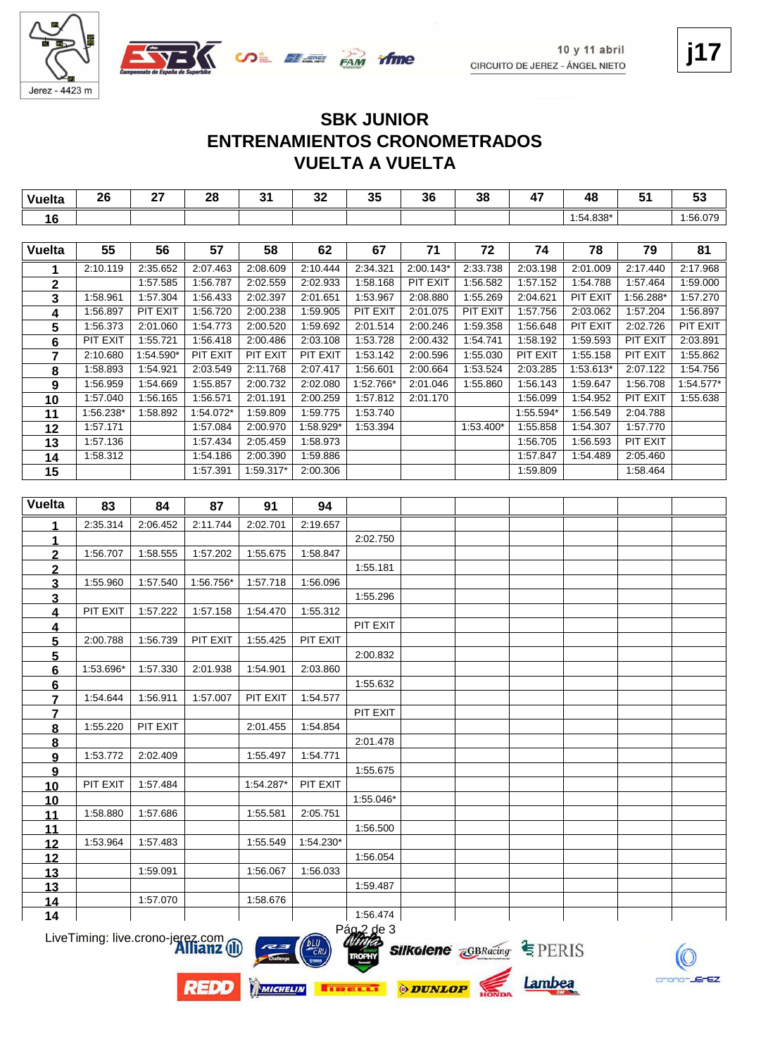# SBK JUNIOR
# ENTRENAMIENTOS CRONOMETRADOS
# VUELTA A VUELTA

| Vuelta | 26 | 27 | 28 | 31 | 32 | 35 | 36 | 38 | 47 | 48 | 51 | 53 |
|---|---|---|---|---|---|---|---|---|---|---|---|---|
| 16 | | | | | | | | | | 1:54.838* | | 1:56.079 |

| Vuelta | 55 | 56 | 57 | 58 | 62 | 67 | 71 | 72 | 74 | 78 | 79 | 81 |
|---|---|---|---|---|---|---|---|---|---|---|---|---|
| 1 | 2:10.119 | 2:35.652 | 2:07.463 | 2:08.609 | 2:10.444 | 2:34.321 | 2:00.143* | 2:33.738 | 2:03.198 | 2:01.009 | 2:17.440 | 2:17.968 |
| 2 | | 1:57.585 | 1:56.787 | 2:02.559 | 2:02.933 | 1:58.168 | PIT EXIT | 1:56.582 | 1:57.152 | 1:54.788 | 1:57.464 | 1:59.000 |
| 3 | 1:58.961 | 1:57.304 | 1:56.433 | 2:02.397 | 2:01.651 | 1:53.967 | 2:08.880 | 1:55.269 | 2:04.621 | PIT EXIT | 1:56.288* | 1:57.270 |
| 4 | 1:56.897 | PIT EXIT | 1:56.720 | 2:00.238 | 1:59.905 | PIT EXIT | 2:01.075 | PIT EXIT | 1:57.756 | 2:03.062 | 1:57.204 | 1:56.897 |
| 5 | 1:56.373 | 2:01.060 | 1:54.773 | 2:00.520 | 1:59.692 | 2:01.514 | 2:00.246 | 1:59.358 | 1:56.648 | PIT EXIT | 2:02.726 | PIT EXIT |
| 6 | PIT EXIT | 1:55.721 | 1:56.418 | 2:00.486 | 2:03.108 | 1:53.728 | 2:00.432 | 1:54.741 | 1:58.192 | 1:59.593 | PIT EXIT | 2:03.891 |
| 7 | 2:10.680 | 1:54.590* | PIT EXIT | PIT EXIT | PIT EXIT | 1:53.142 | 2:00.596 | 1:55.030 | PIT EXIT | 1:55.158 | PIT EXIT | 1:55.862 |
| 8 | 1:58.893 | 1:54.921 | 2:03.549 | 2:11.768 | 2:07.417 | 1:56.601 | 2:00.664 | 1:53.524 | 2:03.285 | 1:53.613* | 2:07.122 | 1:54.756 |
| 9 | 1:56.959 | 1:54.669 | 1:55.857 | 2:00.732 | 2:02.080 | 1:52.766* | 2:01.046 | 1:55.860 | 1:56.143 | 1:59.647 | 1:56.708 | 1:54.577* |
| 10 | 1:57.040 | 1:56.165 | 1:56.571 | 2:01.191 | 2:00.259 | 1:57.812 | 2:01.170 | | 1:56.099 | 1:54.952 | PIT EXIT | 1:55.638 |
| 11 | 1:56.238* | 1:58.892 | 1:54.072* | 1:59.809 | 1:59.775 | 1:53.740 | | | 1:55.594* | 1:56.549 | 2:04.788 | |
| 12 | 1:57.171 | | 1:57.084 | 2:00.970 | 1:58.929* | 1:53.394 | | 1:53.400* | 1:55.858 | 1:54.307 | 1:57.770 | |
| 13 | 1:57.136 | | 1:57.434 | 2:05.459 | 1:58.973 | | | | 1:56.705 | 1:56.593 | PIT EXIT | |
| 14 | 1:58.312 | | 1:54.186 | 2:00.390 | 1:59.886 | | | | 1:57.847 | 1:54.489 | 2:05.460 | |
| 15 | | | 1:57.391 | 1:59.317* | 2:00.306 | | | | 1:59.809 | | 1:58.464 | |

| Vuelta | 83 | 84 | 87 | 91 | 94 | | | | | | | |
|---|---|---|---|---|---|---|---|---|---|---|---|---|
| 1 | 2:35.314 | 2:06.452 | 2:11.744 | 2:02.701 | 2:19.657 | | | | | | | |
| 1 | | | | | | 2:02.750 | | | | | | |
| 2 | 1:56.707 | 1:58.555 | 1:57.202 | 1:55.675 | 1:58.847 | | | | | | | |
| 2 | | | | | | 1:55.181 | | | | | | |
| 3 | 1:55.960 | 1:57.540 | 1:56.756* | 1:57.718 | 1:56.096 | | | | | | | |
| 3 | | | | | | 1:55.296 | | | | | | |
| 4 | PIT EXIT | 1:57.222 | 1:57.158 | 1:54.470 | 1:55.312 | | | | | | | |
| 4 | | | | | | PIT EXIT | | | | | | |
| 5 | 2:00.788 | 1:56.739 | PIT EXIT | 1:55.425 | PIT EXIT | | | | | | | |
| 5 | | | | | | 2:00.832 | | | | | | |
| 6 | 1:53.696* | 1:57.330 | 2:01.938 | 1:54.901 | 2:03.860 | | | | | | | |
| 6 | | | | | | 1:55.632 | | | | | | |
| 7 | 1:54.644 | 1:56.911 | 1:57.007 | PIT EXIT | 1:54.577 | | | | | | | |
| 7 | | | | | | PIT EXIT | | | | | | |
| 8 | 1:55.220 | PIT EXIT | | 2:01.455 | 1:54.854 | | | | | | | |
| 8 | | | | | | 2:01.478 | | | | | | |
| 9 | 1:53.772 | 2:02.409 | | 1:55.497 | 1:54.771 | | | | | | | |
| 9 | | | | | | 1:55.675 | | | | | | |
| 10 | PIT EXIT | 1:57.484 | | 1:54.287* | PIT EXIT | | | | | | | |
| 10 | | | | | | 1:55.046* | | | | | | |
| 11 | 1:58.880 | 1:57.686 | | 1:55.581 | 2:05.751 | | | | | | | |
| 11 | | | | | | 1:56.500 | | | | | | |
| 12 | 1:53.964 | 1:57.483 | | 1:55.549 | 1:54.230* | | | | | | | |
| 12 | | | | | | 1:56.054 | | | | | | |
| 13 | | 1:59.091 | | 1:56.067 | 1:56.033 | | | | | | | |
| 13 | | | | | | 1:59.487 | | | | | | |
| 14 | | 1:57.070 | | 1:58.676 | | | | | | | | |
| 14 | | | | | | 1:56.474 | | | | | | |

LiveTiming: live.crono-jerez.com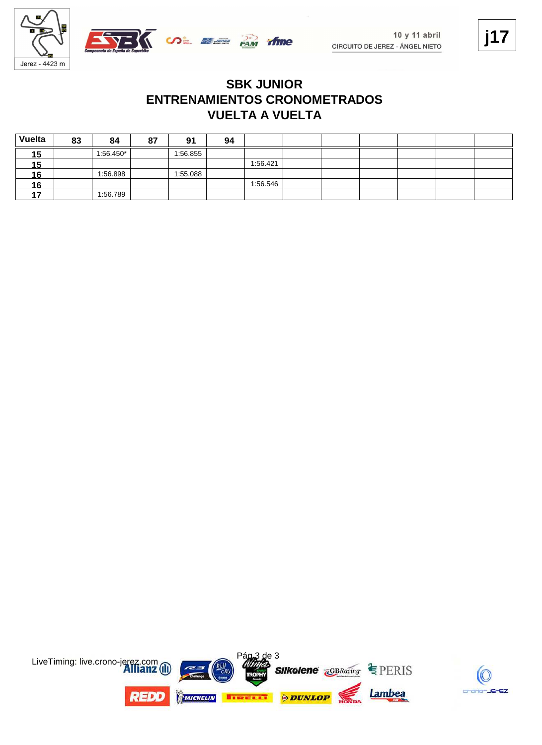## SBK JUNIOR
## ENTRENAMIENTOS CRONOMETRADOS
## VUELTA A VUELTA

| Vuelta | 83 | 84 | 87 | 91 | 94 | | | | | | | |
|---|---|---|---|---|---|---|---|---|---|---|---|---|
| 15 | | 1:56.450* | | 1:56.855 | | | | | | | | |
| 15 | | | | | | 1:56.421 | | | | | | |
| 16 | | 1:56.898 | | 1:55.088 | | | | | | | | |
| 16 | | | | | | 1:56.546 | | | | | | |
| 17 | | 1:56.789 | | | | | | | | | | |

LiveTiming: live.crono-jerez.com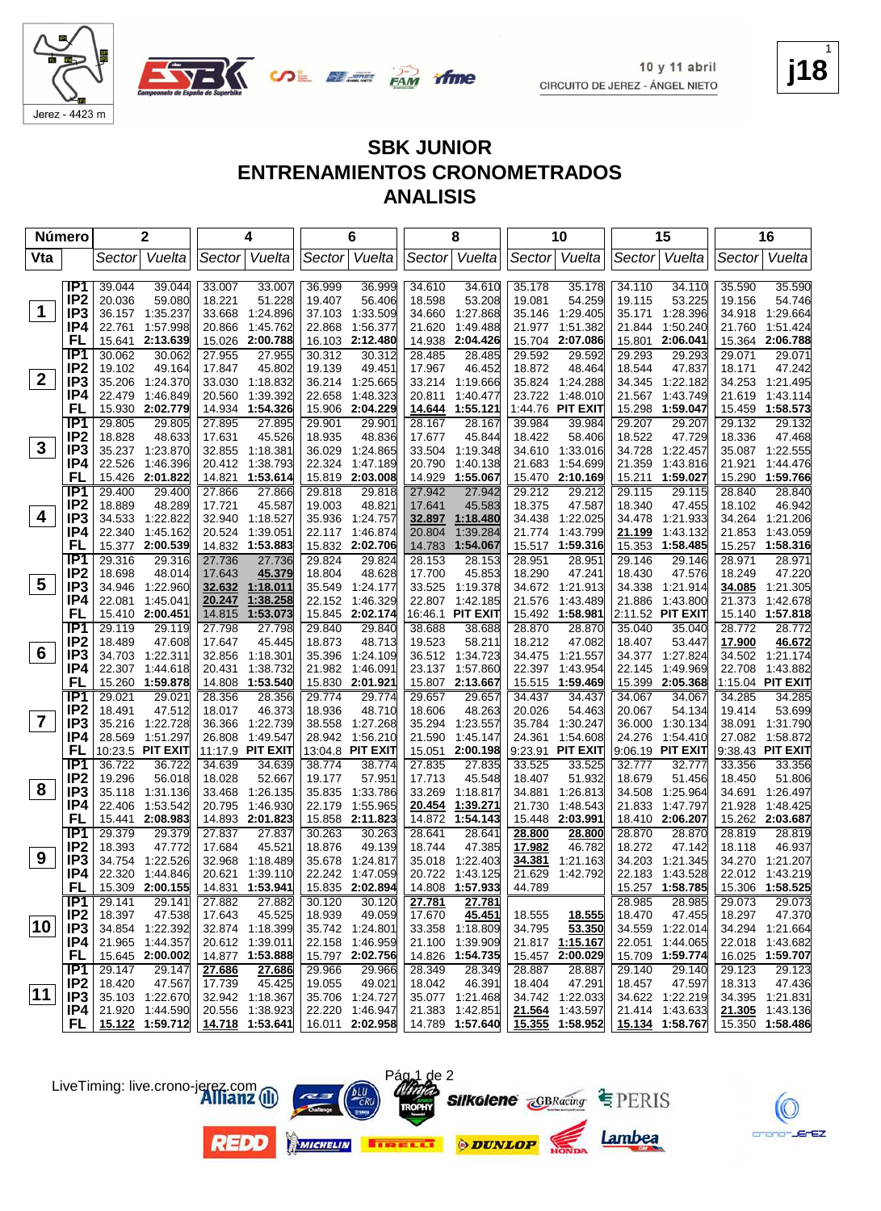10 y 11 abril
CIRCUITO DE JEREZ - ÁNGEL NIETO

j18

# SBK JUNIOR
## ENTRENAMIENTOS CRONOMETRADOS
## ANALISIS

| Número | | 2 | | 4 | | 6 | | 8 | | 10 | | 15 | | 16 | |
|---|---|---|---|---|---|---|---|---|---|---|---|---|---|---|---|
| Vta | | Sector | Vuelta | Sector | Vuelta | Sector | Vuelta | Sector | Vuelta | Sector | Vuelta | Sector | Vuelta | Sector | Vuelta |
| 1 | IP1 | 39.044 | 39.044 | 33.007 | 33.007 | 36.999 | 36.999 | 34.610 | 34.610 | 35.178 | 35.178 | 34.110 | 34.110 | 35.590 | 35.590 |
| | IP2 | 20.036 | 59.080 | 18.221 | 51.228 | 19.407 | 56.406 | 18.598 | 53.208 | 19.081 | 54.259 | 19.115 | 53.225 | 19.156 | 54.746 |
| | IP3 | 36.157 | 1:35.237 | 33.668 | 1:24.896 | 37.103 | 1:33.509 | 34.660 | 1:27.868 | 35.146 | 1:29.405 | 35.171 | 1:28.396 | 34.918 | 1:29.664 |
| | IP4 | 22.761 | 1:57.998 | 20.866 | 1:45.762 | 22.868 | 1:56.377 | 21.620 | 1:49.488 | 21.977 | 1:51.382 | 21.844 | 1:50.240 | 21.760 | 1:51.424 |
| | FL | 15.641 | 2:13.639 | 15.026 | 2:00.788 | 16.103 | 2:12.480 | 14.938 | 2:04.426 | 15.704 | 2:07.086 | 15.801 | 2:06.041 | 15.364 | 2:06.788 |
| 2 | IP1 | 30.062 | 30.062 | 27.955 | 27.955 | 30.312 | 30.312 | 28.485 | 28.485 | 29.592 | 29.592 | 29.293 | 29.293 | 29.071 | 29.071 |
| | IP2 | 19.102 | 49.164 | 17.847 | 45.802 | 19.139 | 49.451 | 17.967 | 46.452 | 18.872 | 48.464 | 18.544 | 47.837 | 18.171 | 47.242 |
| | IP3 | 35.206 | 1:24.370 | 33.030 | 1:18.832 | 36.214 | 1:25.665 | 33.214 | 1:19.666 | 35.824 | 1:24.288 | 34.345 | 1:22.182 | 34.253 | 1:21.495 |
| | IP4 | 22.479 | 1:46.849 | 20.560 | 1:39.392 | 22.658 | 1:48.323 | 20.811 | 1:40.477 | 23.722 | 1:48.010 | 21.567 | 1:43.749 | 21.619 | 1:43.114 |
| | FL | 15.930 | 2:02.779 | 14.934 | 1:54.326 | 15.906 | 2:04.229 | 14.644 | 1:55.121 | 1:44.76 | PIT EXIT | 15.298 | 1:59.047 | 15.459 | 1:58.573 |
| 3 | IP1 | 29.805 | 29.805 | 27.895 | 27.895 | 29.901 | 29.901 | 28.167 | 28.167 | 39.984 | 39.984 | 29.207 | 29.207 | 29.132 | 29.132 |
| | IP2 | 18.828 | 48.633 | 17.631 | 45.526 | 18.935 | 48.836 | 17.677 | 45.844 | 18.422 | 58.406 | 18.522 | 47.729 | 18.336 | 47.468 |
| | IP3 | 35.237 | 1:23.870 | 32.855 | 1:18.381 | 36.029 | 1:24.865 | 33.504 | 1:19.348 | 34.610 | 1:33.016 | 34.728 | 1:22.457 | 35.087 | 1:22.555 |
| | IP4 | 22.526 | 1:46.396 | 20.412 | 1:38.793 | 22.324 | 1:47.189 | 20.790 | 1:40.138 | 21.683 | 1:54.699 | 21.359 | 1:43.816 | 21.921 | 1:44.476 |
| | FL | 15.426 | 2:01.822 | 14.821 | 1:53.614 | 15.819 | 2:03.008 | 14.929 | 1:55.067 | 15.470 | 2:10.169 | 15.211 | 1:59.027 | 15.290 | 1:59.766 |
| 4 | IP1 | 29.400 | 29.400 | 27.866 | 27.866 | 29.818 | 29.818 | 27.942 | 27.942 | 29.212 | 29.212 | 29.115 | 29.115 | 28.840 | 28.840 |
| | IP2 | 18.889 | 48.289 | 17.721 | 45.587 | 19.003 | 48.821 | 17.641 | 45.583 | 18.375 | 47.587 | 18.340 | 47.455 | 18.102 | 46.942 |
| | IP3 | 34.533 | 1:22.822 | 32.940 | 1:18.527 | 35.936 | 1:24.757 | 32.897 | 1:18.480 | 34.438 | 1:22.025 | 34.478 | 1:21.933 | 34.264 | 1:21.206 |
| | IP4 | 22.340 | 1:45.162 | 20.524 | 1:39.051 | 22.117 | 1:46.874 | 20.804 | 1:39.284 | 21.774 | 1:43.799 | 21.199 | 1:43.132 | 21.853 | 1:43.059 |
| | FL | 15.377 | 2:00.539 | 14.832 | 1:53.883 | 15.832 | 2:02.706 | 14.783 | 1:54.067 | 15.517 | 1:59.316 | 15.353 | 1:58.485 | 15.257 | 1:58.316 |
| 5 | IP1 | 29.316 | 29.316 | 27.736 | 27.736 | 29.824 | 29.824 | 28.153 | 28.153 | 28.951 | 28.951 | 29.146 | 29.146 | 28.971 | 28.971 |
| | IP2 | 18.698 | 48.014 | 17.643 | 45.379 | 18.804 | 48.628 | 17.700 | 45.853 | 18.290 | 47.241 | 18.430 | 47.576 | 18.249 | 47.220 |
| | IP3 | 34.946 | 1:22.960 | 32.632 | 1:18.011 | 35.549 | 1:24.177 | 33.525 | 1:19.378 | 34.672 | 1:21.913 | 34.338 | 1:21.914 | 34.085 | 1:21.305 |
| | IP4 | 22.081 | 1:45.041 | 20.247 | 1:38.258 | 22.152 | 1:46.329 | 22.807 | 1:42.185 | 21.576 | 1:43.489 | 21.886 | 1:43.800 | 21.373 | 1:42.678 |
| | FL | 15.410 | 2:00.451 | 14.815 | 1:53.073 | 15.845 | 2:02.174 | 16:46.1 | PIT EXIT | 15.492 | 1:58.981 | 2:11.52 | PIT EXIT | 15.140 | 1:57.818 |
| 6 | IP1 | 29.119 | 29.119 | 27.798 | 27.798 | 29.840 | 29.840 | 38.688 | 38.688 | 28.870 | 28.870 | 35.040 | 35.040 | 28.772 | 28.772 |
| | IP2 | 18.489 | 47.608 | 17.647 | 45.445 | 18.873 | 48.713 | 19.523 | 58.211 | 18.212 | 47.082 | 18.407 | 53.447 | 17.900 | 46.672 |
| | IP3 | 34.703 | 1:22.311 | 32.856 | 1:18.301 | 35.396 | 1:24.109 | 36.512 | 1:34.723 | 34.475 | 1:21.557 | 34.377 | 1:27.824 | 34.502 | 1:21.174 |
| | IP4 | 22.307 | 1:44.618 | 20.431 | 1:38.732 | 21.982 | 1:46.091 | 23.137 | 1:57.860 | 22.397 | 1:43.954 | 22.145 | 1:49.969 | 22.708 | 1:43.882 |
| | FL | 15.260 | 1:59.878 | 14.808 | 1:53.540 | 15.830 | 2:01.921 | 15.807 | 2:13.667 | 15.515 | 1:59.469 | 15.399 | 2:05.368 | 1:15.04 | PIT EXIT |
| 7 | IP1 | 29.021 | 29.021 | 28.356 | 28.356 | 29.774 | 29.774 | 29.657 | 29.657 | 34.437 | 34.437 | 34.067 | 34.067 | 34.285 | 34.285 |
| | IP2 | 18.491 | 47.512 | 18.017 | 46.373 | 18.936 | 48.710 | 18.606 | 48.263 | 20.026 | 54.463 | 20.067 | 54.134 | 19.414 | 53.699 |
| | IP3 | 35.216 | 1:22.728 | 36.366 | 1:22.739 | 38.558 | 1:27.268 | 35.294 | 1:23.557 | 35.784 | 1:30.247 | 36.000 | 1:30.134 | 38.091 | 1:31.790 |
| | IP4 | 28.569 | 1:51.297 | 26.808 | 1:49.547 | 28.942 | 1:56.210 | 21.590 | 1:45.147 | 24.361 | 1:54.608 | 24.276 | 1:54.410 | 27.082 | 1:58.872 |
| | FL | 10:23.5 | PIT EXIT | 11:17.9 | PIT EXIT | 13:04.8 | PIT EXIT | 15.051 | 2:00.198 | 9:23.91 | PIT EXIT | 9:06.19 | PIT EXIT | 9:38.43 | PIT EXIT |
| 8 | IP1 | 36.722 | 36.722 | 34.639 | 34.639 | 38.774 | 38.774 | 27.835 | 27.835 | 33.525 | 33.525 | 32.777 | 32.777 | 33.356 | 33.356 |
| | IP2 | 19.296 | 56.018 | 18.028 | 52.667 | 19.177 | 57.951 | 17.713 | 45.548 | 18.407 | 51.932 | 18.679 | 51.456 | 18.450 | 51.806 |
| | IP3 | 35.118 | 1:31.136 | 33.468 | 1:26.135 | 35.835 | 1:33.786 | 33.269 | 1:18.817 | 34.881 | 1:26.813 | 34.508 | 1:25.964 | 34.691 | 1:26.497 |
| | IP4 | 22.406 | 1:53.542 | 20.795 | 1:46.930 | 22.179 | 1:55.965 | 20.454 | 1:39.271 | 21.730 | 1:48.543 | 21.833 | 1:47.797 | 21.928 | 1:48.425 |
| | FL | 15.441 | 2:08.983 | 14.893 | 2:01.823 | 15.858 | 2:11.823 | 14.872 | 1:54.143 | 15.448 | 2:03.991 | 18.410 | 2:06.207 | 15.262 | 2:03.687 |
| 9 | IP1 | 29.379 | 29.379 | 27.837 | 27.837 | 30.263 | 30.263 | 28.641 | 28.641 | 28.800 | 28.800 | 28.870 | 28.870 | 28.819 | 28.819 |
| | IP2 | 18.393 | 47.772 | 17.684 | 45.521 | 18.876 | 49.139 | 18.744 | 47.385 | 17.982 | 46.782 | 18.272 | 47.142 | 18.118 | 46.937 |
| | IP3 | 34.754 | 1:22.526 | 32.968 | 1:18.489 | 35.678 | 1:24.817 | 35.018 | 1:22.403 | 34.381 | 1:21.163 | 34.203 | 1:21.345 | 34.270 | 1:21.207 |
| | IP4 | 22.320 | 1:44.846 | 20.621 | 1:39.110 | 22.242 | 1:47.059 | 20.722 | 1:43.125 | 21.629 | 1:42.792 | 22.183 | 1:43.528 | 22.012 | 1:43.219 |
| | FL | 15.309 | 2:00.155 | 14.831 | 1:53.941 | 15.835 | 2:02.894 | 14.808 | 1:57.933 | 44.789 | | 15.257 | 1:58.785 | 15.306 | 1:58.525 |
| 10 | IP1 | 29.141 | 29.141 | 27.882 | 27.882 | 30.120 | 30.120 | 27.781 | 27.781 | | | 28.985 | 28.985 | 29.073 | 29.073 |
| | IP2 | 18.397 | 47.538 | 17.643 | 45.525 | 18.939 | 49.059 | 17.670 | 45.451 | 18.555 | 18.555 | 18.470 | 47.455 | 18.297 | 47.370 |
| | IP3 | 34.854 | 1:22.392 | 32.874 | 1:18.399 | 35.742 | 1:24.801 | 33.358 | 1:18.809 | 34.795 | 53.350 | 34.559 | 1:22.014 | 34.294 | 1:21.664 |
| | IP4 | 21.965 | 1:44.357 | 20.612 | 1:39.011 | 22.158 | 1:46.959 | 21.100 | 1:39.909 | 21.817 | 1:15.167 | 22.051 | 1:44.065 | 22.018 | 1:43.682 |
| | FL | 15.645 | 2:00.002 | 14.877 | 1:53.888 | 15.797 | 2:02.756 | 14.826 | 1:54.735 | 15.457 | 2:00.029 | 15.709 | 1:59.774 | 16.025 | 1:59.707 |
| 11 | IP1 | 29.147 | 29.147 | 27.686 | 27.686 | 29.966 | 29.966 | 28.349 | 28.349 | 28.887 | 28.887 | 29.140 | 29.140 | 29.123 | 29.123 |
| | IP2 | 18.420 | 47.567 | 17.739 | 45.425 | 19.055 | 49.021 | 18.042 | 46.391 | 18.404 | 47.291 | 18.457 | 47.597 | 18.313 | 47.436 |
| | IP3 | 35.103 | 1:22.670 | 32.942 | 1:18.367 | 35.706 | 1:24.727 | 35.077 | 1:21.468 | 34.742 | 1:22.033 | 34.622 | 1:22.219 | 34.395 | 1:21.831 |
| | IP4 | 21.920 | 1:44.590 | 20.556 | 1:38.923 | 22.220 | 1:46.947 | 21.383 | 1:42.851 | 21.564 | 1:43.597 | 21.414 | 1:43.633 | 21.305 | 1:43.136 |
| | FL | 15.122 | 1:59.712 | 14.718 | 1:53.641 | 16.011 | 2:02.958 | 14.789 | 1:57.640 | 15.355 | 1:58.952 | 15.134 | 1:58.767 | 15.350 | 1:58.486 |

LiveTiming: live.crono-jerez.com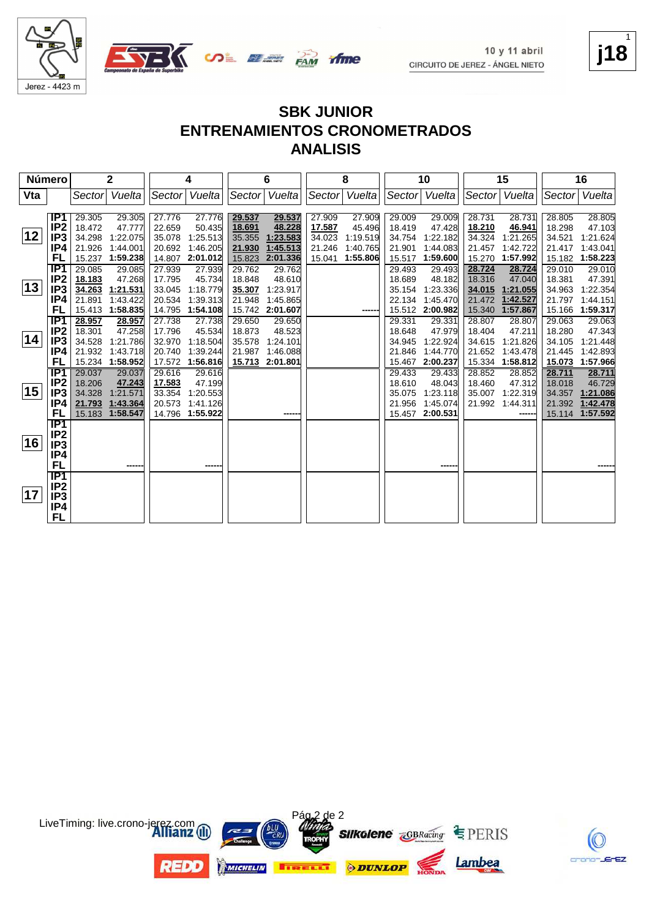10 y 11 abril

CIRCUITO DE JEREZ - ÁNGEL NIETO

Jerez - 4423 m

j18

# SBK JUNIOR
## ENTRENAMIENTOS CRONOMETRADOS
## ANALISIS

| Número | | 2 | | 4 | | 6 | | 8 | | 10 | | 15 | | 16 | |
|---|---|---|---|---|---|---|---|---|---|---|---|---|---|---|---|
| Vta | | Sector | Vuelta | Sector | Vuelta | Sector | Vuelta | Sector | Vuelta | Sector | Vuelta | Sector | Vuelta | Sector | Vuelta |
| 12 | IP1 | 29.305 | 29.305 | 27.776 | 27.776 | **29.537** | **29.537** | 27.909 | 27.909 | 29.009 | 29.009 | 28.731 | 28.731 | 28.805 | 28.805 |
| | IP2 | 18.472 | 47.777 | 22.659 | 50.435 | **18.691** | **48.228** | **17.587** | 45.496 | 18.419 | 47.428 | **18.210** | **46.941** | 18.298 | 47.103 |
| | IP3 | 34.298 | 1:22.075 | 35.078 | 1:25.513 | 35.355 | **1:23.583** | 34.023 | 1:19.519 | 34.754 | 1:22.182 | 34.324 | 1:21.265 | 34.521 | 1:21.624 |
| | IP4 | 21.926 | 1:44.001 | 20.692 | 1:46.205 | **21.930** | **1:45.513** | 21.246 | 1:40.765 | 21.901 | 1:44.083 | 21.457 | 1:42.722 | 21.417 | 1:43.041 |
| | FL | 15.237 | **1:59.238** | 14.807 | **2:01.012** | 15.823 | **2:01.336** | 15.041 | **1:55.806** | 15.517 | **1:59.600** | 15.270 | **1:57.992** | 15.182 | **1:58.223** |
| 13 | IP1 | 29.085 | 29.085 | 27.939 | 27.939 | 29.762 | 29.762 | | | 29.493 | 29.493 | **28.724** | **28.724** | 29.010 | 29.010 |
| | IP2 | **18.183** | 47.268 | 17.795 | 45.734 | 18.848 | 48.610 | | | 18.689 | 48.182 | 18.316 | 47.040 | 18.381 | 47.391 |
| | IP3 | **34.263** | **1:21.531** | 33.045 | 1:18.779 | **35.307** | 1:23.917 | | | 35.154 | 1:23.336 | **34.015** | **1:21.055** | 34.963 | 1:22.354 |
| | IP4 | 21.891 | 1:43.422 | 20.534 | 1:39.313 | 21.948 | 1:45.865 | | | 22.134 | 1:45.470 | 21.472 | **1:42.527** | 21.797 | 1:44.151 |
| | FL | 15.413 | **1:58.835** | 14.795 | **1:54.108** | 15.742 | **2:01.607** | | ------ | 15.512 | **2:00.982** | 15.340 | **1:57.867** | 15.166 | **1:59.317** |
| 14 | IP1 | **28.957** | **28.957** | 27.738 | 27.738 | 29.650 | 29.650 | | | 29.331 | 29.331 | 28.807 | 28.807 | 29.063 | 29.063 |
| | IP2 | 18.301 | 47.258 | 17.796 | 45.534 | 18.873 | 48.523 | | | 18.648 | 47.979 | 18.404 | 47.211 | 18.280 | 47.343 |
| | IP3 | 34.528 | 1:21.786 | 32.970 | 1:18.504 | 35.578 | 1:24.101 | | | 34.945 | 1:22.924 | 34.615 | 1:21.826 | 34.105 | 1:21.448 |
| | IP4 | 21.932 | 1:43.718 | 20.740 | 1:39.244 | 21.987 | 1:46.088 | | | 21.846 | 1:44.770 | 21.652 | 1:43.478 | 21.445 | 1:42.893 |
| | FL | 15.234 | **1:58.952** | 17.572 | **1:56.816** | **15.713** | **2:01.801** | | | 15.467 | **2:00.237** | 15.334 | **1:58.812** | **15.073** | **1:57.966** |
| 15 | IP1 | 29.037 | 29.037 | 29.616 | 29.616 | | | | | 29.433 | 29.433 | 28.852 | 28.852 | **28.711** | **28.711** |
| | IP2 | 18.206 | **47.243** | **17.583** | 47.199 | | | | | 18.610 | 48.043 | 18.460 | 47.312 | 18.018 | 46.729 |
| | IP3 | 34.328 | 1:21.571 | 33.354 | 1:20.553 | | | | | 35.075 | 1:23.118 | 35.007 | 1:22.319 | 34.357 | **1:21.086** |
| | IP4 | **21.793** | **1:43.364** | 20.573 | 1:41.126 | | | | | 21.956 | 1:45.074 | 21.992 | 1:44.311 | 21.392 | **1:42.478** |
| | FL | 15.183 | **1:58.547** | 14.796 | **1:55.922** | | ------ | | | 15.457 | **2:00.531** | | ------ | 15.114 | **1:57.592** |
| 16 | IP1 | | | | | | | | | | | | | | |
| | IP2 | | | | | | | | | | | | | | |
| | IP3 | | | | | | | | | | | | | | |
| | IP4 | | | | | | | | | | | | | | |
| | FL | | ------ | | ------ | | | | | | ------ | | | | ------ |
| 17 | IP1 | | | | | | | | | | | | | | |
| | IP2 | | | | | | | | | | | | | | |
| | IP3 | | | | | | | | | | | | | | |
| | IP4 | | | | | | | | | | | | | | |
| | FL | | | | | | | | | | | | | | |

LiveTiming: live.crono-jerez.com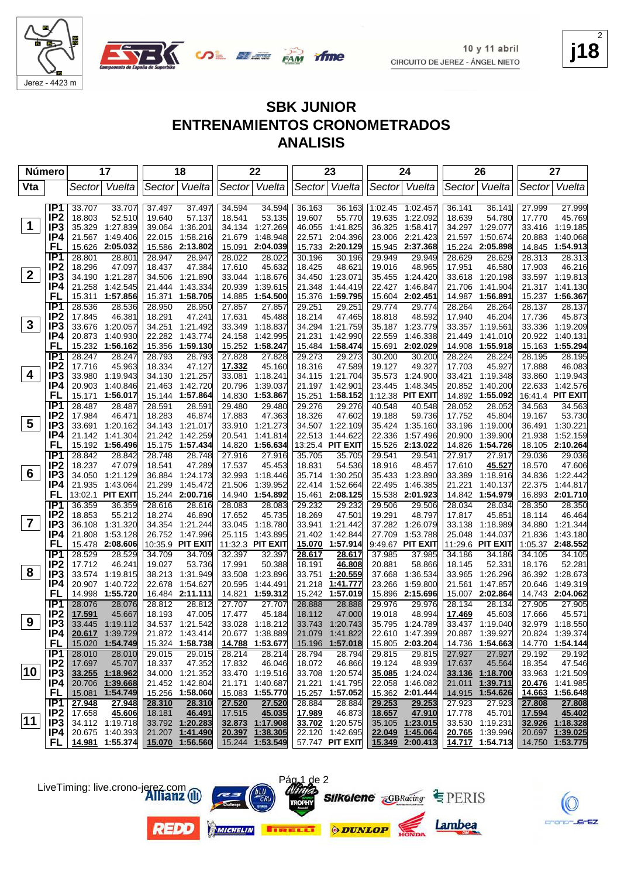10 y 11 abril
CIRCUITO DE JEREZ - ÁNGEL NIETO

Jerez - 4423 m

j18

# SBK JUNIOR
# ENTRENAMIENTOS CRONOMETRADOS
# ANALISIS

| Número | | 17 | | 18 | | 22 | | 23 | | 24 | | 26 | | 27 | |
|---|---|---|---|---|---|---|---|---|---|---|---|---|---|---|---|
| Vta | | Sector | Vuelta | Sector | Vuelta | Sector | Vuelta | Sector | Vuelta | Sector | Vuelta | Sector | Vuelta | Sector | Vuelta |
| 1 | IP1 | 33.707 | 33.707 | 37.497 | 37.497 | 34.594 | 34.594 | 36.163 | 36.163 | 1:02.45 | 1:02.457 | 36.141 | 36.141 | 27.999 | 27.999 |
| | IP2 | 18.803 | 52.510 | 19.640 | 57.137 | 18.541 | 53.135 | 19.607 | 55.770 | 19.635 | 1:22.092 | 18.639 | 54.780 | 17.770 | 45.769 |
| | IP3 | 35.329 | 1:27.839 | 39.064 | 1:36.201 | 34.134 | 1:27.269 | 46.055 | 1:41.825 | 36.325 | 1:58.417 | 34.297 | 1:29.077 | 33.416 | 1:19.185 |
| | IP4 | 21.567 | 1:49.406 | 22.015 | 1:58.216 | 21.679 | 1:48.948 | 22.571 | 2:04.396 | 23.006 | 2:21.423 | 21.597 | 1:50.674 | 20.883 | 1:40.068 |
| | FL | 15.626 | 2:05.032 | 15.586 | 2:13.802 | 15.091 | 2:04.039 | 15.733 | 2:20.129 | 15.945 | 2:37.368 | 15.224 | 2:05.898 | 14.845 | 1:54.913 |
| 2 | IP1 | 28.801 | 28.801 | 28.947 | 28.947 | 28.022 | 28.022 | 30.196 | 30.196 | 29.949 | 29.949 | 28.629 | 28.629 | 28.313 | 28.313 |
| | IP2 | 18.296 | 47.097 | 18.437 | 47.384 | 17.610 | 45.632 | 18.425 | 48.621 | 19.016 | 48.965 | 17.951 | 46.580 | 17.903 | 46.216 |
| | IP3 | 34.190 | 1:21.287 | 34.506 | 1:21.890 | 33.044 | 1:18.676 | 34.450 | 1:23.071 | 35.455 | 1:24.420 | 33.618 | 1:20.198 | 33.597 | 1:19.813 |
| | IP4 | 21.258 | 1:42.545 | 21.444 | 1:43.334 | 20.939 | 1:39.615 | 21.348 | 1:44.419 | 22.427 | 1:46.847 | 21.706 | 1:41.904 | 21.317 | 1:41.130 |
| | FL | 15.311 | 1:57.856 | 15.371 | 1:58.705 | 14.885 | 1:54.500 | 15.376 | 1:59.795 | 15.604 | 2:02.451 | 14.987 | 1:56.891 | 15.237 | 1:56.367 |
| 3 | IP1 | 28.536 | 28.536 | 28.950 | 28.950 | 27.857 | 27.857 | 29.251 | 29.251 | 29.774 | 29.774 | 28.264 | 28.264 | 28.137 | 28.137 |
| | IP2 | 17.845 | 46.381 | 18.291 | 47.241 | 17.631 | 45.488 | 18.214 | 47.465 | 18.818 | 48.592 | 17.940 | 46.204 | 17.736 | 45.873 |
| | IP3 | 33.676 | 1:20.057 | 34.251 | 1:21.492 | 33.349 | 1:18.837 | 34.294 | 1:21.759 | 35.187 | 1:23.779 | 33.357 | 1:19.561 | 33.336 | 1:19.209 |
| | IP4 | 20.873 | 1:40.930 | 22.282 | 1:43.774 | 24.158 | 1:42.995 | 21.231 | 1:42.990 | 22.559 | 1:46.338 | 21.449 | 1:41.010 | 20.922 | 1:40.131 |
| | FL | 15.232 | 1:56.162 | 15.356 | 1:59.130 | 15.252 | 1:58.247 | 15.484 | 1:58.474 | 15.691 | 2:02.029 | 14.908 | 1:55.918 | 15.163 | 1:55.294 |
| 4 | IP1 | 28.247 | 28.247 | 28.793 | 28.793 | 27.828 | 27.828 | 29.273 | 29.273 | 30.200 | 30.200 | 28.224 | 28.224 | 28.195 | 28.195 |
| | IP2 | 17.716 | 45.963 | 18.334 | 47.127 | 17.332 | 45.160 | 18.316 | 47.589 | 19.127 | 49.327 | 17.703 | 45.927 | 17.888 | 46.083 |
| | IP3 | 33.980 | 1:19.943 | 34.130 | 1:21.257 | 33.081 | 1:18.241 | 34.115 | 1:21.704 | 35.573 | 1:24.900 | 33.421 | 1:19.348 | 33.860 | 1:19.943 |
| | IP4 | 20.903 | 1:40.846 | 21.463 | 1:42.720 | 20.796 | 1:39.037 | 21.197 | 1:42.901 | 23.445 | 1:48.345 | 20.852 | 1:40.200 | 22.633 | 1:42.576 |
| | FL | 15.171 | 1:56.017 | 15.144 | 1:57.864 | 14.830 | 1:53.867 | 15.251 | 1:58.152 | 1:12.38 | PIT EXIT | 14.892 | 1:55.092 | 16:41.4 | PIT EXIT |
| 5 | IP1 | 28.487 | 28.487 | 28.591 | 28.591 | 29.480 | 29.480 | 29.276 | 29.276 | 40.548 | 40.548 | 28.052 | 28.052 | 34.563 | 34.563 |
| | IP2 | 17.984 | 46.471 | 18.283 | 46.874 | 17.883 | 47.363 | 18.326 | 47.602 | 19.188 | 59.736 | 17.752 | 45.804 | 19.167 | 53.730 |
| | IP3 | 33.691 | 1:20.162 | 34.143 | 1:21.017 | 33.910 | 1:21.273 | 34.507 | 1:22.109 | 35.424 | 1:35.160 | 33.196 | 1:19.000 | 36.491 | 1:30.221 |
| | IP4 | 21.142 | 1:41.304 | 21.242 | 1:42.259 | 20.541 | 1:41.814 | 22.513 | 1:44.622 | 22.336 | 1:57.496 | 20.900 | 1:39.900 | 21.938 | 1:52.159 |
| | FL | 15.192 | 1:56.496 | 15.175 | 1:57.434 | 14.820 | 1:56.634 | 13:25.4 | PIT EXIT | 15.526 | 2:13.022 | 14.826 | 1:54.726 | 18.105 | 2:10.264 |
| 6 | IP1 | 28.842 | 28.842 | 28.748 | 28.748 | 27.916 | 27.916 | 35.705 | 35.705 | 29.541 | 29.541 | 27.917 | 27.917 | 29.036 | 29.036 |
| | IP2 | 18.237 | 47.079 | 18.541 | 47.289 | 17.537 | 45.453 | 18.831 | 54.536 | 18.916 | 48.457 | 17.610 | 45.527 | 18.570 | 47.606 |
| | IP3 | 34.050 | 1:21.129 | 36.884 | 1:24.173 | 32.993 | 1:18.446 | 35.714 | 1:30.250 | 35.433 | 1:23.890 | 33.389 | 1:18.916 | 34.836 | 1:22.442 |
| | IP4 | 21.935 | 1:43.064 | 21.299 | 1:45.472 | 21.506 | 1:39.952 | 22.414 | 1:52.664 | 22.495 | 1:46.385 | 21.221 | 1:40.137 | 22.375 | 1:44.817 |
| | FL | 13:02.1 | PIT EXIT | 15.244 | 2:00.716 | 14.940 | 1:54.892 | 15.461 | 2:08.125 | 15.538 | 2:01.923 | 14.842 | 1:54.979 | 16.893 | 2:01.710 |
| 7 | IP1 | 36.359 | 36.359 | 28.616 | 28.616 | 28.083 | 28.083 | 29.232 | 29.232 | 29.506 | 29.506 | 28.034 | 28.034 | 28.350 | 28.350 |
| | IP2 | 18.853 | 55.212 | 18.274 | 46.890 | 17.652 | 45.735 | 18.269 | 47.501 | 19.291 | 48.797 | 17.817 | 45.851 | 18.114 | 46.464 |
| | IP3 | 36.108 | 1:31.320 | 34.354 | 1:21.244 | 33.045 | 1:18.780 | 33.941 | 1:21.442 | 37.282 | 1:26.079 | 33.138 | 1:18.989 | 34.880 | 1:21.344 |
| | IP4 | 21.808 | 1:53.128 | 26.752 | 1:47.996 | 25.115 | 1:43.895 | 21.402 | 1:42.844 | 27.709 | 1:53.788 | 25.048 | 1:44.037 | 21.836 | 1:43.180 |
| | FL | 15.478 | 2:08.606 | 10:35.9 | PIT EXIT | 11:32.3 | PIT EXIT | 15.070 | 1:57.914 | 9:49.67 | PIT EXIT | 11:29.6 | PIT EXIT | 1:05.37 | 2:48.552 |
| 8 | IP1 | 28.529 | 28.529 | 34.709 | 34.709 | 32.397 | 32.397 | 28.617 | 28.617 | 37.985 | 37.985 | 34.186 | 34.186 | 34.105 | 34.105 |
| | IP2 | 17.712 | 46.241 | 19.027 | 53.736 | 17.991 | 50.388 | 18.191 | 46.808 | 20.881 | 58.866 | 18.145 | 52.331 | 18.176 | 52.281 |
| | IP3 | 33.574 | 1:19.815 | 38.213 | 1:31.949 | 33.508 | 1:23.896 | 33.751 | 1:20.559 | 37.668 | 1:36.534 | 33.965 | 1:26.296 | 36.392 | 1:28.673 |
| | IP4 | 20.907 | 1:40.722 | 22.678 | 1:54.627 | 20.595 | 1:44.491 | 21.218 | 1:41.777 | 23.266 | 1:59.800 | 21.561 | 1:47.857 | 20.646 | 1:49.319 |
| | FL | 14.998 | 1:55.720 | 16.484 | 2:11.111 | 14.821 | 1:59.312 | 15.242 | 1:57.019 | 15.896 | 2:15.696 | 15.007 | 2:02.864 | 14.743 | 2:04.062 |
| 9 | IP1 | 28.076 | 28.076 | 28.812 | 28.812 | 27.707 | 27.707 | 28.888 | 28.888 | 29.976 | 29.976 | 28.134 | 28.134 | 27.905 | 27.905 |
| | IP2 | 17.591 | 45.667 | 18.193 | 47.005 | 17.477 | 45.184 | 18.112 | 47.000 | 19.018 | 48.994 | 17.469 | 45.603 | 17.666 | 45.571 |
| | IP3 | 33.445 | 1:19.112 | 34.537 | 1:21.542 | 33.028 | 1:18.212 | 33.743 | 1:20.743 | 35.795 | 1:24.789 | 33.437 | 1:19.040 | 32.979 | 1:18.550 |
| | IP4 | 20.617 | 1:39.729 | 21.872 | 1:43.414 | 20.677 | 1:38.889 | 21.079 | 1:41.822 | 22.610 | 1:47.399 | 20.887 | 1:39.927 | 20.824 | 1:39.374 |
| | FL | 15.020 | 1:54.749 | 15.324 | 1:58.738 | 14.788 | 1:53.677 | 15.196 | 1:57.018 | 15.805 | 2:03.204 | 14.736 | 1:54.663 | 14.770 | 1:54.144 |
| 10 | IP1 | 28.010 | 28.010 | 29.015 | 29.015 | 28.214 | 28.214 | 28.794 | 28.794 | 29.815 | 29.815 | 27.927 | 27.927 | 29.192 | 29.192 |
| | IP2 | 17.697 | 45.707 | 18.337 | 47.352 | 17.832 | 46.046 | 18.072 | 46.866 | 19.124 | 48.939 | 17.637 | 45.564 | 18.354 | 47.546 |
| | IP3 | 33.255 | 1:18.962 | 34.000 | 1:21.352 | 33.470 | 1:19.516 | 33.708 | 1:20.574 | 35.085 | 1:24.024 | 33.136 | 1:18.700 | 33.963 | 1:21.509 |
| | IP4 | 20.706 | 1:39.668 | 21.452 | 1:42.804 | 21.171 | 1:40.687 | 21.221 | 1:41.795 | 22.058 | 1:46.082 | 21.011 | 1:39.711 | 20.476 | 1:41.985 |
| | FL | 15.081 | 1:54.749 | 15.256 | 1:58.060 | 15.083 | 1:55.770 | 15.257 | 1:57.052 | 15.362 | 2:01.444 | 14.915 | 1:54.626 | 14.663 | 1:56.648 |
| 11 | IP1 | 27.948 | 27.948 | 28.310 | 28.310 | 27.520 | 27.520 | 28.884 | 28.884 | 29.253 | 29.253 | 27.923 | 27.923 | 27.808 | 27.808 |
| | IP2 | 17.658 | 45.606 | 18.181 | 46.491 | 17.515 | 45.035 | 17.989 | 46.873 | 18.657 | 47.910 | 17.778 | 45.701 | 17.594 | 45.402 |
| | IP3 | 34.112 | 1:19.718 | 33.792 | 1:20.283 | 32.873 | 1:17.908 | 33.702 | 1:20.575 | 35.105 | 1:23.015 | 33.530 | 1:19.231 | 32.926 | 1:18.328 |
| | IP4 | 20.675 | 1:40.393 | 21.207 | 1:41.490 | 20.397 | 1:38.305 | 22.120 | 1:42.695 | 22.049 | 1:45.064 | 20.765 | 1:39.996 | 20.697 | 1:39.025 |
| | FL | 14.981 | 1:55.374 | 15.070 | 1:56.560 | 15.244 | 1:53.549 | 57.747 | PIT EXIT | 15.349 | 2:00.413 | 14.717 | 1:54.713 | 14.750 | 1:53.775 |

LiveTiming: live.crono-jerez.com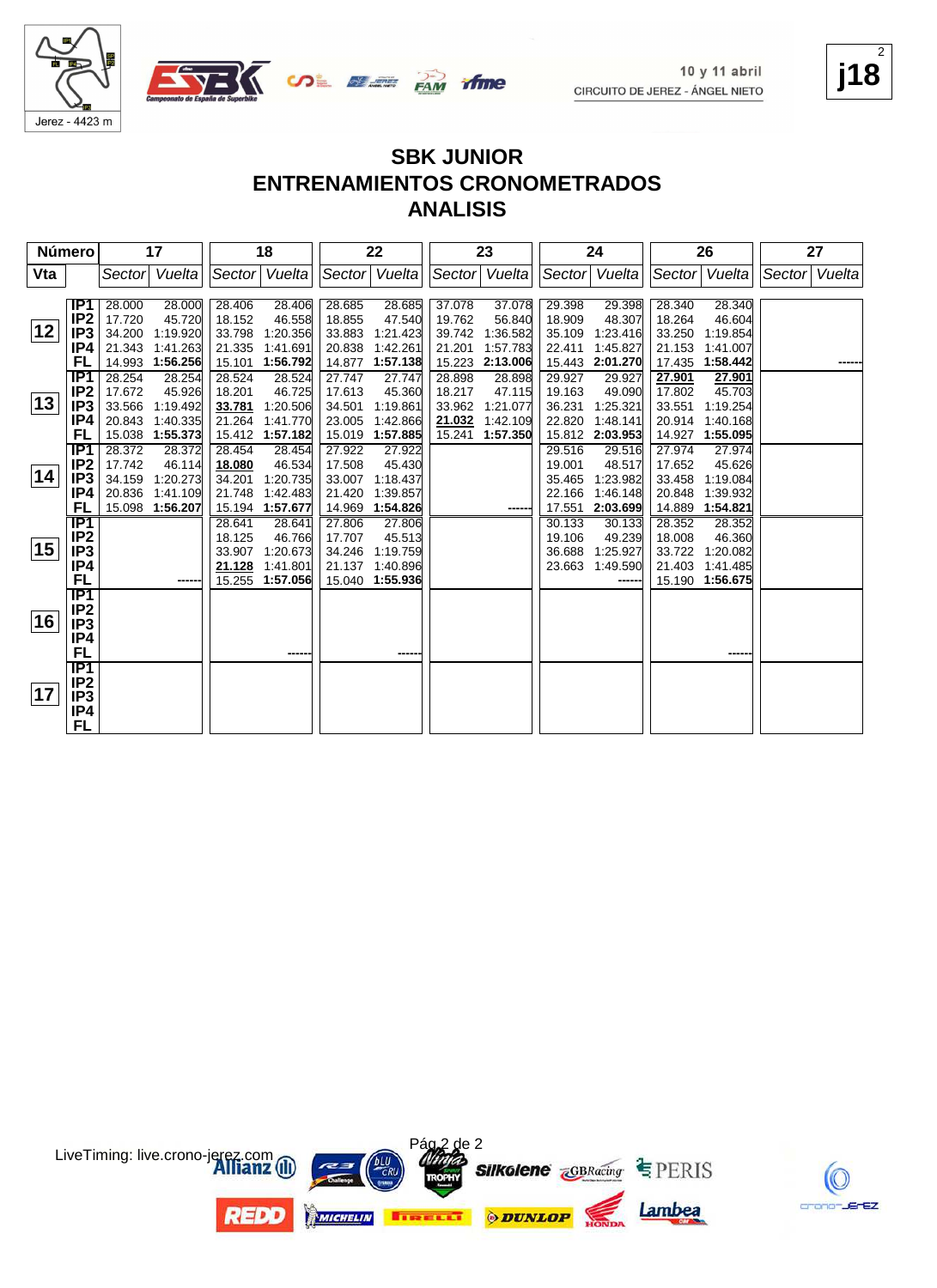10 y 11 abril
CIRCUITO DE JEREZ - ÁNGEL NIETO

Jerez - 4423 m

j18

# SBK JUNIOR
# ENTRENAMIENTOS CRONOMETRADOS
# ANALISIS

| Número | | 17 | | 18 | | 22 | | 23 | | 24 | | 26 | | 27 | |
|---|---|---|---|---|---|---|---|---|---|---|---|---|---|---|---|
| Vta | | Sector | Vuelta | Sector | Vuelta | Sector | Vuelta | Sector | Vuelta | Sector | Vuelta | Sector | Vuelta | Sector | Vuelta |
| 12 | IP1 | 28.000 | 28.000 | 28.406 | 28.406 | 28.685 | 28.685 | 37.078 | 37.078 | 29.398 | 29.398 | 28.340 | 28.340 | | |
| | IP2 | 17.720 | 45.720 | 18.152 | 46.558 | 18.855 | 47.540 | 19.762 | 56.840 | 18.909 | 48.307 | 18.264 | 46.604 | | |
| | IP3 | 34.200 | 1:19.920 | 33.798 | 1:20.356 | 33.883 | 1:21.423 | 39.742 | 1:36.582 | 35.109 | 1:23.416 | 33.250 | 1:19.854 | | |
| | IP4 | 21.343 | 1:41.263 | 21.335 | 1:41.691 | 20.838 | 1:42.261 | 21.201 | 1:57.783 | 22.411 | 1:45.827 | 21.153 | 1:41.007 | | |
| | FL | 14.993 | **1:56.256** | 15.101 | **1:56.792** | 14.877 | **1:57.138** | 15.223 | **2:13.006** | 15.443 | **2:01.270** | 17.435 | **1:58.442** | | ------ |
| 13 | IP1 | 28.254 | 28.254 | 28.524 | 28.524 | 27.747 | 27.747 | 28.898 | 28.898 | 29.927 | 29.927 | **27.901** | **27.901** | | |
| | IP2 | 17.672 | 45.926 | 18.201 | 46.725 | 17.613 | 45.360 | 18.217 | 47.115 | 19.163 | 49.090 | 17.802 | 45.703 | | |
| | IP3 | 33.566 | 1:19.492 | **33.781** | 1:20.506 | 34.501 | 1:19.861 | 33.962 | 1:21.077 | 36.231 | 1:25.321 | 33.551 | 1:19.254 | | |
| | IP4 | 20.843 | 1:40.335 | 21.264 | 1:41.770 | 23.005 | 1:42.866 | **21.032** | 1:42.109 | 22.820 | 1:48.141 | 20.914 | 1:40.168 | | |
| | FL | 15.038 | **1:55.373** | 15.412 | **1:57.182** | 15.019 | **1:57.885** | 15.241 | **1:57.350** | 15.812 | **2:03.953** | 14.927 | **1:55.095** | | |
| 14 | IP1 | 28.372 | 28.372 | 28.454 | 28.454 | 27.922 | 27.922 | | | 29.516 | 29.516 | 27.974 | 27.974 | | |
| | IP2 | 17.742 | 46.114 | **18.080** | 46.534 | 17.508 | 45.430 | | | 19.001 | 48.517 | 17.652 | 45.626 | | |
| | IP3 | 34.159 | 1:20.273 | 34.201 | 1:20.735 | 33.007 | 1:18.437 | | | 35.465 | 1:23.982 | 33.458 | 1:19.084 | | |
| | IP4 | 20.836 | 1:41.109 | 21.748 | 1:42.483 | 21.420 | 1:39.857 | | | 22.166 | 1:46.148 | 20.848 | 1:39.932 | | |
| | FL | 15.098 | **1:56.207** | 15.194 | **1:57.677** | 14.969 | **1:54.826** | | ------ | 17.551 | **2:03.699** | 14.889 | **1:54.821** | | |
| 15 | IP1 | | | 28.641 | 28.641 | 27.806 | 27.806 | | | 30.133 | 30.133 | 28.352 | 28.352 | | |
| | IP2 | | | 18.125 | 46.766 | 17.707 | 45.513 | | | 19.106 | 49.239 | 18.008 | 46.360 | | |
| | IP3 | | | 33.907 | 1:20.673 | 34.246 | 1:19.759 | | | 36.688 | 1:25.927 | 33.722 | 1:20.082 | | |
| | IP4 | | | **21.128** | 1:41.801 | 21.137 | 1:40.896 | | | 23.663 | 1:49.590 | 21.403 | 1:41.485 | | |
| | FL | | ------ | 15.255 | **1:57.056** | 15.040 | **1:55.936** | | | | ------ | 15.190 | **1:56.675** | | |
| 16 | IP1 | | | | | | | | | | | | | | |
| | IP2 | | | | | | | | | | | | | | |
| | IP3 | | | | | | | | | | | | | | |
| | IP4 | | | | | | | | | | | | | | |
| | FL | | | | ------ | | ------ | | | | | | ------ | | |
| 17 | IP1 | | | | | | | | | | | | | | |
| | IP2 | | | | | | | | | | | | | | |
| | IP3 | | | | | | | | | | | | | | |
| | IP4 | | | | | | | | | | | | | | |
| | FL | | | | | | | | | | | | | | |

LiveTiming: live.crono-jerez.com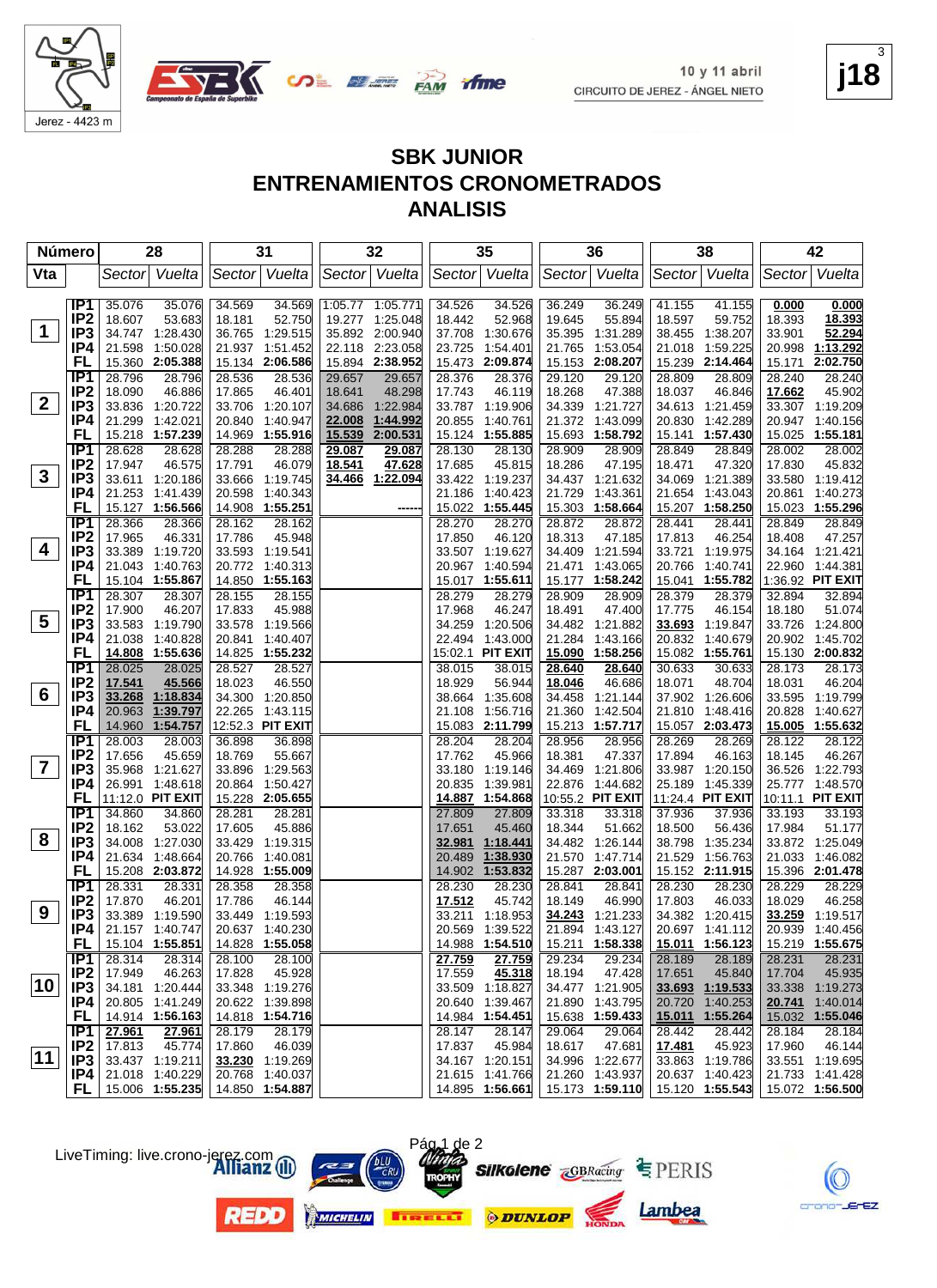10 y 11 abril
CIRCUITO DE JEREZ - ÁNGEL NIETO

j18

# SBK JUNIOR
## ENTRENAMIENTOS CRONOMETRADOS
## ANALISIS

| Vta | | 28 Sector | 28 Vuelta | 31 Sector | 31 Vuelta | 32 Sector | 32 Vuelta | 35 Sector | 35 Vuelta | 36 Sector | 36 Vuelta | 38 Sector | 38 Vuelta | 42 Sector | 42 Vuelta |
|---|---|---|---|---|---|---|---|---|---|---|---|---|---|---|---|
| 1 | IP1 | 35.076 | 35.076 | 34.569 | 34.569 | 1:05.77 | 1:05.771 | 34.526 | 34.526 | 36.249 | 36.249 | 41.155 | 41.155 | 0.000 | 0.000 |
| | IP2 | 18.607 | 53.683 | 18.181 | 52.750 | 19.277 | 1:25.048 | 18.442 | 52.968 | 19.645 | 55.894 | 18.597 | 59.752 | 18.393 | 18.393 |
| | IP3 | 34.747 | 1:28.430 | 36.765 | 1:29.515 | 35.892 | 2:00.940 | 37.708 | 1:30.676 | 35.395 | 1:31.289 | 38.455 | 1:38.207 | 33.901 | 52.294 |
| | IP4 | 21.598 | 1:50.028 | 21.937 | 1:51.452 | 22.118 | 2:23.058 | 23.725 | 1:54.401 | 21.765 | 1:53.054 | 21.018 | 1:59.225 | 20.998 | 1:13.292 |
| | FL | 15.360 | 2:05.388 | 15.134 | 2:06.586 | 15.894 | 2:38.952 | 15.473 | 2:09.874 | 15.153 | 2:08.207 | 15.239 | 2:14.464 | 15.171 | 2:02.750 |
| 2 | IP1 | 28.796 | 28.796 | 28.536 | 28.536 | 29.657 | 29.657 | 28.376 | 28.376 | 29.120 | 29.120 | 28.809 | 28.809 | 28.240 | 28.240 |
| | IP2 | 18.090 | 46.886 | 17.865 | 46.401 | 18.641 | 48.298 | 17.743 | 46.119 | 18.268 | 47.388 | 18.037 | 46.846 | 17.662 | 45.902 |
| | IP3 | 33.836 | 1:20.722 | 33.706 | 1:20.107 | 34.686 | 1:22.984 | 33.787 | 1:19.906 | 34.339 | 1:21.727 | 34.613 | 1:21.459 | 33.307 | 1:19.209 |
| | IP4 | 21.299 | 1:42.021 | 20.840 | 1:40.947 | 22.008 | 1:44.992 | 20.855 | 1:40.761 | 21.372 | 1:43.099 | 20.830 | 1:42.289 | 20.947 | 1:40.156 |
| | FL | 15.218 | 1:57.239 | 14.969 | 1:55.916 | 15.539 | 2:00.531 | 15.124 | 1:55.885 | 15.693 | 1:58.792 | 15.141 | 1:57.430 | 15.025 | 1:55.181 |
| 3 | IP1 | 28.628 | 28.628 | 28.288 | 28.288 | 29.087 | 29.087 | 28.130 | 28.130 | 28.909 | 28.909 | 28.849 | 28.849 | 28.002 | 28.002 |
| | IP2 | 17.947 | 46.575 | 17.791 | 46.079 | 18.541 | 47.628 | 17.685 | 45.815 | 18.286 | 47.195 | 18.471 | 47.320 | 17.830 | 45.832 |
| | IP3 | 33.611 | 1:20.186 | 33.666 | 1:19.745 | 34.466 | 1:22.094 | 33.422 | 1:19.237 | 34.437 | 1:21.632 | 34.069 | 1:21.389 | 33.580 | 1:19.412 |
| | IP4 | 21.253 | 1:41.439 | 20.598 | 1:40.343 | | | 21.186 | 1:40.423 | 21.729 | 1:43.361 | 21.654 | 1:43.043 | 20.861 | 1:40.273 |
| | FL | 15.127 | 1:56.566 | 14.908 | 1:55.251 | | ------ | 15.022 | 1:55.445 | 15.303 | 1:58.664 | 15.207 | 1:58.250 | 15.023 | 1:55.296 |
| 4 | IP1 | 28.366 | 28.366 | 28.162 | 28.162 | | | 28.270 | 28.270 | 28.872 | 28.872 | 28.441 | 28.441 | 28.849 | 28.849 |
| | IP2 | 17.965 | 46.331 | 17.786 | 45.948 | | | 17.850 | 46.120 | 18.313 | 47.185 | 17.813 | 46.254 | 18.408 | 47.257 |
| | IP3 | 33.389 | 1:19.720 | 33.593 | 1:19.541 | | | 33.507 | 1:19.627 | 34.409 | 1:21.594 | 33.721 | 1:19.975 | 34.164 | 1:21.421 |
| | IP4 | 21.043 | 1:40.763 | 20.772 | 1:40.313 | | | 20.967 | 1:40.594 | 21.471 | 1:43.065 | 20.766 | 1:40.741 | 22.960 | 1:44.381 |
| | FL | 15.104 | 1:55.867 | 14.850 | 1:55.163 | | | 15.017 | 1:55.611 | 15.177 | 1:58.242 | 15.041 | 1:55.782 | 1:36.92 | PIT EXIT |
| 5 | IP1 | 28.307 | 28.307 | 28.155 | 28.155 | | | 28.279 | 28.279 | 28.909 | 28.909 | 28.379 | 28.379 | 32.894 | 32.894 |
| | IP2 | 17.900 | 46.207 | 17.833 | 45.988 | | | 17.968 | 46.247 | 18.491 | 47.400 | 17.775 | 46.154 | 18.180 | 51.074 |
| | IP3 | 33.583 | 1:19.790 | 33.578 | 1:19.566 | | | 34.259 | 1:20.506 | 34.482 | 1:21.882 | 33.693 | 1:19.847 | 33.726 | 1:24.800 |
| | IP4 | 21.038 | 1:40.828 | 20.841 | 1:40.407 | | | 22.494 | 1:43.000 | 21.284 | 1:43.166 | 20.832 | 1:40.679 | 20.902 | 1:45.702 |
| | FL | 14.808 | 1:55.636 | 14.825 | 1:55.232 | | | 15:02.1 | PIT EXIT | 15.090 | 1:58.256 | 15.082 | 1:55.761 | 15.130 | 2:00.832 |
| 6 | IP1 | 28.025 | 28.025 | 28.527 | 28.527 | | | 38.015 | 38.015 | 28.640 | 28.640 | 30.633 | 30.633 | 28.173 | 28.173 |
| | IP2 | 17.541 | 45.566 | 18.023 | 46.550 | | | 18.929 | 56.944 | 18.046 | 46.686 | 18.071 | 48.704 | 18.031 | 46.204 |
| | IP3 | 33.268 | 1:18.834 | 34.300 | 1:20.850 | | | 38.664 | 1:35.608 | 34.458 | 1:21.144 | 37.902 | 1:26.606 | 33.595 | 1:19.799 |
| | IP4 | 20.963 | 1:39.797 | 22.265 | 1:43.115 | | | 21.108 | 1:56.716 | 21.360 | 1:42.504 | 21.810 | 1:48.416 | 20.828 | 1:40.627 |
| | FL | 14.960 | 1:54.757 | 12:52.3 | PIT EXIT | | | 15.083 | 2:11.799 | 15.213 | 1:57.717 | 15.057 | 2:03.473 | 15.005 | 1:55.632 |
| 7 | IP1 | 28.003 | 28.003 | 36.898 | 36.898 | | | 28.204 | 28.204 | 28.956 | 28.956 | 28.269 | 28.269 | 28.122 | 28.122 |
| | IP2 | 17.656 | 45.659 | 18.769 | 55.667 | | | 17.762 | 45.966 | 18.381 | 47.337 | 17.894 | 46.163 | 18.145 | 46.267 |
| | IP3 | 35.968 | 1:21.627 | 33.896 | 1:29.563 | | | 33.180 | 1:19.146 | 34.469 | 1:21.806 | 33.987 | 1:20.150 | 36.526 | 1:22.793 |
| | IP4 | 26.991 | 1:48.618 | 20.864 | 1:50.427 | | | 20.835 | 1:39.981 | 22.876 | 1:44.682 | 25.189 | 1:45.339 | 25.777 | 1:48.570 |
| | FL | 11:12.0 | PIT EXIT | 15.228 | 2:05.655 | | | 14.887 | 1:54.868 | 10:55.2 | PIT EXIT | 11:24.4 | PIT EXIT | 10:11.1 | PIT EXIT |
| 8 | IP1 | 34.860 | 34.860 | 28.281 | 28.281 | | | 27.809 | 27.809 | 33.318 | 33.318 | 37.936 | 37.936 | 33.193 | 33.193 |
| | IP2 | 18.162 | 53.022 | 17.605 | 45.886 | | | 17.651 | 45.460 | 18.344 | 51.662 | 18.500 | 56.436 | 17.984 | 51.177 |
| | IP3 | 34.008 | 1:27.030 | 33.429 | 1:19.315 | | | 32.981 | 1:18.441 | 34.482 | 1:26.144 | 38.798 | 1:35.234 | 33.872 | 1:25.049 |
| | IP4 | 21.634 | 1:48.664 | 20.766 | 1:40.081 | | | 20.489 | 1:38.930 | 21.570 | 1:47.714 | 21.529 | 1:56.763 | 21.033 | 1:46.082 |
| | FL | 15.208 | 2:03.872 | 14.928 | 1:55.009 | | | 14.902 | 1:53.832 | 15.287 | 2:03.001 | 15.152 | 2:11.915 | 15.396 | 2:01.478 |
| 9 | IP1 | 28.331 | 28.331 | 28.358 | 28.358 | | | 28.230 | 28.230 | 28.841 | 28.841 | 28.230 | 28.230 | 28.229 | 28.229 |
| | IP2 | 17.870 | 46.201 | 17.786 | 46.144 | | | 17.512 | 45.742 | 18.149 | 46.990 | 17.803 | 46.033 | 18.029 | 46.258 |
| | IP3 | 33.389 | 1:19.590 | 33.449 | 1:19.593 | | | 33.211 | 1:18.953 | 34.243 | 1:21.233 | 34.382 | 1:20.415 | 33.259 | 1:19.517 |
| | IP4 | 21.157 | 1:40.747 | 20.637 | 1:40.230 | | | 20.569 | 1:39.522 | 21.894 | 1:43.127 | 20.697 | 1:41.112 | 20.939 | 1:40.456 |
| | FL | 15.104 | 1:55.851 | 14.828 | 1:55.058 | | | 14.988 | 1:54.510 | 15.211 | 1:58.338 | 15.011 | 1:56.123 | 15.219 | 1:55.675 |
| 10 | IP1 | 28.314 | 28.314 | 28.100 | 28.100 | | | 27.759 | 27.759 | 29.234 | 29.234 | 28.189 | 28.189 | 28.231 | 28.231 |
| | IP2 | 17.949 | 46.263 | 17.828 | 45.928 | | | 17.559 | 45.318 | 18.194 | 47.428 | 17.651 | 45.840 | 17.704 | 45.935 |
| | IP3 | 34.181 | 1:20.444 | 33.348 | 1:19.276 | | | 33.509 | 1:18.827 | 34.477 | 1:21.905 | 33.693 | 1:19.533 | 33.338 | 1:19.273 |
| | IP4 | 20.805 | 1:41.249 | 20.622 | 1:39.898 | | | 20.640 | 1:39.467 | 21.890 | 1:43.795 | 20.720 | 1:40.253 | 20.741 | 1:40.014 |
| | FL | 14.914 | 1:56.163 | 14.818 | 1:54.716 | | | 14.984 | 1:54.451 | 15.638 | 1:59.433 | 15.011 | 1:55.264 | 15.032 | 1:55.046 |
| 11 | IP1 | 27.961 | 27.961 | 28.179 | 28.179 | | | 28.147 | 28.147 | 29.064 | 29.064 | 28.442 | 28.442 | 28.184 | 28.184 |
| | IP2 | 17.813 | 45.774 | 17.860 | 46.039 | | | 17.837 | 45.984 | 18.617 | 47.681 | 17.481 | 45.923 | 17.960 | 46.144 |
| | IP3 | 33.437 | 1:19.211 | 33.230 | 1:19.269 | | | 34.167 | 1:20.151 | 34.996 | 1:22.677 | 33.863 | 1:19.786 | 33.551 | 1:19.695 |
| | IP4 | 21.018 | 1:40.229 | 20.768 | 1:40.037 | | | 21.615 | 1:41.766 | 21.260 | 1:43.937 | 20.637 | 1:40.423 | 21.733 | 1:41.428 |
| | FL | 15.006 | 1:55.235 | 14.850 | 1:54.887 | | | 14.895 | 1:56.661 | 15.173 | 1:59.110 | 15.120 | 1:55.543 | 15.072 | 1:56.500 |

LiveTiming: live.crono-jerez.com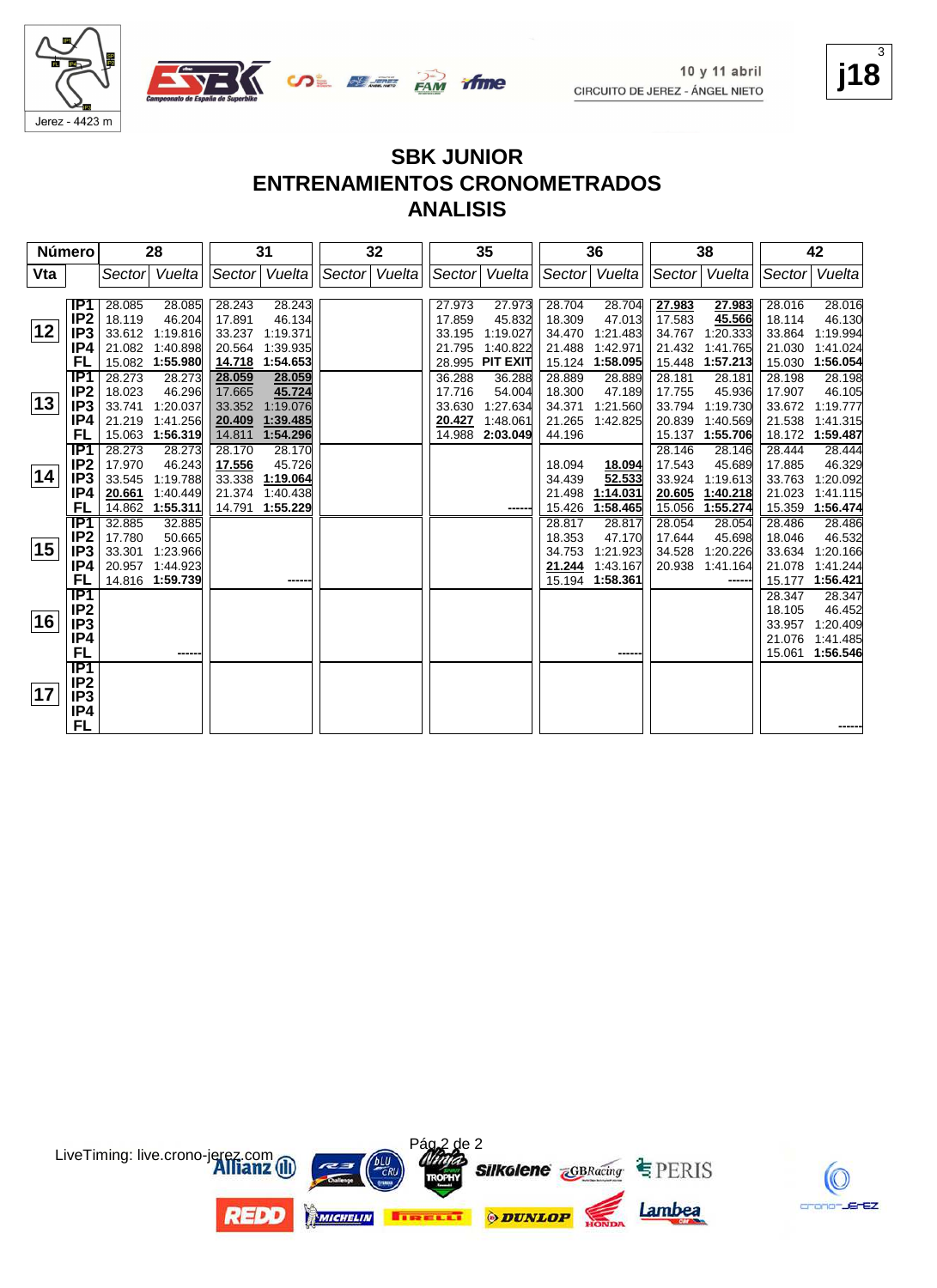Jerez - 4423 m

10 y 11 abril
CIRCUITO DE JEREZ - ÁNGEL NIETO

j18

# SBK JUNIOR
## ENTRENAMIENTOS CRONOMETRADOS
## ANALISIS

| Número | | 28 | | 31 | | 32 | | 35 | | 36 | | 38 | | 42 | |
|---|---|---|---|---|---|---|---|---|---|---|---|---|---|---|---|
| Vta | | Sector | Vuelta | Sector | Vuelta | Sector | Vuelta | Sector | Vuelta | Sector | Vuelta | Sector | Vuelta | Sector | Vuelta |
| 12 | IP1 | 28.085 | 28.085 | 28.243 | 28.243 | | | 27.973 | 27.973 | 28.704 | 28.704 | **27.983** | **27.983** | 28.016 | 28.016 |
| | IP2 | 18.119 | 46.204 | 17.891 | 46.134 | | | 17.859 | 45.832 | 18.309 | 47.013 | 17.583 | **45.566** | 18.114 | 46.130 |
| | IP3 | 33.612 | 1:19.816 | 33.237 | 1:19.371 | | | 33.195 | 1:19.027 | 34.470 | 1:21.483 | 34.767 | 1:20.333 | 33.864 | 1:19.994 |
| | IP4 | 21.082 | 1:40.898 | 20.564 | 1:39.935 | | | 21.795 | 1:40.822 | 21.488 | 1:42.971 | 21.432 | 1:41.765 | 21.030 | 1:41.024 |
| | FL | 15.082 | **1:55.980** | **14.718** | **1:54.653** | | | 28.995 | **PIT EXIT** | 15.124 | **1:58.095** | 15.448 | **1:57.213** | 15.030 | **1:56.054** |
| 13 | IP1 | 28.273 | 28.273 | **28.059** | **28.059** | | | 36.288 | 36.288 | 28.889 | 28.889 | 28.181 | 28.181 | 28.198 | 28.198 |
| | IP2 | 18.023 | 46.296 | 17.665 | **45.724** | | | 17.716 | 54.004 | 18.300 | 47.189 | 17.755 | 45.936 | 17.907 | 46.105 |
| | IP3 | 33.741 | 1:20.037 | 33.352 | 1:19.076 | | | 33.630 | 1:27.634 | 34.371 | 1:21.560 | 33.794 | 1:19.730 | 33.672 | 1:19.777 |
| | IP4 | 21.219 | 1:41.256 | **20.409** | **1:39.485** | | | **20.427** | 1:48.061 | 21.265 | 1:42.825 | 20.839 | 1:40.569 | 21.538 | 1:41.315 |
| | FL | 15.063 | **1:56.319** | 14.811 | **1:54.296** | | | 14.988 | **2:03.049** | 44.196 | | 15.137 | **1:55.706** | 18.172 | **1:59.487** |
| 14 | IP1 | 28.273 | 28.273 | 28.170 | 28.170 | | | | | | | 28.146 | 28.146 | 28.444 | 28.444 |
| | IP2 | 17.970 | 46.243 | **17.556** | 45.726 | | | | | 18.094 | **18.094** | 17.543 | 45.689 | 17.885 | 46.329 |
| | IP3 | 33.545 | 1:19.788 | 33.338 | **1:19.064** | | | | | 34.439 | **52.533** | 33.924 | 1:19.613 | 33.763 | 1:20.092 |
| | IP4 | **20.661** | 1:40.449 | 21.374 | 1:40.438 | | | | | 21.498 | **1:14.031** | **20.605** | **1:40.218** | 21.023 | 1:41.115 |
| | FL | 14.862 | **1:55.311** | 14.791 | **1:55.229** | | | | ------ | 15.426 | **1:58.465** | 15.056 | **1:55.274** | 15.359 | **1:56.474** |
| 15 | IP1 | 32.885 | 32.885 | | | | | | | 28.817 | 28.817 | 28.054 | 28.054 | 28.486 | 28.486 |
| | IP2 | 17.780 | 50.665 | | | | | | | 18.353 | 47.170 | 17.644 | 45.698 | 18.046 | 46.532 |
| | IP3 | 33.301 | 1:23.966 | | | | | | | 34.753 | 1:21.923 | 34.528 | 1:20.226 | 33.634 | 1:20.166 |
| | IP4 | 20.957 | 1:44.923 | | | | | | | **21.244** | 1:43.167 | 20.938 | 1:41.164 | 21.078 | 1:41.244 |
| | FL | 14.816 | **1:59.739** | | ------ | | | | | 15.194 | **1:58.361** | | ------ | 15.177 | **1:56.421** |
| 16 | IP1 | | | | | | | | | | | | | 28.347 | 28.347 |
| | IP2 | | | | | | | | | | | | | 18.105 | 46.452 |
| | IP3 | | | | | | | | | | | | | 33.957 | 1:20.409 |
| | IP4 | | | | | | | | | | | | | 21.076 | 1:41.485 |
| | FL | | ------ | | | | | | | | ------ | | | 15.061 | **1:56.546** |
| 17 | IP1 | | | | | | | | | | | | | | |
| | IP2 | | | | | | | | | | | | | | |
| | IP3 | | | | | | | | | | | | | | |
| | IP4 | | | | | | | | | | | | | | |
| | FL | | | | | | | | | | | | | | ------ |

LiveTiming: live.crono-jerez.com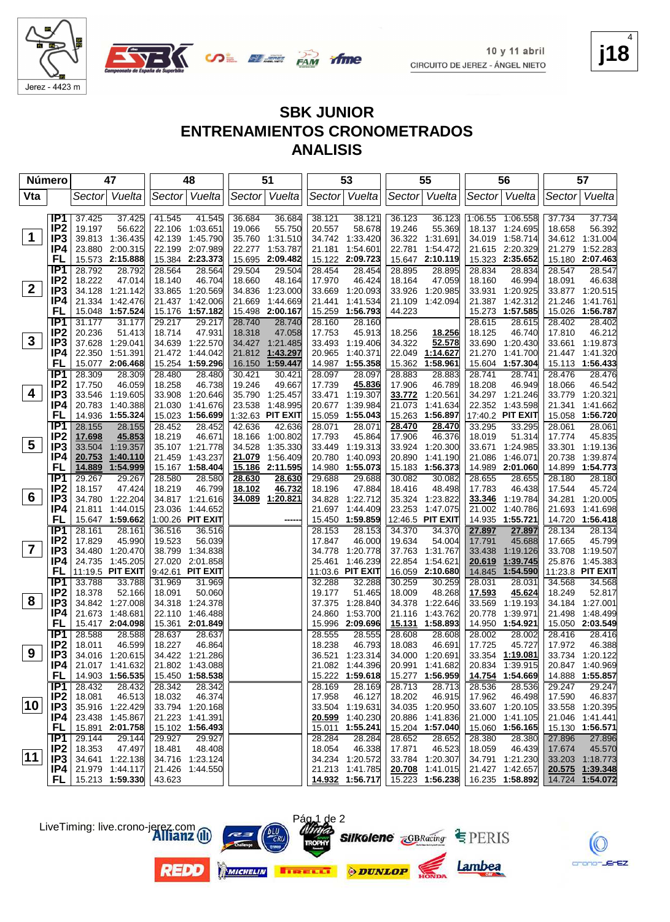# SBK JUNIOR
# ENTRENAMIENTOS CRONOMETRADOS
# ANALISIS

10 y 11 abril
CIRCUITO DE JEREZ - ÁNGEL NIETO

| Número | | 47 | | 48 | | 51 | | 53 | | 55 | | 56 | | 57 | |
|---|---|---|---|---|---|---|---|---|---|---|---|---|---|---|---|
| Vta | | Sector | Vuelta | Sector | Vuelta | Sector | Vuelta | Sector | Vuelta | Sector | Vuelta | Sector | Vuelta | Sector | Vuelta |
| 1 | IP1 | 37.425 | 37.425 | 41.545 | 41.545 | 36.684 | 36.684 | 38.121 | 38.121 | 36.123 | 36.123 | 1:06.55 | 1:06.558 | 37.734 | 37.734 |
| | IP2 | 19.197 | 56.622 | 22.106 | 1:03.651 | 19.066 | 55.750 | 20.557 | 58.678 | 19.246 | 55.369 | 18.137 | 1:24.695 | 18.658 | 56.392 |
| | IP3 | 39.813 | 1:36.435 | 42.139 | 1:45.790 | 35.760 | 1:31.510 | 34.742 | 1:33.420 | 36.322 | 1:31.691 | 34.019 | 1:58.714 | 34.612 | 1:31.004 |
| | IP4 | 23.880 | 2:00.315 | 22.199 | 2:07.989 | 22.277 | 1:53.787 | 21.181 | 1:54.601 | 22.781 | 1:54.472 | 21.615 | 2:20.329 | 21.279 | 1:52.283 |
| | FL | 15.573 | 2:15.888 | 15.384 | 2:23.373 | 15.695 | 2:09.482 | 15.122 | 2:09.723 | 15.647 | 2:10.119 | 15.323 | 2:35.652 | 15.180 | 2:07.463 |
| 2 | IP1 | 28.792 | 28.792 | 28.564 | 28.564 | 29.504 | 29.504 | 28.454 | 28.454 | 28.895 | 28.895 | 28.834 | 28.834 | 28.547 | 28.547 |
| | IP2 | 18.222 | 47.014 | 18.140 | 46.704 | 18.660 | 48.164 | 17.970 | 46.424 | 18.164 | 47.059 | 18.160 | 46.994 | 18.091 | 46.638 |
| | IP3 | 34.128 | 1:21.142 | 33.865 | 1:20.569 | 34.836 | 1:23.000 | 33.669 | 1:20.093 | 33.926 | 1:20.985 | 33.931 | 1:20.925 | 33.877 | 1:20.515 |
| | IP4 | 21.334 | 1:42.476 | 21.437 | 1:42.006 | 21.669 | 1:44.669 | 21.441 | 1:41.534 | 21.109 | 1:42.094 | 21.387 | 1:42.312 | 21.246 | 1:41.761 |
| | FL | 15.048 | 1:57.524 | 15.176 | 1:57.182 | 15.498 | 2:00.167 | 15.259 | 1:56.793 | 44.223 | | 15.273 | 1:57.585 | 15.026 | 1:56.787 |
| 3 | IP1 | 31.177 | 31.177 | 29.217 | 29.217 | 28.740 | 28.740 | 28.160 | 28.160 | | | 28.615 | 28.615 | 28.402 | 28.402 |
| | IP2 | 20.236 | 51.413 | 18.714 | 47.931 | 18.318 | 47.058 | 17.753 | 45.913 | 18.256 | 18.256 | 18.125 | 46.740 | 17.810 | 46.212 |
| | IP3 | 37.628 | 1:29.041 | 34.639 | 1:22.570 | 34.427 | 1:21.485 | 33.493 | 1:19.406 | 34.322 | 52.578 | 33.690 | 1:20.430 | 33.661 | 1:19.873 |
| | IP4 | 22.350 | 1:51.391 | 21.472 | 1:44.042 | 21.812 | 1:43.297 | 20.965 | 1:40.371 | 22.049 | 1:14.627 | 21.270 | 1:41.700 | 21.447 | 1:41.320 |
| | FL | 15.077 | 2:06.468 | 15.254 | 1:59.296 | 16.150 | 1:59.447 | 14.987 | 1:55.358 | 15.362 | 1:58.961 | 15.604 | 1:57.304 | 15.113 | 1:56.433 |
| 4 | IP1 | 28.309 | 28.309 | 28.480 | 28.480 | 30.421 | 30.421 | 28.097 | 28.097 | 28.883 | 28.883 | 28.741 | 28.741 | 28.476 | 28.476 |
| | IP2 | 17.750 | 46.059 | 18.258 | 46.738 | 19.246 | 49.667 | 17.739 | 45.836 | 17.906 | 46.789 | 18.208 | 46.949 | 18.066 | 46.542 |
| | IP3 | 33.546 | 1:19.605 | 33.908 | 1:20.646 | 35.790 | 1:25.457 | 33.471 | 1:19.307 | 33.772 | 1:20.561 | 34.297 | 1:21.246 | 33.779 | 1:20.321 |
| | IP4 | 20.783 | 1:40.388 | 21.030 | 1:41.676 | 23.538 | 1:48.995 | 20.677 | 1:39.984 | 21.073 | 1:41.634 | 22.352 | 1:43.598 | 21.341 | 1:41.662 |
| | FL | 14.936 | 1:55.324 | 15.023 | 1:56.699 | 1:32.63 | PIT EXIT | 15.059 | 1:55.043 | 15.263 | 1:56.897 | 17:40.2 | PIT EXIT | 15.058 | 1:56.720 |
| 5 | IP1 | 28.155 | 28.155 | 28.452 | 28.452 | 42.636 | 42.636 | 28.071 | 28.071 | 28.470 | 28.470 | 33.295 | 33.295 | 28.061 | 28.061 |
| | IP2 | 17.698 | 45.853 | 18.219 | 46.671 | 18.166 | 1:00.802 | 17.793 | 45.864 | 17.906 | 46.376 | 18.019 | 51.314 | 17.774 | 45.835 |
| | IP3 | 33.504 | 1:19.357 | 35.107 | 1:21.778 | 34.528 | 1:35.330 | 33.449 | 1:19.313 | 33.924 | 1:20.300 | 33.671 | 1:24.985 | 33.301 | 1:19.136 |
| | IP4 | 20.753 | 1:40.110 | 21.459 | 1:43.237 | 21.079 | 1:56.409 | 20.780 | 1:40.093 | 20.890 | 1:41.190 | 21.086 | 1:46.071 | 20.738 | 1:39.874 |
| | FL | 14.889 | 1:54.999 | 15.167 | 1:58.404 | 15.186 | 2:11.595 | 14.980 | 1:55.073 | 15.183 | 1:56.373 | 14.989 | 2:01.060 | 14.899 | 1:54.773 |
| 6 | IP1 | 29.267 | 29.267 | 28.580 | 28.580 | 28.630 | 28.630 | 29.688 | 29.688 | 30.082 | 30.082 | 28.655 | 28.655 | 28.180 | 28.180 |
| | IP2 | 18.157 | 47.424 | 18.219 | 46.799 | 18.102 | 46.732 | 18.196 | 47.884 | 18.416 | 48.498 | 17.783 | 46.438 | 17.544 | 45.724 |
| | IP3 | 34.780 | 1:22.204 | 34.817 | 1:21.616 | 34.089 | 1:20.821 | 34.828 | 1:22.712 | 35.324 | 1:23.822 | 33.346 | 1:19.784 | 34.281 | 1:20.005 |
| | IP4 | 21.811 | 1:44.015 | 23.036 | 1:44.652 | | | 21.697 | 1:44.409 | 23.253 | 1:47.075 | 21.002 | 1:40.786 | 21.693 | 1:41.698 |
| | FL | 15.647 | 1:59.662 | 1:00.26 | PIT EXIT | | ------ | 15.450 | 1:59.859 | 12:46.5 | PIT EXIT | 14.935 | 1:55.721 | 14.720 | 1:56.418 |
| 7 | IP1 | 28.161 | 28.161 | 36.516 | 36.516 | | | 28.153 | 28.153 | 34.370 | 34.370 | 27.897 | 27.897 | 28.134 | 28.134 |
| | IP2 | 17.829 | 45.990 | 19.523 | 56.039 | | | 17.847 | 46.000 | 19.634 | 54.004 | 17.791 | 45.688 | 17.665 | 45.799 |
| | IP3 | 34.480 | 1:20.470 | 38.799 | 1:34.838 | | | 34.778 | 1:20.778 | 37.763 | 1:31.767 | 33.438 | 1:19.126 | 33.708 | 1:19.507 |
| | IP4 | 24.735 | 1:45.205 | 27.020 | 2:01.858 | | | 25.461 | 1:46.239 | 22.854 | 1:54.621 | 20.619 | 1:39.745 | 25.876 | 1:45.383 |
| | FL | 11:19.5 | PIT EXIT | 9:42.61 | PIT EXIT | | | 11:03.6 | PIT EXIT | 16.059 | 2:10.680 | 14.845 | 1:54.590 | 11:23.8 | PIT EXIT |
| 8 | IP1 | 33.788 | 33.788 | 31.969 | 31.969 | | | 32.288 | 32.288 | 30.259 | 30.259 | 28.031 | 28.031 | 34.568 | 34.568 |
| | IP2 | 18.378 | 52.166 | 18.091 | 50.060 | | | 19.177 | 51.465 | 18.009 | 48.268 | 17.593 | 45.624 | 18.249 | 52.817 |
| | IP3 | 34.842 | 1:27.008 | 34.318 | 1:24.378 | | | 37.375 | 1:28.840 | 34.378 | 1:22.646 | 33.569 | 1:19.193 | 34.184 | 1:27.001 |
| | IP4 | 21.673 | 1:48.681 | 22.110 | 1:46.488 | | | 24.860 | 1:53.700 | 21.116 | 1:43.762 | 20.778 | 1:39.971 | 21.498 | 1:48.499 |
| | FL | 15.417 | 2:04.098 | 15.361 | 2:01.849 | | | 15.996 | 2:09.696 | 15.131 | 1:58.893 | 14.950 | 1:54.921 | 15.050 | 2:03.549 |
| 9 | IP1 | 28.588 | 28.588 | 28.637 | 28.637 | | | 28.555 | 28.555 | 28.608 | 28.608 | 28.002 | 28.002 | 28.416 | 28.416 |
| | IP2 | 18.011 | 46.599 | 18.227 | 46.864 | | | 18.238 | 46.793 | 18.083 | 46.691 | 17.725 | 45.727 | 17.972 | 46.388 |
| | IP3 | 34.016 | 1:20.615 | 34.422 | 1:21.286 | | | 36.521 | 1:23.314 | 34.000 | 1:20.691 | 33.354 | 1:19.081 | 33.734 | 1:20.122 |
| | IP4 | 21.017 | 1:41.632 | 21.802 | 1:43.088 | | | 21.082 | 1:44.396 | 20.991 | 1:41.682 | 20.834 | 1:39.915 | 20.847 | 1:40.969 |
| | FL | 14.903 | 1:56.535 | 15.450 | 1:58.538 | | | 15.222 | 1:59.618 | 15.277 | 1:56.959 | 14.754 | 1:54.669 | 14.888 | 1:55.857 |
| 10 | IP1 | 28.432 | 28.432 | 28.342 | 28.342 | | | 28.169 | 28.169 | 28.713 | 28.713 | 28.536 | 28.536 | 29.247 | 29.247 |
| | IP2 | 18.081 | 46.513 | 18.032 | 46.374 | | | 17.958 | 46.127 | 18.202 | 46.915 | 17.962 | 46.498 | 17.590 | 46.837 |
| | IP3 | 35.916 | 1:22.429 | 33.794 | 1:20.168 | | | 33.504 | 1:19.631 | 34.035 | 1:20.950 | 33.607 | 1:20.105 | 33.558 | 1:20.395 |
| | IP4 | 23.438 | 1:45.867 | 21.223 | 1:41.391 | | | 20.599 | 1:40.230 | 20.886 | 1:41.836 | 21.000 | 1:41.105 | 21.046 | 1:41.441 |
| | FL | 15.891 | 2:01.758 | 15.102 | 1:56.493 | | | 15.011 | 1:55.241 | 15.204 | 1:57.040 | 15.060 | 1:56.165 | 15.130 | 1:56.571 |
| 11 | IP1 | 29.144 | 29.144 | 29.927 | 29.927 | | | 28.284 | 28.284 | 28.652 | 28.652 | 28.380 | 28.380 | 27.896 | 27.896 |
| | IP2 | 18.353 | 47.497 | 18.481 | 48.408 | | | 18.054 | 46.338 | 17.871 | 46.523 | 18.059 | 46.439 | 17.674 | 45.570 |
| | IP3 | 34.641 | 1:22.138 | 34.716 | 1:23.124 | | | 34.234 | 1:20.572 | 33.784 | 1:20.307 | 34.791 | 1:21.230 | 33.203 | 1:18.773 |
| | IP4 | 21.979 | 1:44.117 | 21.426 | 1:44.550 | | | 21.213 | 1:41.785 | 20.708 | 1:41.015 | 21.427 | 1:42.657 | 20.575 | 1:39.348 |
| | FL | 15.213 | 1:59.330 | 43.623 | | | | 14.932 | 1:56.717 | 15.223 | 1:56.238 | 16.235 | 1:58.892 | 14.724 | 1:54.072 |

LiveTiming: live.crono-jerez.com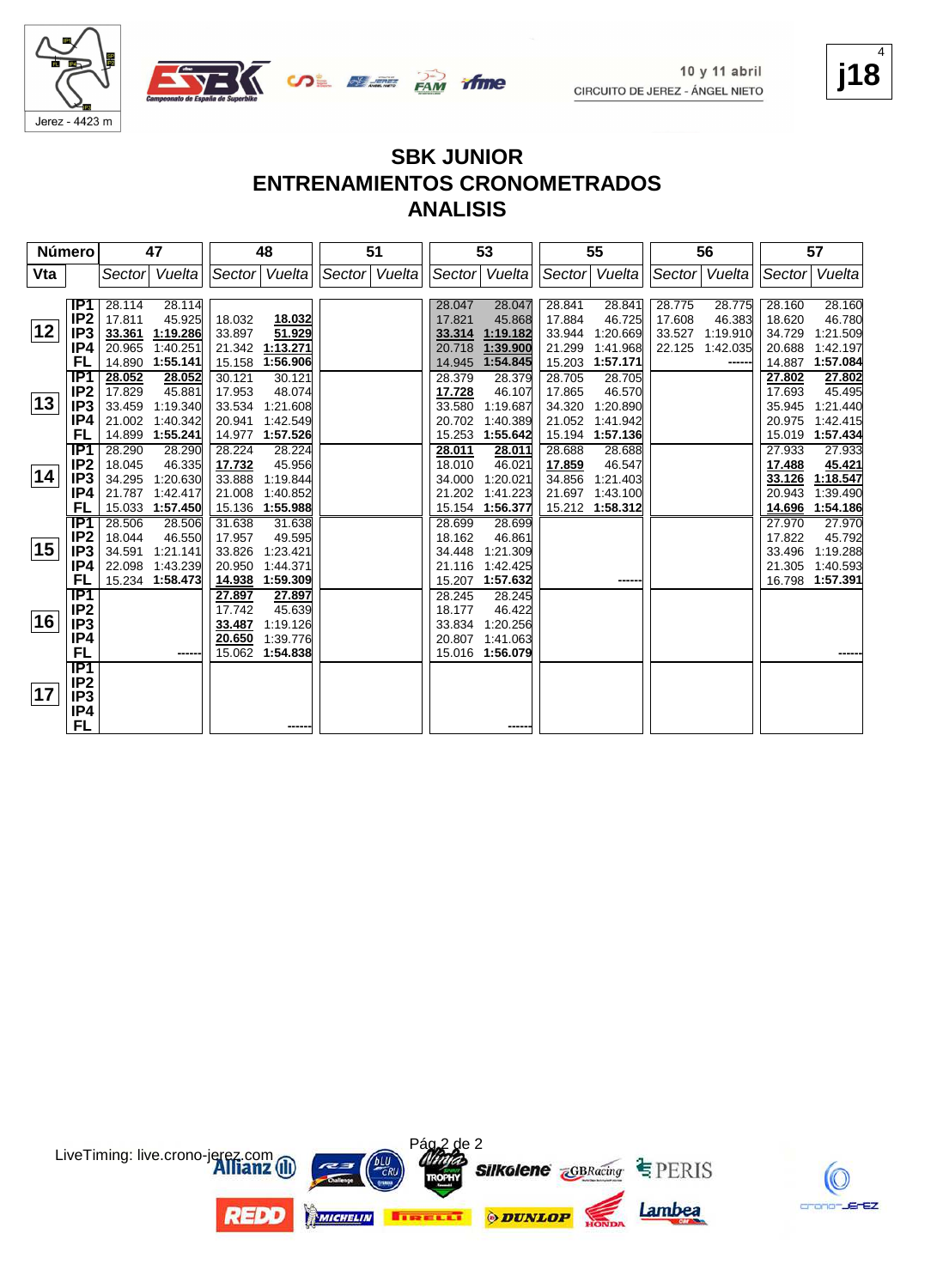# SBK JUNIOR

## ENTRENAMIENTOS CRONOMETRADOS

## ANALISIS

| Número | | 47 | | 48 | | 51 | | 53 | | 55 | | 56 | | 57 | |
|---|---|---|---|---|---|---|---|---|---|---|---|---|---|---|---|
| Vta | | Sector | Vuelta | Sector | Vuelta | Sector | Vuelta | Sector | Vuelta | Sector | Vuelta | Sector | Vuelta | Sector | Vuelta |
| 12 | IP1 | 28.114 | 28.114 | | | | | 28.047 | 28.047 | 28.841 | 28.841 | 28.775 | 28.775 | 28.160 | 28.160 |
| | IP2 | 17.811 | 45.925 | 18.032 | 18.032 | | | 17.821 | 45.868 | 17.884 | 46.725 | 17.608 | 46.383 | 18.620 | 46.780 |
| | IP3 | 33.361 | 1:19.286 | 33.897 | 51.929 | | | 33.314 | 1:19.182 | 33.944 | 1:20.669 | 33.527 | 1:19.910 | 34.729 | 1:21.509 |
| | IP4 | 20.965 | 1:40.251 | 21.342 | 1:13.271 | | | 20.718 | 1:39.900 | 21.299 | 1:41.968 | 22.125 | 1:42.035 | 20.688 | 1:42.197 |
| | FL | 14.890 | 1:55.141 | 15.158 | 1:56.906 | | | 14.945 | 1:54.845 | 15.203 | 1:57.171 | | ------ | 14.887 | 1:57.084 |
| 13 | IP1 | 28.052 | 28.052 | 30.121 | 30.121 | | | 28.379 | 28.379 | 28.705 | 28.705 | | | 27.802 | 27.802 |
| | IP2 | 17.829 | 45.881 | 17.953 | 48.074 | | | 17.728 | 46.107 | 17.865 | 46.570 | | | 17.693 | 45.495 |
| | IP3 | 33.459 | 1:19.340 | 33.534 | 1:21.608 | | | 33.580 | 1:19.687 | 34.320 | 1:20.890 | | | 35.945 | 1:21.440 |
| | IP4 | 21.002 | 1:40.342 | 20.941 | 1:42.549 | | | 20.702 | 1:40.389 | 21.052 | 1:41.942 | | | 20.975 | 1:42.415 |
| | FL | 14.899 | 1:55.241 | 14.977 | 1:57.526 | | | 15.253 | 1:55.642 | 15.194 | 1:57.136 | | | 15.019 | 1:57.434 |
| 14 | IP1 | 28.290 | 28.290 | 28.224 | 28.224 | | | 28.011 | 28.011 | 28.688 | 28.688 | | | 27.933 | 27.933 |
| | IP2 | 18.045 | 46.335 | 17.732 | 45.956 | | | 18.010 | 46.021 | 17.859 | 46.547 | | | 17.488 | 45.421 |
| | IP3 | 34.295 | 1:20.630 | 33.888 | 1:19.844 | | | 34.000 | 1:20.021 | 34.856 | 1:21.403 | | | 33.126 | 1:18.547 |
| | IP4 | 21.787 | 1:42.417 | 21.008 | 1:40.852 | | | 21.202 | 1:41.223 | 21.697 | 1:43.100 | | | 20.943 | 1:39.490 |
| | FL | 15.033 | 1:57.450 | 15.136 | 1:55.988 | | | 15.154 | 1:56.377 | 15.212 | 1:58.312 | | | 14.696 | 1:54.186 |
| 15 | IP1 | 28.506 | 28.506 | 31.638 | 31.638 | | | 28.699 | 28.699 | | | | | 27.970 | 27.970 |
| | IP2 | 18.044 | 46.550 | 17.957 | 49.595 | | | 18.162 | 46.861 | | | | | 17.822 | 45.792 |
| | IP3 | 34.591 | 1:21.141 | 33.826 | 1:23.421 | | | 34.448 | 1:21.309 | | | | | 33.496 | 1:19.288 |
| | IP4 | 22.098 | 1:43.239 | 20.950 | 1:44.371 | | | 21.116 | 1:42.425 | | | | | 21.305 | 1:40.593 |
| | FL | 15.234 | 1:58.473 | 14.938 | 1:59.309 | | | 15.207 | 1:57.632 | | ------ | | | 16.798 | 1:57.391 |
| 16 | IP1 | | | 27.897 | 27.897 | | | 28.245 | 28.245 | | | | | | |
| | IP2 | | | 17.742 | 45.639 | | | 18.177 | 46.422 | | | | | | |
| | IP3 | | | 33.487 | 1:19.126 | | | 33.834 | 1:20.256 | | | | | | |
| | IP4 | | | 20.650 | 1:39.776 | | | 20.807 | 1:41.063 | | | | | | |
| | FL | | ------ | 15.062 | 1:54.838 | | | 15.016 | 1:56.079 | | | | | | ------ |
| 17 | IP1 | | | | | | | | | | | | | | |
| | IP2 | | | | | | | | | | | | | | |
| | IP3 | | | | | | | | | | | | | | |
| | IP4 | | | | | | | | | | | | | | |
| | FL | | | | ------ | | | | ------ | | | | | | |

LiveTiming: live.crono-jerez.com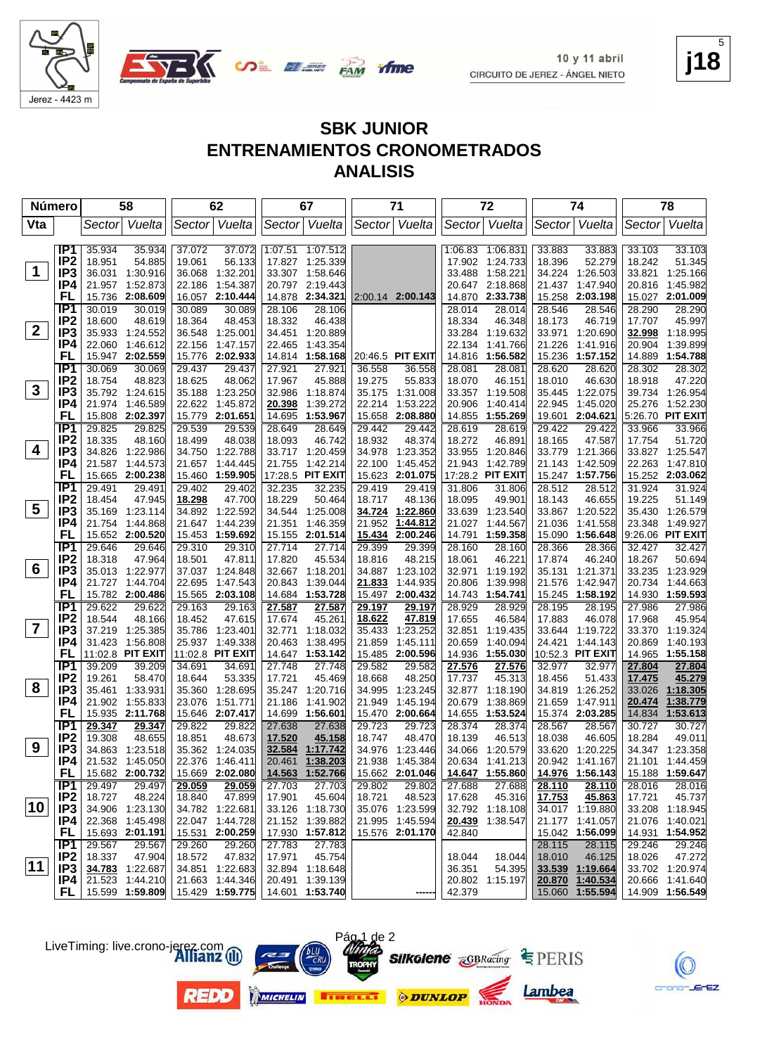# SBK JUNIOR
# ENTRENAMIENTOS CRONOMETRADOS
# ANALISIS

10 y 11 abril
CIRCUITO DE JEREZ - ÁNGEL NIETO

j18

Jerez - 4423 m

| Número | | 58 | | 62 | | 67 | | 71 | | 72 | | 74 | | 78 | |
|---|---|---|---|---|---|---|---|---|---|---|---|---|---|---|---|
| Vta | | Sector | Vuelta | Sector | Vuelta | Sector | Vuelta | Sector | Vuelta | Sector | Vuelta | Sector | Vuelta | Sector | Vuelta |
| 1 | IP1 | 35.934 | 35.934 | 37.072 | 37.072 | 1:07.51 | 1:07.512 | | | 1:06.83 | 1:06.831 | 33.883 | 33.883 | 33.103 | 33.103 |
| | IP2 | 18.951 | 54.885 | 19.061 | 56.133 | 17.827 | 1:25.339 | | | 17.902 | 1:24.733 | 18.396 | 52.279 | 18.242 | 51.345 |
| | IP3 | 36.031 | 1:30.916 | 36.068 | 1:32.201 | 33.307 | 1:58.646 | | | 33.488 | 1:58.221 | 34.224 | 1:26.503 | 33.821 | 1:25.166 |
| | IP4 | 21.957 | 1:52.873 | 22.186 | 1:54.387 | 20.797 | 2:19.443 | | | 20.647 | 2:18.868 | 21.437 | 1:47.940 | 20.816 | 1:45.982 |
| | FL | 15.736 | 2:08.609 | 16.057 | 2:10.444 | 14.878 | 2:34.321 | 2:00.14 | 2:00.143 | 14.870 | 2:33.738 | 15.258 | 2:03.198 | 15.027 | 2:01.009 |
| 2 | IP1 | 30.019 | 30.019 | 30.089 | 30.089 | 28.106 | 28.106 | | | 28.014 | 28.014 | 28.546 | 28.546 | 28.290 | 28.290 |
| | IP2 | 18.600 | 48.619 | 18.364 | 48.453 | 18.332 | 46.438 | | | 18.334 | 46.348 | 18.173 | 46.719 | 17.707 | 45.997 |
| | IP3 | 35.933 | 1:24.552 | 36.548 | 1:25.001 | 34.451 | 1:20.889 | | | 33.284 | 1:19.632 | 33.971 | 1:20.690 | 32.998 | 1:18.995 |
| | IP4 | 22.060 | 1:46.612 | 22.156 | 1:47.157 | 22.465 | 1:43.354 | | | 22.134 | 1:41.766 | 21.226 | 1:41.916 | 20.904 | 1:39.899 |
| | FL | 15.947 | 2:02.559 | 15.776 | 2:02.933 | 14.814 | 1:58.168 | 20:46.5 | PIT EXIT | 14.816 | 1:56.582 | 15.236 | 1:57.152 | 14.889 | 1:54.788 |
| 3 | IP1 | 30.069 | 30.069 | 29.437 | 29.437 | 27.921 | 27.921 | 36.558 | 36.558 | 28.081 | 28.081 | 28.620 | 28.620 | 28.302 | 28.302 |
| | IP2 | 18.754 | 48.823 | 18.625 | 48.062 | 17.967 | 45.888 | 19.275 | 55.833 | 18.070 | 46.151 | 18.010 | 46.630 | 18.918 | 47.220 |
| | IP3 | 35.792 | 1:24.615 | 35.188 | 1:23.250 | 32.986 | 1:18.874 | 35.175 | 1:31.008 | 33.357 | 1:19.508 | 35.445 | 1:22.075 | 39.734 | 1:26.954 |
| | IP4 | 21.974 | 1:46.589 | 22.622 | 1:45.872 | 20.398 | 1:39.272 | 22.214 | 1:53.222 | 20.906 | 1:40.414 | 22.945 | 1:45.020 | 25.276 | 1:52.230 |
| | FL | 15.808 | 2:02.397 | 15.779 | 2:01.651 | 14.695 | 1:53.967 | 15.658 | 2:08.880 | 14.855 | 1:55.269 | 19.601 | 2:04.621 | 5:26.70 | PIT EXIT |
| 4 | IP1 | 29.825 | 29.825 | 29.539 | 29.539 | 28.649 | 28.649 | 29.442 | 29.442 | 28.619 | 28.619 | 29.422 | 29.422 | 33.966 | 33.966 |
| | IP2 | 18.335 | 48.160 | 18.499 | 48.038 | 18.093 | 46.742 | 18.932 | 48.374 | 18.272 | 46.891 | 18.165 | 47.587 | 17.754 | 51.720 |
| | IP3 | 34.826 | 1:22.986 | 34.750 | 1:22.788 | 33.717 | 1:20.459 | 34.978 | 1:23.352 | 33.955 | 1:20.846 | 33.779 | 1:21.366 | 33.827 | 1:25.547 |
| | IP4 | 21.587 | 1:44.573 | 21.657 | 1:44.445 | 21.755 | 1:42.214 | 22.100 | 1:45.452 | 21.943 | 1:42.789 | 21.143 | 1:42.509 | 22.263 | 1:47.810 |
| | FL | 15.665 | 2:00.238 | 15.460 | 1:59.905 | 17:28.5 | PIT EXIT | 15.623 | 2:01.075 | 17:28.2 | PIT EXIT | 15.247 | 1:57.756 | 15.252 | 2:03.062 |
| 5 | IP1 | 29.491 | 29.491 | 29.402 | 29.402 | 32.235 | 32.235 | 29.419 | 29.419 | 31.806 | 31.806 | 28.512 | 28.512 | 31.924 | 31.924 |
| | IP2 | 18.454 | 47.945 | 18.298 | 47.700 | 18.229 | 50.464 | 18.717 | 48.136 | 18.095 | 49.901 | 18.143 | 46.655 | 19.225 | 51.149 |
| | IP3 | 35.169 | 1:23.114 | 34.892 | 1:22.592 | 34.544 | 1:25.008 | 34.724 | 1:22.860 | 33.639 | 1:23.540 | 33.867 | 1:20.522 | 35.430 | 1:26.579 |
| | IP4 | 21.754 | 1:44.868 | 21.647 | 1:44.239 | 21.351 | 1:46.359 | 21.952 | 1:44.812 | 21.027 | 1:44.567 | 21.036 | 1:41.558 | 23.348 | 1:49.927 |
| | FL | 15.652 | 2:00.520 | 15.453 | 1:59.692 | 15.155 | 2:01.514 | 15.434 | 2:00.246 | 14.791 | 1:59.358 | 15.090 | 1:56.648 | 9:26.06 | PIT EXIT |
| 6 | IP1 | 29.646 | 29.646 | 29.310 | 29.310 | 27.714 | 27.714 | 29.399 | 29.399 | 28.160 | 28.160 | 28.366 | 28.366 | 32.427 | 32.427 |
| | IP2 | 18.318 | 47.964 | 18.501 | 47.811 | 17.820 | 45.534 | 18.816 | 48.215 | 18.061 | 46.221 | 17.874 | 46.240 | 18.267 | 50.694 |
| | IP3 | 35.013 | 1:22.977 | 37.037 | 1:24.848 | 32.667 | 1:18.201 | 34.887 | 1:23.102 | 32.971 | 1:19.192 | 35.131 | 1:21.371 | 33.235 | 1:23.929 |
| | IP4 | 21.727 | 1:44.704 | 22.695 | 1:47.543 | 20.843 | 1:39.044 | 21.833 | 1:44.935 | 20.806 | 1:39.998 | 21.576 | 1:42.947 | 20.734 | 1:44.663 |
| | FL | 15.782 | 2:00.486 | 15.565 | 2:03.108 | 14.684 | 1:53.728 | 15.497 | 2:00.432 | 14.743 | 1:54.741 | 15.245 | 1:58.192 | 14.930 | 1:59.593 |
| 7 | IP1 | 29.622 | 29.622 | 29.163 | 29.163 | 27.587 | 27.587 | 29.197 | 29.197 | 28.929 | 28.929 | 28.195 | 28.195 | 27.986 | 27.986 |
| | IP2 | 18.544 | 48.166 | 18.452 | 47.615 | 17.674 | 45.261 | 18.622 | 47.819 | 17.655 | 46.584 | 17.883 | 46.078 | 17.968 | 45.954 |
| | IP3 | 37.219 | 1:25.385 | 35.786 | 1:23.401 | 32.771 | 1:18.032 | 35.433 | 1:23.252 | 32.851 | 1:19.435 | 33.644 | 1:19.722 | 33.370 | 1:19.324 |
| | IP4 | 31.423 | 1:56.808 | 25.937 | 1:49.338 | 20.463 | 1:38.495 | 21.859 | 1:45.111 | 20.659 | 1:40.094 | 24.421 | 1:44.143 | 20.869 | 1:40.193 |
| | FL | 11:02.8 | PIT EXIT | 11:02.8 | PIT EXIT | 14.647 | 1:53.142 | 15.485 | 2:00.596 | 14.936 | 1:55.030 | 10:52.3 | PIT EXIT | 14.965 | 1:55.158 |
| 8 | IP1 | 39.209 | 39.209 | 34.691 | 34.691 | 27.748 | 27.748 | 29.582 | 29.582 | 27.576 | 27.576 | 32.977 | 32.977 | 27.804 | 27.804 |
| | IP2 | 19.261 | 58.470 | 18.644 | 53.335 | 17.721 | 45.469 | 18.668 | 48.250 | 17.737 | 45.313 | 18.456 | 51.433 | 17.475 | 45.279 |
| | IP3 | 35.461 | 1:33.931 | 35.360 | 1:28.695 | 35.247 | 1:20.716 | 34.995 | 1:23.245 | 32.877 | 1:18.190 | 34.819 | 1:26.252 | 33.026 | 1:18.305 |
| | IP4 | 21.902 | 1:55.833 | 23.076 | 1:51.771 | 21.186 | 1:41.902 | 21.949 | 1:45.194 | 20.679 | 1:38.869 | 21.659 | 1:47.911 | 20.474 | 1:38.779 |
| | FL | 15.935 | 2:11.768 | 15.646 | 2:07.417 | 14.699 | 1:56.601 | 15.470 | 2:00.664 | 14.655 | 1:53.524 | 15.374 | 2:03.285 | 14.834 | 1:53.613 |
| 9 | IP1 | 29.347 | 29.347 | 29.822 | 29.822 | 27.638 | 27.638 | 29.723 | 29.723 | 28.374 | 28.374 | 28.567 | 28.567 | 30.727 | 30.727 |
| | IP2 | 19.308 | 48.655 | 18.851 | 48.673 | 17.520 | 45.158 | 18.747 | 48.470 | 18.139 | 46.513 | 18.038 | 46.605 | 18.284 | 49.011 |
| | IP3 | 34.863 | 1:23.518 | 35.362 | 1:24.035 | 32.584 | 1:17.742 | 34.976 | 1:23.446 | 34.066 | 1:20.579 | 33.620 | 1:20.225 | 34.347 | 1:23.358 |
| | IP4 | 21.532 | 1:45.050 | 22.376 | 1:46.411 | 20.461 | 1:38.203 | 21.938 | 1:45.384 | 20.634 | 1:41.213 | 20.942 | 1:41.167 | 21.101 | 1:44.459 |
| | FL | 15.682 | 2:00.732 | 15.669 | 2:02.080 | 14.563 | 1:52.766 | 15.662 | 2:01.046 | 14.647 | 1:55.860 | 14.976 | 1:56.143 | 15.188 | 1:59.647 |
| 10 | IP1 | 29.497 | 29.497 | 29.059 | 29.059 | 27.703 | 27.703 | 29.802 | 29.802 | 27.688 | 27.688 | 28.110 | 28.110 | 28.016 | 28.016 |
| | IP2 | 18.727 | 48.224 | 18.840 | 47.899 | 17.901 | 45.604 | 18.721 | 48.523 | 17.628 | 45.316 | 17.753 | 45.863 | 17.721 | 45.737 |
| | IP3 | 34.906 | 1:23.130 | 34.782 | 1:22.681 | 33.126 | 1:18.730 | 35.076 | 1:23.599 | 32.792 | 1:18.108 | 34.017 | 1:19.880 | 33.208 | 1:18.945 |
| | IP4 | 22.368 | 1:45.498 | 22.047 | 1:44.728 | 21.152 | 1:39.882 | 21.995 | 1:45.594 | 20.439 | 1:38.547 | 21.177 | 1:41.057 | 21.076 | 1:40.021 |
| | FL | 15.693 | 2:01.191 | 15.531 | 2:00.259 | 17.930 | 1:57.812 | 15.576 | 2:01.170 | 42.840 | | 15.042 | 1:56.099 | 14.931 | 1:54.952 |
| 11 | IP1 | 29.567 | 29.567 | 29.260 | 29.260 | 27.783 | 27.783 | | | | | 28.115 | 28.115 | 29.246 | 29.246 |
| | IP2 | 18.337 | 47.904 | 18.572 | 47.832 | 17.971 | 45.754 | | | 18.044 | 18.044 | 18.010 | 46.125 | 18.026 | 47.272 |
| | IP3 | 34.783 | 1:22.687 | 34.851 | 1:22.683 | 32.894 | 1:18.648 | | | 36.351 | 54.395 | 33.539 | 1:19.664 | 33.702 | 1:20.974 |
| | IP4 | 21.523 | 1:44.210 | 21.663 | 1:44.346 | 20.491 | 1:39.139 | | | 20.802 | 1:15.197 | 20.870 | 1:40.534 | 20.666 | 1:41.640 |
| | FL | 15.599 | 1:59.809 | 15.429 | 1:59.775 | 14.601 | 1:53.740 | | ------ | 42.379 | | 15.060 | 1:55.594 | 14.909 | 1:56.549 |

LiveTiming: live.crono-jerez.com

Pág 1 de 2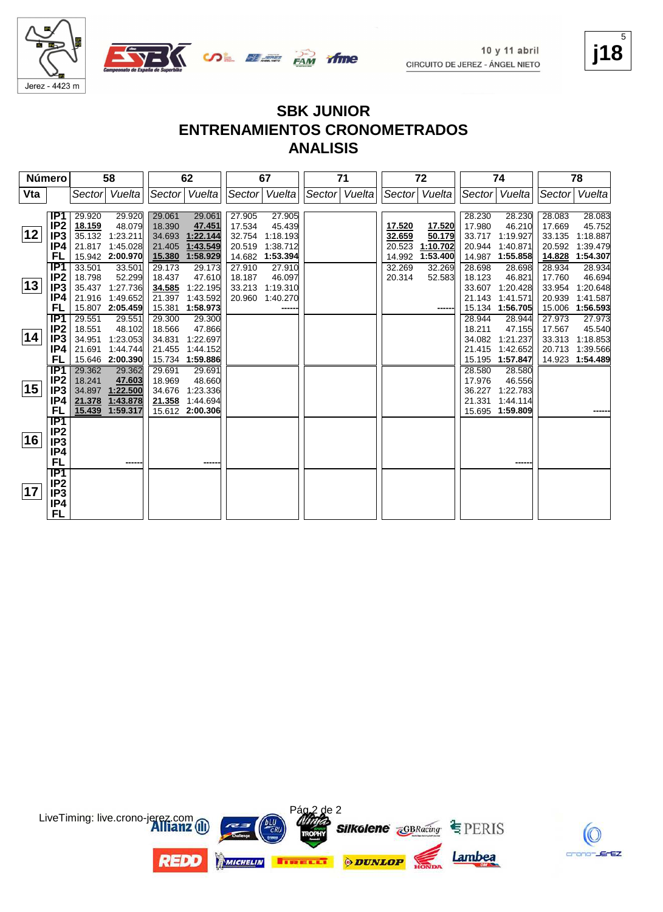10 y 11 abril
CIRCUITO DE JEREZ - ÁNGEL NIETO

Jerez - 4423 m

j18

# SBK JUNIOR
# ENTRENAMIENTOS CRONOMETRADOS
# ANALISIS

| Número | | 58 | | 62 | | 67 | | 71 | | 72 | | 74 | | 78 | |
|---|---|---|---|---|---|---|---|---|---|---|---|---|---|---|---|
| Vta | | Sector | Vuelta | Sector | Vuelta | Sector | Vuelta | Sector | Vuelta | Sector | Vuelta | Sector | Vuelta | Sector | Vuelta |
| 12 | IP1 | 29.920 | 29.920 | 29.061 | 29.061 | 27.905 | 27.905 | | | | | 28.230 | 28.230 | 28.083 | 28.083 |
| | IP2 | 18.159 | 48.079 | 18.390 | 47.451 | 17.534 | 45.439 | | | 17.520 | 17.520 | 17.980 | 46.210 | 17.669 | 45.752 |
| | IP3 | 35.132 | 1:23.211 | 34.693 | 1:22.144 | 32.754 | 1:18.193 | | | 32.659 | 50.179 | 33.717 | 1:19.927 | 33.135 | 1:18.887 |
| | IP4 | 21.817 | 1:45.028 | 21.405 | 1:43.549 | 20.519 | 1:38.712 | | | 20.523 | 1:10.702 | 20.944 | 1:40.871 | 20.592 | 1:39.479 |
| | FL | 15.942 | 2:00.970 | 15.380 | 1:58.929 | 14.682 | 1:53.394 | | | 14.992 | 1:53.400 | 14.987 | 1:55.858 | 14.828 | 1:54.307 |
| 13 | IP1 | 33.501 | 33.501 | 29.173 | 29.173 | 27.910 | 27.910 | | | 32.269 | 32.269 | 28.698 | 28.698 | 28.934 | 28.934 |
| | IP2 | 18.798 | 52.299 | 18.437 | 47.610 | 18.187 | 46.097 | | | 20.314 | 52.583 | 18.123 | 46.821 | 17.760 | 46.694 |
| | IP3 | 35.437 | 1:27.736 | 34.585 | 1:22.195 | 33.213 | 1:19.310 | | | | | 33.607 | 1:20.428 | 33.954 | 1:20.648 |
| | IP4 | 21.916 | 1:49.652 | 21.397 | 1:43.592 | 20.960 | 1:40.270 | | | | | 21.143 | 1:41.571 | 20.939 | 1:41.587 |
| | FL | 15.807 | 2:05.459 | 15.381 | 1:58.973 | | ------ | | | | ------ | 15.134 | 1:56.705 | 15.006 | 1:56.593 |
| 14 | IP1 | 29.551 | 29.551 | 29.300 | 29.300 | | | | | | | 28.944 | 28.944 | 27.973 | 27.973 |
| | IP2 | 18.551 | 48.102 | 18.566 | 47.866 | | | | | | | 18.211 | 47.155 | 17.567 | 45.540 |
| | IP3 | 34.951 | 1:23.053 | 34.831 | 1:22.697 | | | | | | | 34.082 | 1:21.237 | 33.313 | 1:18.853 |
| | IP4 | 21.691 | 1:44.744 | 21.455 | 1:44.152 | | | | | | | 21.415 | 1:42.652 | 20.713 | 1:39.566 |
| | FL | 15.646 | 2:00.390 | 15.734 | 1:59.886 | | | | | | | 15.195 | 1:57.847 | 14.923 | 1:54.489 |
| 15 | IP1 | 29.362 | 29.362 | 29.691 | 29.691 | | | | | | | 28.580 | 28.580 | | |
| | IP2 | 18.241 | 47.603 | 18.969 | 48.660 | | | | | | | 17.976 | 46.556 | | |
| | IP3 | 34.897 | 1:22.500 | 34.676 | 1:23.336 | | | | | | | 36.227 | 1:22.783 | | |
| | IP4 | 21.378 | 1:43.878 | 21.358 | 1:44.694 | | | | | | | 21.331 | 1:44.114 | | |
| | FL | 15.439 | 1:59.317 | 15.612 | 2:00.306 | | | | | | | 15.695 | 1:59.809 | | ------ |
| 16 | IP1 | | | | | | | | | | | | | | |
| | IP2 | | | | | | | | | | | | | | |
| | IP3 | | | | | | | | | | | | | | |
| | IP4 | | | | | | | | | | | | | | |
| | FL | | ------ | | ------ | | | | | | | | ------ | | |
| 17 | IP1 | | | | | | | | | | | | | | |
| | IP2 | | | | | | | | | | | | | | |
| | IP3 | | | | | | | | | | | | | | |
| | IP4 | | | | | | | | | | | | | | |
| | FL | | | | | | | | | | | | | | |

LiveTiming: live.crono-jerez.com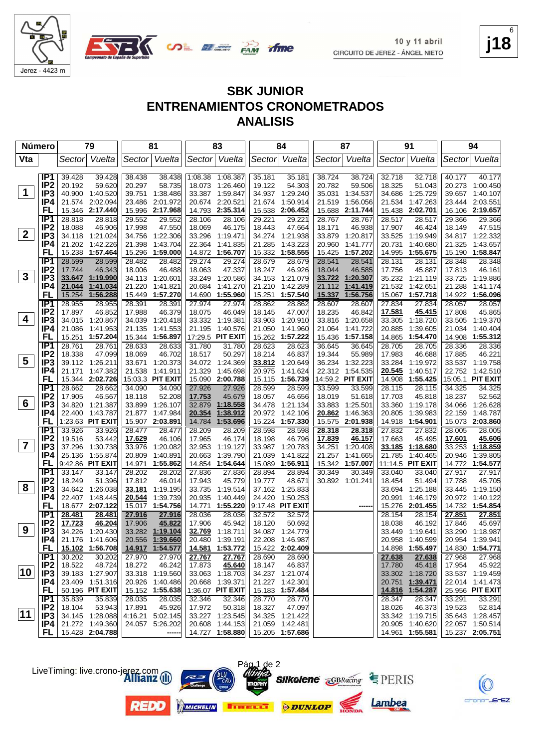Jerez - 4423 m

10 y 11 abril
CIRCUITO DE JEREZ - ÁNGEL NIETO

j18

# SBK JUNIOR
# ENTRENAMIENTOS CRONOMETRADOS
# ANALISIS

| Número | | 79 | | 81 | | 83 | | 84 | | 87 | | 91 | | 94 | |
|---|---|---|---|---|---|---|---|---|---|---|---|---|---|---|---|
| Vta | | Sector | Vuelta | Sector | Vuelta | Sector | Vuelta | Sector | Vuelta | Sector | Vuelta | Sector | Vuelta | Sector | Vuelta |
| 1 | IP1 | 39.428 | 39.428 | 38.438 | 38.438 | 1:08.38 | 1:08.387 | 35.181 | 35.181 | 38.724 | 38.724 | 32.718 | 32.718 | 40.177 | 40.177 |
| | IP2 | 20.192 | 59.620 | 20.297 | 58.735 | 18.073 | 1:26.460 | 19.122 | 54.303 | 20.782 | 59.506 | 18.325 | 51.043 | 20.273 | 1:00.450 |
| | IP3 | 40.900 | 1:40.520 | 39.751 | 1:38.486 | 33.387 | 1:59.847 | 34.937 | 1:29.240 | 35.031 | 1:34.537 | 34.686 | 1:25.729 | 39.657 | 1:40.107 |
| | IP4 | 21.574 | 2:02.094 | 23.486 | 2:01.972 | 20.674 | 2:20.521 | 21.674 | 1:50.914 | 21.519 | 1:56.056 | 21.534 | 1:47.263 | 23.444 | 2:03.551 |
| | FL | 15.346 | 2:17.440 | 15.996 | 2:17.968 | 14.793 | 2:35.314 | 15.538 | 2:06.452 | 15.688 | 2:11.744 | 15.438 | 2:02.701 | 16.106 | 2:19.657 |
| 2 | IP1 | 28.818 | 28.818 | 29.552 | 29.552 | 28.106 | 28.106 | 29.221 | 29.221 | 28.767 | 28.767 | 28.517 | 28.517 | 29.366 | 29.366 |
| | IP2 | 18.088 | 46.906 | 17.998 | 47.550 | 18.069 | 46.175 | 18.443 | 47.664 | 18.171 | 46.938 | 17.907 | 46.424 | 18.149 | 47.515 |
| | IP3 | 34.118 | 1:21.024 | 34.756 | 1:22.306 | 33.296 | 1:19.471 | 34.274 | 1:21.938 | 33.879 | 1:20.817 | 33.525 | 1:19.949 | 34.817 | 1:22.332 |
| | IP4 | 21.202 | 1:42.226 | 21.398 | 1:43.704 | 22.364 | 1:41.835 | 21.285 | 1:43.223 | 20.960 | 1:41.777 | 20.731 | 1:40.680 | 21.325 | 1:43.657 |
| | FL | 15.238 | 1:57.464 | 15.296 | 1:59.000 | 14.872 | 1:56.707 | 15.332 | 1:58.555 | 15.425 | 1:57.202 | 14.995 | 1:55.675 | 15.190 | 1:58.847 |
| 3 | IP1 | 28.599 | 28.599 | 28.482 | 28.482 | 29.274 | 29.274 | 28.679 | 28.679 | 28.541 | 28.541 | 28.131 | 28.131 | 28.348 | 28.348 |
| | IP2 | 17.744 | 46.343 | 18.006 | 46.488 | 18.063 | 47.337 | 18.247 | 46.926 | 18.044 | 46.585 | 17.756 | 45.887 | 17.813 | 46.161 |
| | IP3 | 33.647 | 1:19.990 | 34.113 | 1:20.601 | 33.249 | 1:20.586 | 34.153 | 1:21.079 | 33.722 | 1:20.307 | 35.232 | 1:21.119 | 33.725 | 1:19.886 |
| | IP4 | 21.044 | 1:41.034 | 21.220 | 1:41.821 | 20.684 | 1:41.270 | 21.210 | 1:42.289 | 21.112 | 1:41.419 | 21.532 | 1:42.651 | 21.288 | 1:41.174 |
| | FL | 15.254 | 1:56.288 | 15.449 | 1:57.270 | 14.690 | 1:55.960 | 15.251 | 1:57.540 | 15.337 | 1:56.756 | 15.067 | 1:57.718 | 14.922 | 1:56.096 |
| 4 | IP1 | 28.955 | 28.955 | 28.391 | 28.391 | 27.974 | 27.974 | 28.862 | 28.862 | 28.607 | 28.607 | 27.834 | 27.834 | 28.057 | 28.057 |
| | IP2 | 17.897 | 46.852 | 17.988 | 46.379 | 18.075 | 46.049 | 18.145 | 47.007 | 18.235 | 46.842 | 17.581 | 45.415 | 17.808 | 45.865 |
| | IP3 | 34.015 | 1:20.867 | 34.039 | 1:20.418 | 33.332 | 1:19.381 | 33.903 | 1:20.910 | 33.816 | 1:20.658 | 33.305 | 1:18.720 | 33.505 | 1:19.370 |
| | IP4 | 21.086 | 1:41.953 | 21.135 | 1:41.553 | 21.195 | 1:40.576 | 21.050 | 1:41.960 | 21.064 | 1:41.722 | 20.885 | 1:39.605 | 21.034 | 1:40.404 |
| | FL | 15.251 | 1:57.204 | 15.344 | 1:56.897 | 17:29.5 | PIT EXIT | 15.262 | 1:57.222 | 15.436 | 1:57.158 | 14.865 | 1:54.470 | 14.908 | 1:55.312 |
| 5 | IP1 | 28.761 | 28.761 | 28.633 | 28.633 | 31.780 | 31.780 | 28.623 | 28.623 | 36.645 | 36.645 | 28.705 | 28.705 | 28.336 | 28.336 |
| | IP2 | 18.338 | 47.099 | 18.069 | 46.702 | 18.517 | 50.297 | 18.214 | 46.837 | 19.344 | 55.989 | 17.983 | 46.688 | 17.885 | 46.221 |
| | IP3 | 39.112 | 1:26.211 | 33.671 | 1:20.373 | 34.072 | 1:24.369 | 33.812 | 1:20.649 | 36.234 | 1:32.223 | 33.284 | 1:19.972 | 33.537 | 1:19.758 |
| | IP4 | 21.171 | 1:47.382 | 21.538 | 1:41.911 | 21.329 | 1:45.698 | 20.975 | 1:41.624 | 22.312 | 1:54.535 | 20.545 | 1:40.517 | 22.752 | 1:42.510 |
| | FL | 15.344 | 2:02.726 | 15:03.3 | PIT EXIT | 15.090 | 2:00.788 | 15.115 | 1:56.739 | 14:59.2 | PIT EXIT | 14.908 | 1:55.425 | 15:05.1 | PIT EXIT |
| 6 | IP1 | 28.662 | 28.662 | 34.090 | 34.090 | 27.926 | 27.926 | 28.599 | 28.599 | 33.599 | 33.599 | 28.115 | 28.115 | 34.325 | 34.325 |
| | IP2 | 17.905 | 46.567 | 18.118 | 52.208 | 17.753 | 45.679 | 18.057 | 46.656 | 18.019 | 51.618 | 17.703 | 45.818 | 18.237 | 52.562 |
| | IP3 | 34.820 | 1:21.387 | 33.899 | 1:26.107 | 32.879 | 1:18.558 | 34.478 | 1:21.134 | 33.883 | 1:25.501 | 33.360 | 1:19.178 | 34.066 | 1:26.628 |
| | IP4 | 22.400 | 1:43.787 | 21.877 | 1:47.984 | 20.354 | 1:38.912 | 20.972 | 1:42.106 | 20.862 | 1:46.363 | 20.805 | 1:39.983 | 22.159 | 1:48.787 |
| | FL | 1:23.63 | PIT EXIT | 15.907 | 2:03.891 | 14.784 | 1:53.696 | 15.224 | 1:57.330 | 15.575 | 2:01.938 | 14.918 | 1:54.901 | 15.073 | 2:03.860 |
| 7 | IP1 | 33.926 | 33.926 | 28.477 | 28.477 | 28.209 | 28.209 | 28.598 | 28.598 | 28.318 | 28.318 | 27.832 | 27.832 | 28.005 | 28.005 |
| | IP2 | 19.516 | 53.442 | 17.629 | 46.106 | 17.965 | 46.174 | 18.198 | 46.796 | 17.839 | 46.157 | 17.663 | 45.495 | 17.601 | 45.606 |
| | IP3 | 37.296 | 1:30.738 | 33.976 | 1:20.082 | 32.953 | 1:19.127 | 33.987 | 1:20.783 | 34.251 | 1:20.408 | 33.185 | 1:18.680 | 33.253 | 1:18.859 |
| | IP4 | 25.136 | 1:55.874 | 20.809 | 1:40.891 | 20.663 | 1:39.790 | 21.039 | 1:41.822 | 21.257 | 1:41.665 | 21.785 | 1:40.465 | 20.946 | 1:39.805 |
| | FL | 9:42.86 | PIT EXIT | 14.971 | 1:55.862 | 14.854 | 1:54.644 | 15.089 | 1:56.911 | 15.342 | 1:57.007 | 11:14.5 | PIT EXIT | 14.772 | 1:54.577 |
| 8 | IP1 | 33.147 | 33.147 | 28.202 | 28.202 | 27.836 | 27.836 | 28.894 | 28.894 | 30.349 | 30.349 | 33.040 | 33.040 | 27.917 | 27.917 |
| | IP2 | 18.249 | 51.396 | 17.812 | 46.014 | 17.943 | 45.779 | 19.777 | 48.671 | 30.892 | 1:01.241 | 18.454 | 51.494 | 17.788 | 45.705 |
| | IP3 | 34.642 | 1:26.038 | 33.181 | 1:19.195 | 33.735 | 1:19.514 | 37.162 | 1:25.833 | | | 33.694 | 1:25.188 | 33.445 | 1:19.150 |
| | IP4 | 22.407 | 1:48.445 | 20.544 | 1:39.739 | 20.935 | 1:40.449 | 24.420 | 1:50.253 | | | 20.991 | 1:46.179 | 20.972 | 1:40.122 |
| | FL | 18.677 | 2:07.122 | 15.017 | 1:54.756 | 14.771 | 1:55.220 | 9:17.48 | PIT EXIT | | ------ | 15.276 | 2:01.455 | 14.732 | 1:54.854 |
| 9 | IP1 | 28.481 | 28.481 | 27.916 | 27.916 | 28.036 | 28.036 | 32.572 | 32.572 | | | 28.154 | 28.154 | 27.851 | 27.851 |
| | IP2 | 17.723 | 46.204 | 17.906 | 45.822 | 17.906 | 45.942 | 18.120 | 50.692 | | | 18.038 | 46.192 | 17.846 | 45.697 |
| | IP3 | 34.226 | 1:20.430 | 33.282 | 1:19.104 | 32.769 | 1:18.711 | 34.087 | 1:24.779 | | | 33.449 | 1:19.641 | 33.290 | 1:18.987 |
| | IP4 | 21.176 | 1:41.606 | 20.556 | 1:39.660 | 20.480 | 1:39.191 | 22.208 | 1:46.987 | | | 20.958 | 1:40.599 | 20.954 | 1:39.941 |
| | FL | 15.102 | 1:56.708 | 14.917 | 1:54.577 | 14.581 | 1:53.772 | 15.422 | 2:02.409 | | | 14.898 | 1:55.497 | 14.830 | 1:54.771 |
| 10 | IP1 | 30.202 | 30.202 | 27.970 | 27.970 | 27.767 | 27.767 | 28.690 | 28.690 | | | 27.638 | 27.638 | 27.968 | 27.968 |
| | IP2 | 18.522 | 48.724 | 18.272 | 46.242 | 17.873 | 45.640 | 18.147 | 46.837 | | | 17.780 | 45.418 | 17.954 | 45.922 |
| | IP3 | 39.183 | 1:27.907 | 33.318 | 1:19.560 | 33.063 | 1:18.703 | 34.237 | 1:21.074 | | | 33.302 | 1:18.720 | 33.537 | 1:19.459 |
| | IP4 | 23.409 | 1:51.316 | 20.926 | 1:40.486 | 20.668 | 1:39.371 | 21.227 | 1:42.301 | | | 20.751 | 1:39.471 | 22.014 | 1:41.473 |
| | FL | 50.196 | PIT EXIT | 15.152 | 1:55.638 | 1:36.07 | PIT EXIT | 15.183 | 1:57.484 | | | 14.816 | 1:54.287 | 25.956 | PIT EXIT |
| 11 | IP1 | 35.839 | 35.839 | 28.035 | 28.035 | 32.346 | 32.346 | 28.770 | 28.770 | | | 28.347 | 28.347 | 33.291 | 33.291 |
| | IP2 | 18.104 | 53.943 | 17.891 | 45.926 | 17.972 | 50.318 | 18.327 | 47.097 | | | 18.026 | 46.373 | 19.523 | 52.814 |
| | IP3 | 34.145 | 1:28.088 | 4:16.21 | 5:02.145 | 33.227 | 1:23.545 | 34.325 | 1:21.422 | | | 33.342 | 1:19.715 | 35.643 | 1:28.457 |
| | IP4 | 21.272 | 1:49.360 | 24.057 | 5:26.202 | 20.608 | 1:44.153 | 21.059 | 1:42.481 | | | 20.905 | 1:40.620 | 22.057 | 1:50.514 |
| | FL | 15.428 | 2:04.788 | | ------ | 14.727 | 1:58.880 | 15.205 | 1:57.686 | | | 14.961 | 1:55.581 | 15.237 | 2:05.751 |

LiveTiming: live.crono-jerez.com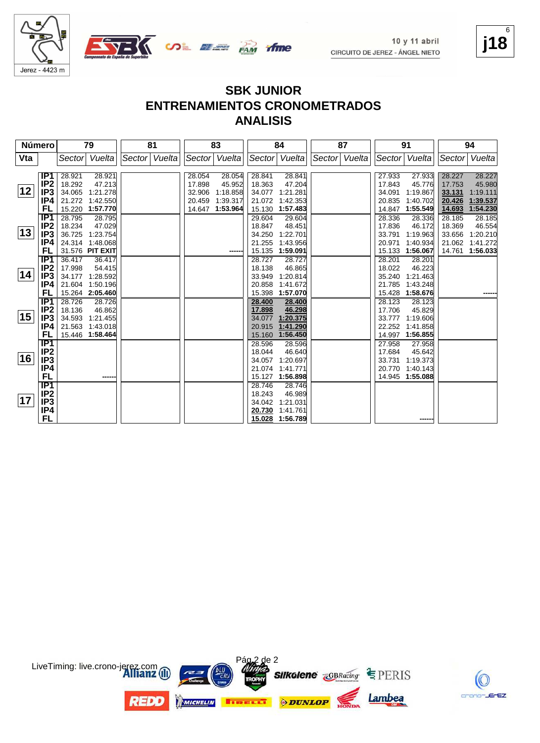10 y 11 abril
CIRCUITO DE JEREZ - ÁNGEL NIETO

Jerez - 4423 m

**j18**

# SBK JUNIOR
## ENTRENAMIENTOS CRONOMETRADOS
## ANALISIS

| Número | | 79 | | 81 | | 83 | | 84 | | 87 | | 91 | | 94 | |
|---|---|---|---|---|---|---|---|---|---|---|---|---|---|---|---|
| Vta | | Sector | Vuelta | Sector | Vuelta | Sector | Vuelta | Sector | Vuelta | Sector | Vuelta | Sector | Vuelta | Sector | Vuelta |
| 12 | IP1 | 28.921 | 28.921 | | | 28.054 | 28.054 | 28.841 | 28.841 | | | 27.933 | 27.933 | 28.227 | 28.227 |
| | IP2 | 18.292 | 47.213 | | | 17.898 | 45.952 | 18.363 | 47.204 | | | 17.843 | 45.776 | 17.753 | 45.980 |
| | IP3 | 34.065 | 1:21.278 | | | 32.906 | 1:18.858 | 34.077 | 1:21.281 | | | 34.091 | 1:19.867 | 33.131 | 1:19.111 |
| | IP4 | 21.272 | 1:42.550 | | | 20.459 | 1:39.317 | 21.072 | 1:42.353 | | | 20.835 | 1:40.702 | 20.426 | 1:39.537 |
| | FL | 15.220 | **1:57.770** | | | 14.647 | **1:53.964** | 15.130 | **1:57.483** | | | 14.847 | **1:55.549** | 14.693 | **1:54.230** |
| 13 | IP1 | 28.795 | 28.795 | | | | | 29.604 | 29.604 | | | 28.336 | 28.336 | 28.185 | 28.185 |
| | IP2 | 18.234 | 47.029 | | | | | 18.847 | 48.451 | | | 17.836 | 46.172 | 18.369 | 46.554 |
| | IP3 | 36.725 | 1:23.754 | | | | | 34.250 | 1:22.701 | | | 33.791 | 1:19.963 | 33.656 | 1:20.210 |
| | IP4 | 24.314 | 1:48.068 | | | | | 21.255 | 1:43.956 | | | 20.971 | 1:40.934 | 21.062 | 1:41.272 |
| | FL | 31.576 | **PIT EXIT** | | | | ------ | 15.135 | **1:59.091** | | | 15.133 | **1:56.067** | 14.761 | **1:56.033** |
| 14 | IP1 | 36.417 | 36.417 | | | | | 28.727 | 28.727 | | | 28.201 | 28.201 | | |
| | IP2 | 17.998 | 54.415 | | | | | 18.138 | 46.865 | | | 18.022 | 46.223 | | |
| | IP3 | 34.177 | 1:28.592 | | | | | 33.949 | 1:20.814 | | | 35.240 | 1:21.463 | | |
| | IP4 | 21.604 | 1:50.196 | | | | | 20.858 | 1:41.672 | | | 21.785 | 1:43.248 | | |
| | FL | 15.264 | **2:05.460** | | | | | 15.398 | **1:57.070** | | | 15.428 | **1:58.676** | | ------ |
| 15 | IP1 | 28.726 | 28.726 | | | | | 28.400 | 28.400 | | | 28.123 | 28.123 | | |
| | IP2 | 18.136 | 46.862 | | | | | 17.898 | 46.298 | | | 17.706 | 45.829 | | |
| | IP3 | 34.593 | 1:21.455 | | | | | 34.077 | 1:20.375 | | | 33.777 | 1:19.606 | | |
| | IP4 | 21.563 | 1:43.018 | | | | | 20.915 | 1:41.290 | | | 22.252 | 1:41.858 | | |
| | FL | 15.446 | **1:58.464** | | | | | 15.160 | **1:56.450** | | | 14.997 | **1:56.855** | | |
| 16 | IP1 | | | | | | | 28.596 | 28.596 | | | 27.958 | 27.958 | | |
| | IP2 | | | | | | | 18.044 | 46.640 | | | 17.684 | 45.642 | | |
| | IP3 | | | | | | | 34.057 | 1:20.697 | | | 33.731 | 1:19.373 | | |
| | IP4 | | | | | | | 21.074 | 1:41.771 | | | 20.770 | 1:40.143 | | |
| | FL | | ------ | | | | | 15.127 | **1:56.898** | | | 14.945 | **1:55.088** | | |
| 17 | IP1 | | | | | | | 28.746 | 28.746 | | | | | | |
| | IP2 | | | | | | | 18.243 | 46.989 | | | | | | |
| | IP3 | | | | | | | 34.042 | 1:21.031 | | | | | | |
| | IP4 | | | | | | | 20.730 | 1:41.761 | | | | | | |
| | FL | | | | | | | 15.028 | **1:56.789** | | | | ------ | | |

LiveTiming: live.crono-jerez.com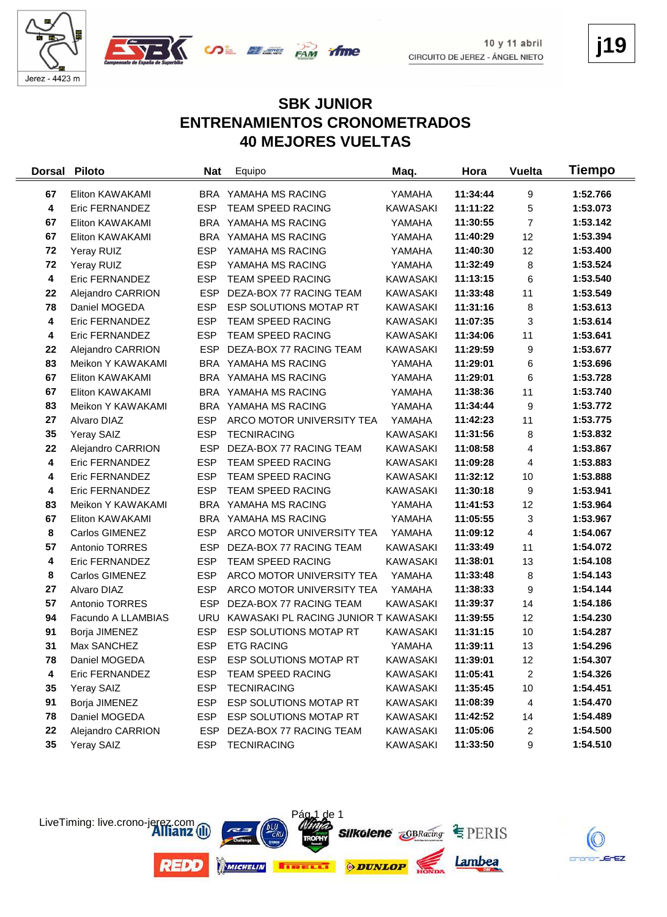10 y 11 abril
CIRCUITO DE JEREZ - ÁNGEL NIETO

j19

# SBK JUNIOR
## ENTRENAMIENTOS CRONOMETRADOS
## 40 MEJORES VUELTAS

| Dorsal | Piloto | Nat | Equipo | Maq. | Hora | Vuelta | Tiempo |
|---|---|---|---|---|---|---|---|
| 67 | Eliton KAWAKAMI | BRA | YAMAHA MS RACING | YAMAHA | 11:34:44 | 9 | 1:52.766 |
| 4 | Eric FERNANDEZ | ESP | TEAM SPEED RACING | KAWASAKI | 11:11:22 | 5 | 1:53.073 |
| 67 | Eliton KAWAKAMI | BRA | YAMAHA MS RACING | YAMAHA | 11:30:55 | 7 | 1:53.142 |
| 67 | Eliton KAWAKAMI | BRA | YAMAHA MS RACING | YAMAHA | 11:40:29 | 12 | 1:53.394 |
| 72 | Yeray RUIZ | ESP | YAMAHA MS RACING | YAMAHA | 11:40:30 | 12 | 1:53.400 |
| 72 | Yeray RUIZ | ESP | YAMAHA MS RACING | YAMAHA | 11:32:49 | 8 | 1:53.524 |
| 4 | Eric FERNANDEZ | ESP | TEAM SPEED RACING | KAWASAKI | 11:13:15 | 6 | 1:53.540 |
| 22 | Alejandro CARRION | ESP | DEZA-BOX 77 RACING TEAM | KAWASAKI | 11:33:48 | 11 | 1:53.549 |
| 78 | Daniel MOGEDA | ESP | ESP SOLUTIONS MOTAP RT | KAWASAKI | 11:31:16 | 8 | 1:53.613 |
| 4 | Eric FERNANDEZ | ESP | TEAM SPEED RACING | KAWASAKI | 11:07:35 | 3 | 1:53.614 |
| 4 | Eric FERNANDEZ | ESP | TEAM SPEED RACING | KAWASAKI | 11:34:06 | 11 | 1:53.641 |
| 22 | Alejandro CARRION | ESP | DEZA-BOX 77 RACING TEAM | KAWASAKI | 11:29:59 | 9 | 1:53.677 |
| 83 | Meikon Y KAWAKAMI | BRA | YAMAHA MS RACING | YAMAHA | 11:29:01 | 6 | 1:53.696 |
| 67 | Eliton KAWAKAMI | BRA | YAMAHA MS RACING | YAMAHA | 11:29:01 | 6 | 1:53.728 |
| 67 | Eliton KAWAKAMI | BRA | YAMAHA MS RACING | YAMAHA | 11:38:36 | 11 | 1:53.740 |
| 83 | Meikon Y KAWAKAMI | BRA | YAMAHA MS RACING | YAMAHA | 11:34:44 | 9 | 1:53.772 |
| 27 | Alvaro DIAZ | ESP | ARCO MOTOR UNIVERSITY TEA | YAMAHA | 11:42:23 | 11 | 1:53.775 |
| 35 | Yeray SAIZ | ESP | TECNIRACING | KAWASAKI | 11:31:56 | 8 | 1:53.832 |
| 22 | Alejandro CARRION | ESP | DEZA-BOX 77 RACING TEAM | KAWASAKI | 11:08:58 | 4 | 1:53.867 |
| 4 | Eric FERNANDEZ | ESP | TEAM SPEED RACING | KAWASAKI | 11:09:28 | 4 | 1:53.883 |
| 4 | Eric FERNANDEZ | ESP | TEAM SPEED RACING | KAWASAKI | 11:32:12 | 10 | 1:53.888 |
| 4 | Eric FERNANDEZ | ESP | TEAM SPEED RACING | KAWASAKI | 11:30:18 | 9 | 1:53.941 |
| 83 | Meikon Y KAWAKAMI | BRA | YAMAHA MS RACING | YAMAHA | 11:41:53 | 12 | 1:53.964 |
| 67 | Eliton KAWAKAMI | BRA | YAMAHA MS RACING | YAMAHA | 11:05:55 | 3 | 1:53.967 |
| 8 | Carlos GIMENEZ | ESP | ARCO MOTOR UNIVERSITY TEA | YAMAHA | 11:09:12 | 4 | 1:54.067 |
| 57 | Antonio TORRES | ESP | DEZA-BOX 77 RACING TEAM | KAWASAKI | 11:33:49 | 11 | 1:54.072 |
| 4 | Eric FERNANDEZ | ESP | TEAM SPEED RACING | KAWASAKI | 11:38:01 | 13 | 1:54.108 |
| 8 | Carlos GIMENEZ | ESP | ARCO MOTOR UNIVERSITY TEA | YAMAHA | 11:33:48 | 8 | 1:54.143 |
| 27 | Alvaro DIAZ | ESP | ARCO MOTOR UNIVERSITY TEA | YAMAHA | 11:38:33 | 9 | 1:54.144 |
| 57 | Antonio TORRES | ESP | DEZA-BOX 77 RACING TEAM | KAWASAKI | 11:39:37 | 14 | 1:54.186 |
| 94 | Facundo A LLAMBIAS | URU | KAWASAKI PL RACING JUNIOR T | KAWASAKI | 11:39:55 | 12 | 1:54.230 |
| 91 | Borja JIMENEZ | ESP | ESP SOLUTIONS MOTAP RT | KAWASAKI | 11:31:15 | 10 | 1:54.287 |
| 31 | Max SANCHEZ | ESP | ETG RACING | YAMAHA | 11:39:11 | 13 | 1:54.296 |
| 78 | Daniel MOGEDA | ESP | ESP SOLUTIONS MOTAP RT | KAWASAKI | 11:39:01 | 12 | 1:54.307 |
| 4 | Eric FERNANDEZ | ESP | TEAM SPEED RACING | KAWASAKI | 11:05:41 | 2 | 1:54.326 |
| 35 | Yeray SAIZ | ESP | TECNIRACING | KAWASAKI | 11:35:45 | 10 | 1:54.451 |
| 91 | Borja JIMENEZ | ESP | ESP SOLUTIONS MOTAP RT | KAWASAKI | 11:08:39 | 4 | 1:54.470 |
| 78 | Daniel MOGEDA | ESP | ESP SOLUTIONS MOTAP RT | KAWASAKI | 11:42:52 | 14 | 1:54.489 |
| 22 | Alejandro CARRION | ESP | DEZA-BOX 77 RACING TEAM | KAWASAKI | 11:05:06 | 2 | 1:54.500 |
| 35 | Yeray SAIZ | ESP | TECNIRACING | KAWASAKI | 11:33:50 | 9 | 1:54.510 |

LiveTiming: live.crono-jerez.com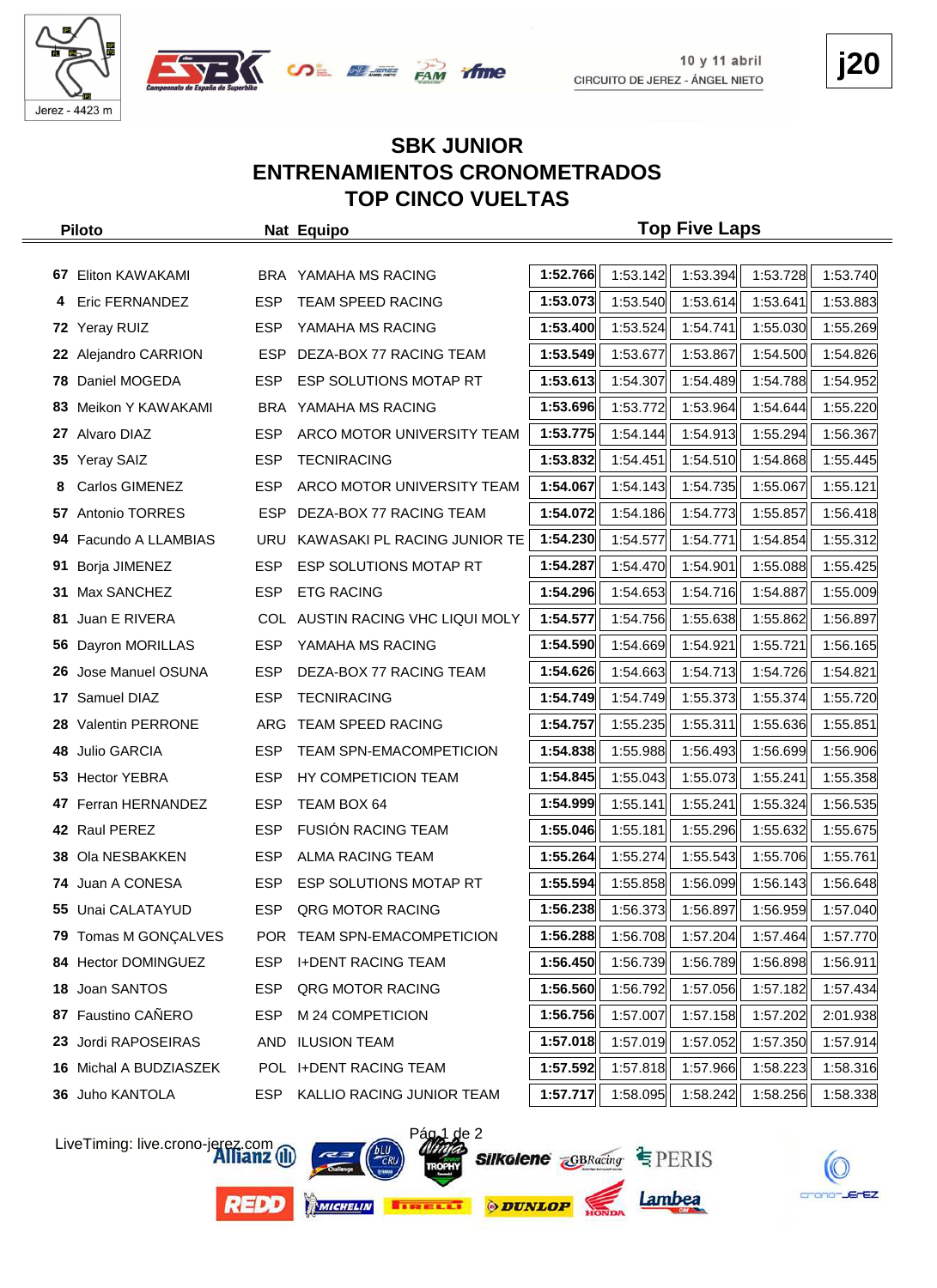10 y 11 abril
CIRCUITO DE JEREZ - ÁNGEL NIETO

j20

# SBK JUNIOR
## ENTRENAMIENTOS CRONOMETRADOS
## TOP CINCO VUELTAS

| | Piloto | Nat | Equipo | Top Five Laps | | | | |
|---|---|---|---|---|---|---|---|---|
| 67 | Eliton KAWAKAMI | BRA | YAMAHA MS RACING | **1:52.766** | 1:53.142 | 1:53.394 | 1:53.728 | 1:53.740 |
| 4 | Eric FERNANDEZ | ESP | TEAM SPEED RACING | **1:53.073** | 1:53.540 | 1:53.614 | 1:53.641 | 1:53.883 |
| 72 | Yeray RUIZ | ESP | YAMAHA MS RACING | **1:53.400** | 1:53.524 | 1:54.741 | 1:55.030 | 1:55.269 |
| 22 | Alejandro CARRION | ESP | DEZA-BOX 77 RACING TEAM | **1:53.549** | 1:53.677 | 1:53.867 | 1:54.500 | 1:54.826 |
| 78 | Daniel MOGEDA | ESP | ESP SOLUTIONS MOTAP RT | **1:53.613** | 1:54.307 | 1:54.489 | 1:54.788 | 1:54.952 |
| 83 | Meikon Y KAWAKAMI | BRA | YAMAHA MS RACING | **1:53.696** | 1:53.772 | 1:53.964 | 1:54.644 | 1:55.220 |
| 27 | Alvaro DIAZ | ESP | ARCO MOTOR UNIVERSITY TEAM | **1:53.775** | 1:54.144 | 1:54.913 | 1:55.294 | 1:56.367 |
| 35 | Yeray SAIZ | ESP | TECNIRACING | **1:53.832** | 1:54.451 | 1:54.510 | 1:54.868 | 1:55.445 |
| 8 | Carlos GIMENEZ | ESP | ARCO MOTOR UNIVERSITY TEAM | **1:54.067** | 1:54.143 | 1:54.735 | 1:55.067 | 1:55.121 |
| 57 | Antonio TORRES | ESP | DEZA-BOX 77 RACING TEAM | **1:54.072** | 1:54.186 | 1:54.773 | 1:55.857 | 1:56.418 |
| 94 | Facundo A LLAMBIAS | URU | KAWASAKI PL RACING JUNIOR TE | **1:54.230** | 1:54.577 | 1:54.771 | 1:54.854 | 1:55.312 |
| 91 | Borja JIMENEZ | ESP | ESP SOLUTIONS MOTAP RT | **1:54.287** | 1:54.470 | 1:54.901 | 1:55.088 | 1:55.425 |
| 31 | Max SANCHEZ | ESP | ETG RACING | **1:54.296** | 1:54.653 | 1:54.716 | 1:54.887 | 1:55.009 |
| 81 | Juan E RIVERA | COL | AUSTIN RACING VHC LIQUI MOLY | **1:54.577** | 1:54.756 | 1:55.638 | 1:55.862 | 1:56.897 |
| 56 | Dayron MORILLAS | ESP | YAMAHA MS RACING | **1:54.590** | 1:54.669 | 1:54.921 | 1:55.721 | 1:56.165 |
| 26 | Jose Manuel OSUNA | ESP | DEZA-BOX 77 RACING TEAM | **1:54.626** | 1:54.663 | 1:54.713 | 1:54.726 | 1:54.821 |
| 17 | Samuel DIAZ | ESP | TECNIRACING | **1:54.749** | 1:54.749 | 1:55.373 | 1:55.374 | 1:55.720 |
| 28 | Valentin PERRONE | ARG | TEAM SPEED RACING | **1:54.757** | 1:55.235 | 1:55.311 | 1:55.636 | 1:55.851 |
| 48 | Julio GARCIA | ESP | TEAM SPN-EMACOMPETICION | **1:54.838** | 1:55.988 | 1:56.493 | 1:56.699 | 1:56.906 |
| 53 | Hector YEBRA | ESP | HY COMPETICION TEAM | **1:54.845** | 1:55.043 | 1:55.073 | 1:55.241 | 1:55.358 |
| 47 | Ferran HERNANDEZ | ESP | TEAM BOX 64 | **1:54.999** | 1:55.141 | 1:55.241 | 1:55.324 | 1:56.535 |
| 42 | Raul PEREZ | ESP | FUSIÓN RACING TEAM | **1:55.046** | 1:55.181 | 1:55.296 | 1:55.632 | 1:55.675 |
| 38 | Ola NESBAKKEN | ESP | ALMA RACING TEAM | **1:55.264** | 1:55.274 | 1:55.543 | 1:55.706 | 1:55.761 |
| 74 | Juan A CONESA | ESP | ESP SOLUTIONS MOTAP RT | **1:55.594** | 1:55.858 | 1:56.099 | 1:56.143 | 1:56.648 |
| 55 | Unai CALATAYUD | ESP | QRG MOTOR RACING | **1:56.238** | 1:56.373 | 1:56.897 | 1:56.959 | 1:57.040 |
| 79 | Tomas M GONÇALVES | POR | TEAM SPN-EMACOMPETICION | **1:56.288** | 1:56.708 | 1:57.204 | 1:57.464 | 1:57.770 |
| 84 | Hector DOMINGUEZ | ESP | I+DENT RACING TEAM | **1:56.450** | 1:56.739 | 1:56.789 | 1:56.898 | 1:56.911 |
| 18 | Joan SANTOS | ESP | QRG MOTOR RACING | **1:56.560** | 1:56.792 | 1:57.056 | 1:57.182 | 1:57.434 |
| 87 | Faustino CAÑERO | ESP | M 24 COMPETICION | **1:56.756** | 1:57.007 | 1:57.158 | 1:57.202 | 2:01.938 |
| 23 | Jordi RAPOSEIRAS | AND | ILUSION TEAM | **1:57.018** | 1:57.019 | 1:57.052 | 1:57.350 | 1:57.914 |
| 16 | Michal A BUDZIASZEK | POL | I+DENT RACING TEAM | **1:57.592** | 1:57.818 | 1:57.966 | 1:58.223 | 1:58.316 |
| 36 | Juho KANTOLA | ESP | KALLIO RACING JUNIOR TEAM | **1:57.717** | 1:58.095 | 1:58.242 | 1:58.256 | 1:58.338 |

LiveTiming: live.crono-jerez.com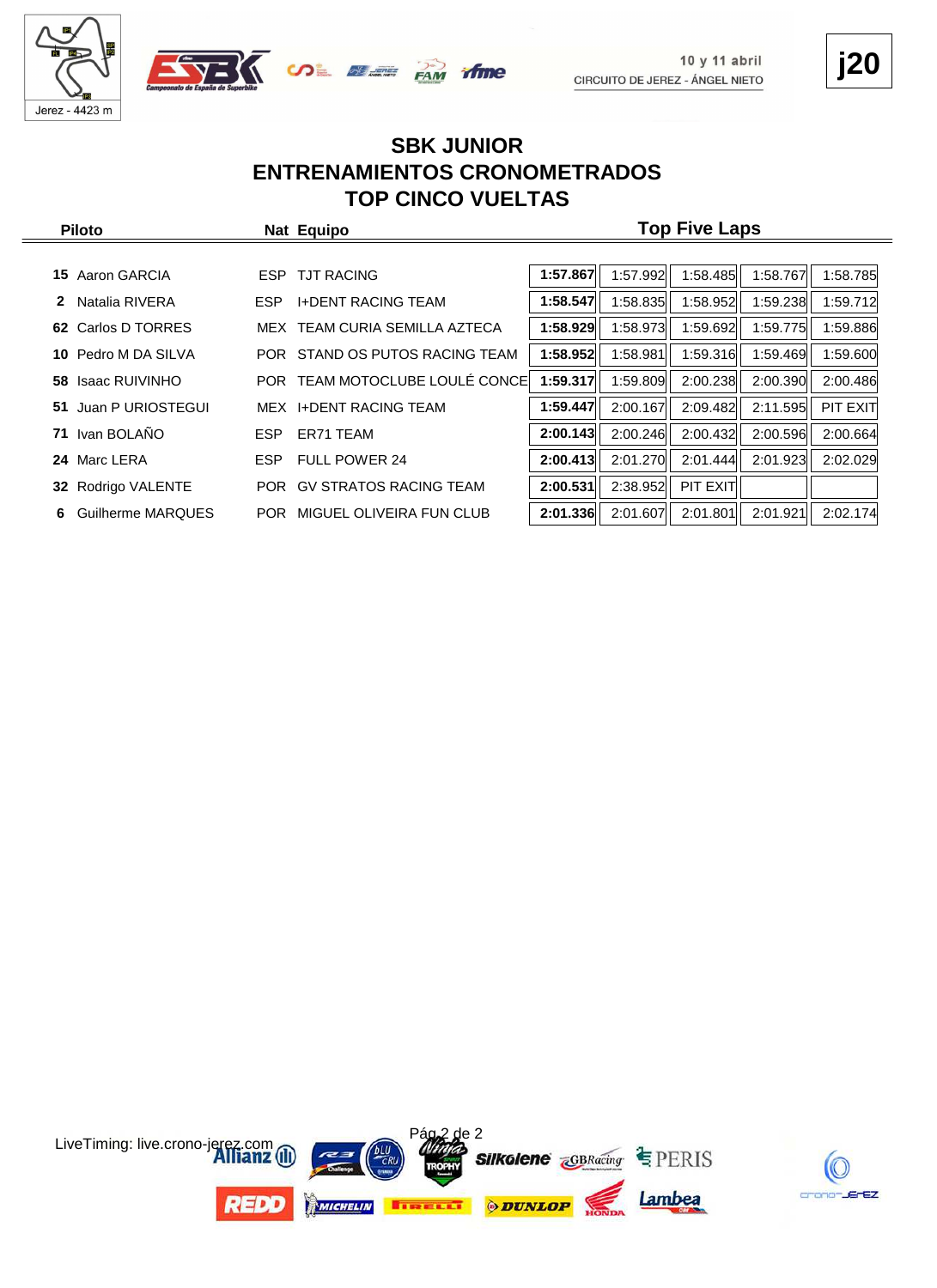# SBK JUNIOR
# ENTRENAMIENTOS CRONOMETRADOS
# TOP CINCO VUELTAS

| | Piloto | Nat | Equipo | Top Five Laps | | | | |
|---|---|---|---|---|---|---|---|---|
| **15** | Aaron GARCIA | ESP | TJT RACING | **1:57.867** | 1:57.992 | 1:58.485 | 1:58.767 | 1:58.785 |
| **2** | Natalia RIVERA | ESP | I+DENT RACING TEAM | **1:58.547** | 1:58.835 | 1:58.952 | 1:59.238 | 1:59.712 |
| **62** | Carlos D TORRES | MEX | TEAM CURIA SEMILLA AZTECA | **1:58.929** | 1:58.973 | 1:59.692 | 1:59.775 | 1:59.886 |
| **10** | Pedro M DA SILVA | POR | STAND OS PUTOS RACING TEAM | **1:58.952** | 1:58.981 | 1:59.316 | 1:59.469 | 1:59.600 |
| **58** | Isaac RUIVINHO | POR | TEAM MOTOCLUBE LOULÉ CONCE | **1:59.317** | 1:59.809 | 2:00.238 | 2:00.390 | 2:00.486 |
| **51** | Juan P URIOSTEGUI | MEX | I+DENT RACING TEAM | **1:59.447** | 2:00.167 | 2:09.482 | 2:11.595 | PIT EXIT |
| **71** | Ivan BOLAÑO | ESP | ER71 TEAM | **2:00.143** | 2:00.246 | 2:00.432 | 2:00.596 | 2:00.664 |
| **24** | Marc LERA | ESP | FULL POWER 24 | **2:00.413** | 2:01.270 | 2:01.444 | 2:01.923 | 2:02.029 |
| **32** | Rodrigo VALENTE | POR | GV STRATOS RACING TEAM | **2:00.531** | 2:38.952 | PIT EXIT | | |
| **6** | Guilherme MARQUES | POR | MIGUEL OLIVEIRA FUN CLUB | **2:01.336** | 2:01.607 | 2:01.801 | 2:01.921 | 2:02.174 |

LiveTiming: live.crono-jerez.com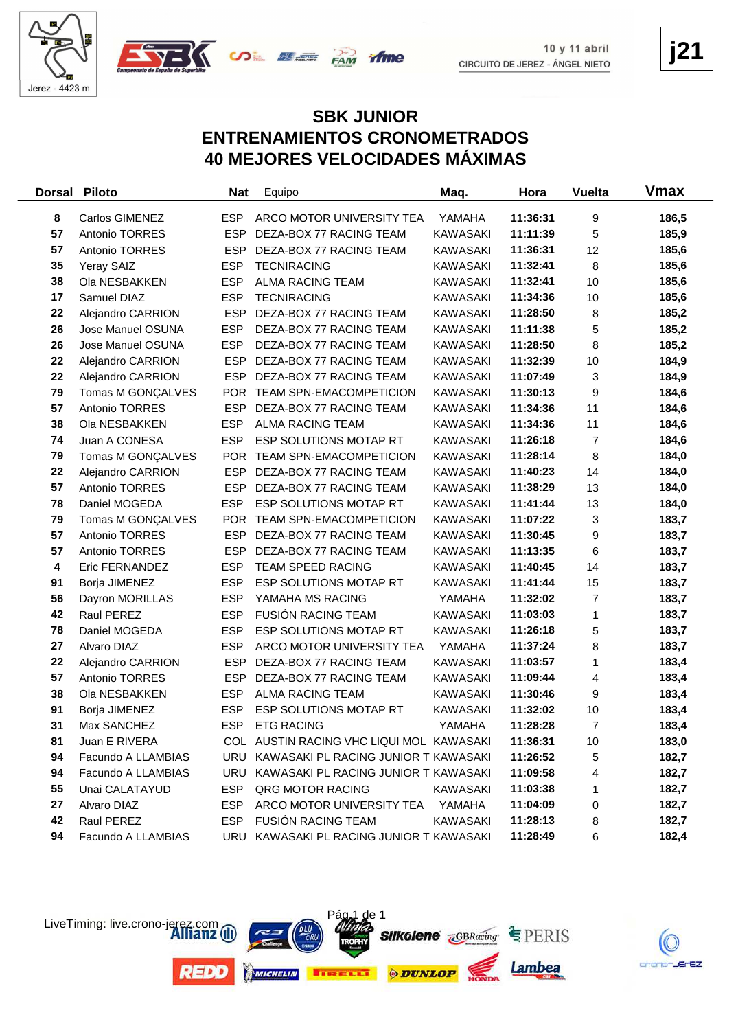Jerez - 4423 m

10 y 11 abril
CIRCUITO DE JEREZ - ÁNGEL NIETO

**j21**

# SBK JUNIOR
# ENTRENAMIENTOS CRONOMETRADOS
# 40 MEJORES VELOCIDADES MÁXIMAS

| Dorsal | Piloto | Nat | Equipo | Maq. | Hora | Vuelta | Vmax |
|---|---|---|---|---|---|---|---|
| 8 | Carlos GIMENEZ | ESP | ARCO MOTOR UNIVERSITY TEA | YAMAHA | 11:36:31 | 9 | 186,5 |
| 57 | Antonio TORRES | ESP | DEZA-BOX 77 RACING TEAM | KAWASAKI | 11:11:39 | 5 | 185,9 |
| 57 | Antonio TORRES | ESP | DEZA-BOX 77 RACING TEAM | KAWASAKI | 11:36:31 | 12 | 185,6 |
| 35 | Yeray SAIZ | ESP | TECNIRACING | KAWASAKI | 11:32:41 | 8 | 185,6 |
| 38 | Ola NESBAKKEN | ESP | ALMA RACING TEAM | KAWASAKI | 11:32:41 | 10 | 185,6 |
| 17 | Samuel DIAZ | ESP | TECNIRACING | KAWASAKI | 11:34:36 | 10 | 185,6 |
| 22 | Alejandro CARRION | ESP | DEZA-BOX 77 RACING TEAM | KAWASAKI | 11:28:50 | 8 | 185,2 |
| 26 | Jose Manuel OSUNA | ESP | DEZA-BOX 77 RACING TEAM | KAWASAKI | 11:11:38 | 5 | 185,2 |
| 26 | Jose Manuel OSUNA | ESP | DEZA-BOX 77 RACING TEAM | KAWASAKI | 11:28:50 | 8 | 185,2 |
| 22 | Alejandro CARRION | ESP | DEZA-BOX 77 RACING TEAM | KAWASAKI | 11:32:39 | 10 | 184,9 |
| 22 | Alejandro CARRION | ESP | DEZA-BOX 77 RACING TEAM | KAWASAKI | 11:07:49 | 3 | 184,9 |
| 79 | Tomas M GONÇALVES | POR | TEAM SPN-EMACOMPETICION | KAWASAKI | 11:30:13 | 9 | 184,6 |
| 57 | Antonio TORRES | ESP | DEZA-BOX 77 RACING TEAM | KAWASAKI | 11:34:36 | 11 | 184,6 |
| 38 | Ola NESBAKKEN | ESP | ALMA RACING TEAM | KAWASAKI | 11:34:36 | 11 | 184,6 |
| 74 | Juan A CONESA | ESP | ESP SOLUTIONS MOTAP RT | KAWASAKI | 11:26:18 | 7 | 184,6 |
| 79 | Tomas M GONÇALVES | POR | TEAM SPN-EMACOMPETICION | KAWASAKI | 11:28:14 | 8 | 184,0 |
| 22 | Alejandro CARRION | ESP | DEZA-BOX 77 RACING TEAM | KAWASAKI | 11:40:23 | 14 | 184,0 |
| 57 | Antonio TORRES | ESP | DEZA-BOX 77 RACING TEAM | KAWASAKI | 11:38:29 | 13 | 184,0 |
| 78 | Daniel MOGEDA | ESP | ESP SOLUTIONS MOTAP RT | KAWASAKI | 11:41:44 | 13 | 184,0 |
| 79 | Tomas M GONÇALVES | POR | TEAM SPN-EMACOMPETICION | KAWASAKI | 11:07:22 | 3 | 183,7 |
| 57 | Antonio TORRES | ESP | DEZA-BOX 77 RACING TEAM | KAWASAKI | 11:30:45 | 9 | 183,7 |
| 57 | Antonio TORRES | ESP | DEZA-BOX 77 RACING TEAM | KAWASAKI | 11:13:35 | 6 | 183,7 |
| 4 | Eric FERNANDEZ | ESP | TEAM SPEED RACING | KAWASAKI | 11:40:45 | 14 | 183,7 |
| 91 | Borja JIMENEZ | ESP | ESP SOLUTIONS MOTAP RT | KAWASAKI | 11:41:44 | 15 | 183,7 |
| 56 | Dayron MORILLAS | ESP | YAMAHA MS RACING | YAMAHA | 11:32:02 | 7 | 183,7 |
| 42 | Raul PEREZ | ESP | FUSIÓN RACING TEAM | KAWASAKI | 11:03:03 | 1 | 183,7 |
| 78 | Daniel MOGEDA | ESP | ESP SOLUTIONS MOTAP RT | KAWASAKI | 11:26:18 | 5 | 183,7 |
| 27 | Alvaro DIAZ | ESP | ARCO MOTOR UNIVERSITY TEA | YAMAHA | 11:37:24 | 8 | 183,7 |
| 22 | Alejandro CARRION | ESP | DEZA-BOX 77 RACING TEAM | KAWASAKI | 11:03:57 | 1 | 183,4 |
| 57 | Antonio TORRES | ESP | DEZA-BOX 77 RACING TEAM | KAWASAKI | 11:09:44 | 4 | 183,4 |
| 38 | Ola NESBAKKEN | ESP | ALMA RACING TEAM | KAWASAKI | 11:30:46 | 9 | 183,4 |
| 91 | Borja JIMENEZ | ESP | ESP SOLUTIONS MOTAP RT | KAWASAKI | 11:32:02 | 10 | 183,4 |
| 31 | Max SANCHEZ | ESP | ETG RACING | YAMAHA | 11:28:28 | 7 | 183,4 |
| 81 | Juan E RIVERA | COL | AUSTIN RACING VHC LIQUI MOL | KAWASAKI | 11:36:31 | 10 | 183,0 |
| 94 | Facundo A LLAMBIAS | URU | KAWASAKI PL RACING JUNIOR T | KAWASAKI | 11:26:52 | 5 | 182,7 |
| 94 | Facundo A LLAMBIAS | URU | KAWASAKI PL RACING JUNIOR T | KAWASAKI | 11:09:58 | 4 | 182,7 |
| 55 | Unai CALATAYUD | ESP | QRG MOTOR RACING | KAWASAKI | 11:03:38 | 1 | 182,7 |
| 27 | Alvaro DIAZ | ESP | ARCO MOTOR UNIVERSITY TEA | YAMAHA | 11:04:09 | 0 | 182,7 |
| 42 | Raul PEREZ | ESP | FUSIÓN RACING TEAM | KAWASAKI | 11:28:13 | 8 | 182,7 |
| 94 | Facundo A LLAMBIAS | URU | KAWASAKI PL RACING JUNIOR T | KAWASAKI | 11:28:49 | 6 | 182,4 |

LiveTiming: live.crono-jerez.com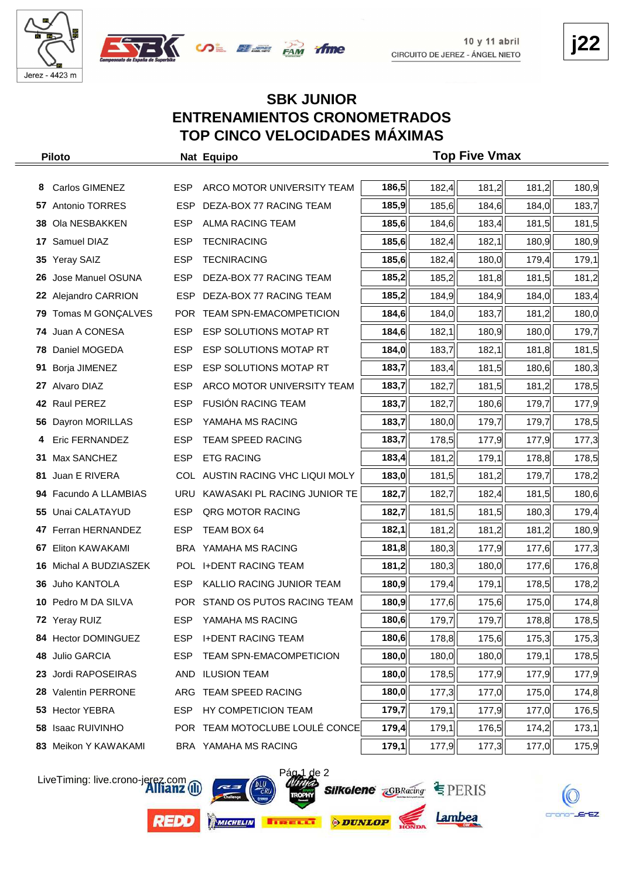10 y 11 abril
CIRCUITO DE JEREZ - ÁNGEL NIETO

Jerez - 4423 m

j22

# SBK JUNIOR
# ENTRENAMIENTOS CRONOMETRADOS
# TOP CINCO VELOCIDADES MÁXIMAS

| | Piloto | Nat | Equipo | Top Five Vmax | | | | |
|---|---|---|---|---|---|---|---|---|
| 8 | Carlos GIMENEZ | ESP | ARCO MOTOR UNIVERSITY TEAM | **186,5** | 182,4 | 181,2 | 181,2 | 180,9 |
| 57 | Antonio TORRES | ESP | DEZA-BOX 77 RACING TEAM | **185,9** | 185,6 | 184,6 | 184,0 | 183,7 |
| 38 | Ola NESBAKKEN | ESP | ALMA RACING TEAM | **185,6** | 184,6 | 183,4 | 181,5 | 181,5 |
| 17 | Samuel DIAZ | ESP | TECNIRACING | **185,6** | 182,4 | 182,1 | 180,9 | 180,9 |
| 35 | Yeray SAIZ | ESP | TECNIRACING | **185,6** | 182,4 | 180,0 | 179,4 | 179,1 |
| 26 | Jose Manuel OSUNA | ESP | DEZA-BOX 77 RACING TEAM | **185,2** | 185,2 | 181,8 | 181,5 | 181,2 |
| 22 | Alejandro CARRION | ESP | DEZA-BOX 77 RACING TEAM | **185,2** | 184,9 | 184,9 | 184,0 | 183,4 |
| 79 | Tomas M GONÇALVES | POR | TEAM SPN-EMACOMPETICION | **184,6** | 184,0 | 183,7 | 181,2 | 180,0 |
| 74 | Juan A CONESA | ESP | ESP SOLUTIONS MOTAP RT | **184,6** | 182,1 | 180,9 | 180,0 | 179,7 |
| 78 | Daniel MOGEDA | ESP | ESP SOLUTIONS MOTAP RT | **184,0** | 183,7 | 182,1 | 181,8 | 181,5 |
| 91 | Borja JIMENEZ | ESP | ESP SOLUTIONS MOTAP RT | **183,7** | 183,4 | 181,5 | 180,6 | 180,3 |
| 27 | Alvaro DIAZ | ESP | ARCO MOTOR UNIVERSITY TEAM | **183,7** | 182,7 | 181,5 | 181,2 | 178,5 |
| 42 | Raul PEREZ | ESP | FUSIÓN RACING TEAM | **183,7** | 182,7 | 180,6 | 179,7 | 177,9 |
| 56 | Dayron MORILLAS | ESP | YAMAHA MS RACING | **183,7** | 180,0 | 179,7 | 179,7 | 178,5 |
| 4 | Eric FERNANDEZ | ESP | TEAM SPEED RACING | **183,7** | 178,5 | 177,9 | 177,9 | 177,3 |
| 31 | Max SANCHEZ | ESP | ETG RACING | **183,4** | 181,2 | 179,1 | 178,8 | 178,5 |
| 81 | Juan E RIVERA | COL | AUSTIN RACING VHC LIQUI MOLY | **183,0** | 181,5 | 181,2 | 179,7 | 178,2 |
| 94 | Facundo A LLAMBIAS | URU | KAWASAKI PL RACING JUNIOR TE | **182,7** | 182,7 | 182,4 | 181,5 | 180,6 |
| 55 | Unai CALATAYUD | ESP | QRG MOTOR RACING | **182,7** | 181,5 | 181,5 | 180,3 | 179,4 |
| 47 | Ferran HERNANDEZ | ESP | TEAM BOX 64 | **182,1** | 181,2 | 181,2 | 181,2 | 180,9 |
| 67 | Eliton KAWAKAMI | BRA | YAMAHA MS RACING | **181,8** | 180,3 | 177,9 | 177,6 | 177,3 |
| 16 | Michal A BUDZIASZEK | POL | I+DENT RACING TEAM | **181,2** | 180,3 | 180,0 | 177,6 | 176,8 |
| 36 | Juho KANTOLA | ESP | KALLIO RACING JUNIOR TEAM | **180,9** | 179,4 | 179,1 | 178,5 | 178,2 |
| 10 | Pedro M DA SILVA | POR | STAND OS PUTOS RACING TEAM | **180,9** | 177,6 | 175,6 | 175,0 | 174,8 |
| 72 | Yeray RUIZ | ESP | YAMAHA MS RACING | **180,6** | 179,7 | 179,7 | 178,8 | 178,5 |
| 84 | Hector DOMINGUEZ | ESP | I+DENT RACING TEAM | **180,6** | 178,8 | 175,6 | 175,3 | 175,3 |
| 48 | Julio GARCIA | ESP | TEAM SPN-EMACOMPETICION | **180,0** | 180,0 | 180,0 | 179,1 | 178,5 |
| 23 | Jordi RAPOSEIRAS | AND | ILUSION TEAM | **180,0** | 178,5 | 177,9 | 177,9 | 177,9 |
| 28 | Valentin PERRONE | ARG | TEAM SPEED RACING | **180,0** | 177,3 | 177,0 | 175,0 | 174,8 |
| 53 | Hector YEBRA | ESP | HY COMPETICION TEAM | **179,7** | 179,1 | 177,9 | 177,0 | 176,5 |
| 58 | Isaac RUIVINHO | POR | TEAM MOTOCLUBE LOULÉ CONCE | **179,4** | 179,1 | 176,5 | 174,2 | 173,1 |
| 83 | Meikon Y KAWAKAMI | BRA | YAMAHA MS RACING | **179,1** | 177,9 | 177,3 | 177,0 | 175,9 |

LiveTiming: live.crono-jerez.com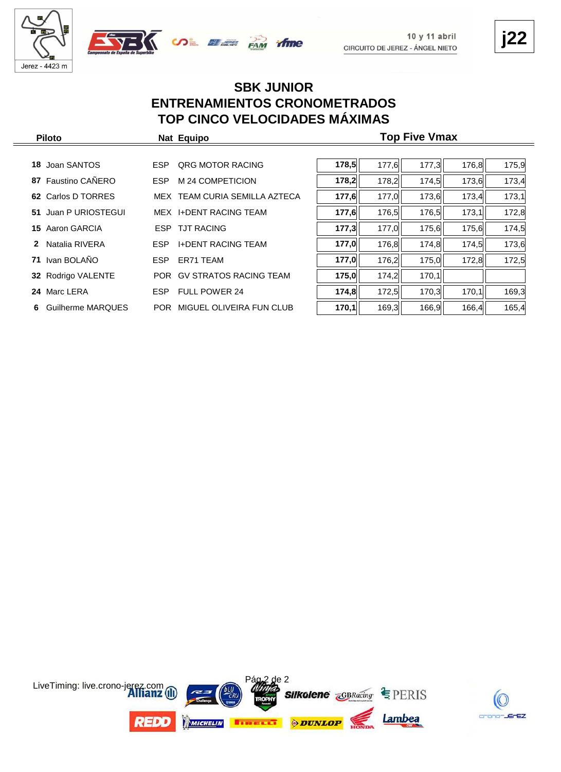# SBK JUNIOR
## ENTRENAMIENTOS CRONOMETRADOS
## TOP CINCO VELOCIDADES MÁXIMAS

| Piloto | | Nat | Equipo | Top Five Vmax | | | | |
|---|---|---|---|---|---|---|---|---|
| **18** | Joan SANTOS | ESP | QRG MOTOR RACING | **178,5** | 177,6 | 177,3 | 176,8 | 175,9 |
| **87** | Faustino CAÑERO | ESP | M 24 COMPETICION | **178,2** | 178,2 | 174,5 | 173,6 | 173,4 |
| **62** | Carlos D TORRES | MEX | TEAM CURIA SEMILLA AZTECA | **177,6** | 177,0 | 173,6 | 173,4 | 173,1 |
| **51** | Juan P URIOSTEGUI | MEX | I+DENT RACING TEAM | **177,6** | 176,5 | 176,5 | 173,1 | 172,8 |
| **15** | Aaron GARCIA | ESP | TJT RACING | **177,3** | 177,0 | 175,6 | 175,6 | 174,5 |
| **2** | Natalia RIVERA | ESP | I+DENT RACING TEAM | **177,0** | 176,8 | 174,8 | 174,5 | 173,6 |
| **71** | Ivan BOLAÑO | ESP | ER71 TEAM | **177,0** | 176,2 | 175,0 | 172,8 | 172,5 |
| **32** | Rodrigo VALENTE | POR | GV STRATOS RACING TEAM | **175,0** | 174,2 | 170,1 | | |
| **24** | Marc LERA | ESP | FULL POWER 24 | **174,8** | 172,5 | 170,3 | 170,1 | 169,3 |
| **6** | Guilherme MARQUES | POR | MIGUEL OLIVEIRA FUN CLUB | **170,1** | 169,3 | 166,9 | 166,4 | 165,4 |

LiveTiming: live.crono-jerez.com